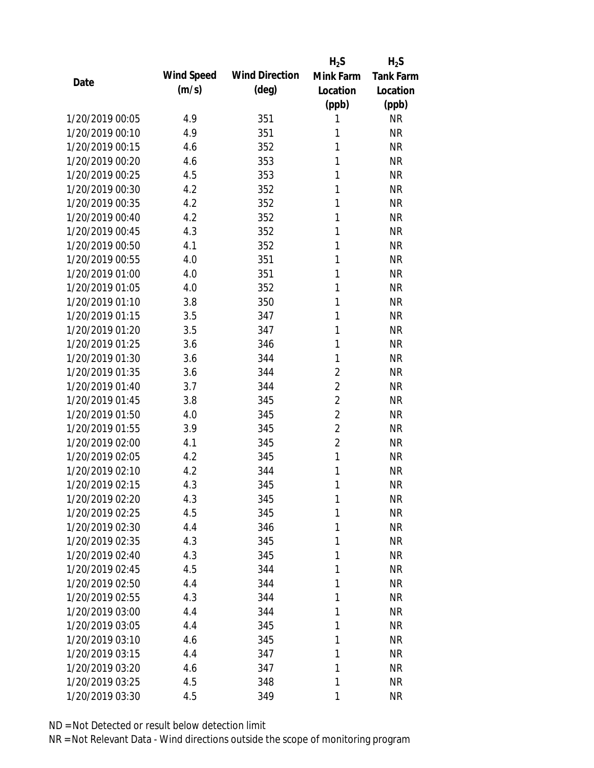| Date | Wind Speed (m/s) | Wind Direction (deg) | $H_2S$ Mink Farm Location (ppb) | $H_2S$ Tank Farm Location (ppb) |
|---|---|---|---|---|
| 1/20/2019 00:05 | 4.9 | 351 | 1 | NR |
| 1/20/2019 00:10 | 4.9 | 351 | 1 | NR |
| 1/20/2019 00:15 | 4.6 | 352 | 1 | NR |
| 1/20/2019 00:20 | 4.6 | 353 | 1 | NR |
| 1/20/2019 00:25 | 4.5 | 353 | 1 | NR |
| 1/20/2019 00:30 | 4.2 | 352 | 1 | NR |
| 1/20/2019 00:35 | 4.2 | 352 | 1 | NR |
| 1/20/2019 00:40 | 4.2 | 352 | 1 | NR |
| 1/20/2019 00:45 | 4.3 | 352 | 1 | NR |
| 1/20/2019 00:50 | 4.1 | 352 | 1 | NR |
| 1/20/2019 00:55 | 4.0 | 351 | 1 | NR |
| 1/20/2019 01:00 | 4.0 | 351 | 1 | NR |
| 1/20/2019 01:05 | 4.0 | 352 | 1 | NR |
| 1/20/2019 01:10 | 3.8 | 350 | 1 | NR |
| 1/20/2019 01:15 | 3.5 | 347 | 1 | NR |
| 1/20/2019 01:20 | 3.5 | 347 | 1 | NR |
| 1/20/2019 01:25 | 3.6 | 346 | 1 | NR |
| 1/20/2019 01:30 | 3.6 | 344 | 1 | NR |
| 1/20/2019 01:35 | 3.6 | 344 | 2 | NR |
| 1/20/2019 01:40 | 3.7 | 344 | 2 | NR |
| 1/20/2019 01:45 | 3.8 | 345 | 2 | NR |
| 1/20/2019 01:50 | 4.0 | 345 | 2 | NR |
| 1/20/2019 01:55 | 3.9 | 345 | 2 | NR |
| 1/20/2019 02:00 | 4.1 | 345 | 2 | NR |
| 1/20/2019 02:05 | 4.2 | 345 | 1 | NR |
| 1/20/2019 02:10 | 4.2 | 344 | 1 | NR |
| 1/20/2019 02:15 | 4.3 | 345 | 1 | NR |
| 1/20/2019 02:20 | 4.3 | 345 | 1 | NR |
| 1/20/2019 02:25 | 4.5 | 345 | 1 | NR |
| 1/20/2019 02:30 | 4.4 | 346 | 1 | NR |
| 1/20/2019 02:35 | 4.3 | 345 | 1 | NR |
| 1/20/2019 02:40 | 4.3 | 345 | 1 | NR |
| 1/20/2019 02:45 | 4.5 | 344 | 1 | NR |
| 1/20/2019 02:50 | 4.4 | 344 | 1 | NR |
| 1/20/2019 02:55 | 4.3 | 344 | 1 | NR |
| 1/20/2019 03:00 | 4.4 | 344 | 1 | NR |
| 1/20/2019 03:05 | 4.4 | 345 | 1 | NR |
| 1/20/2019 03:10 | 4.6 | 345 | 1 | NR |
| 1/20/2019 03:15 | 4.4 | 347 | 1 | NR |
| 1/20/2019 03:20 | 4.6 | 347 | 1 | NR |
| 1/20/2019 03:25 | 4.5 | 348 | 1 | NR |
| 1/20/2019 03:30 | 4.5 | 349 | 1 | NR |

ND = Not Detected or result below detection limit

NR = Not Relevant Data - Wind directions outside the scope of monitoring program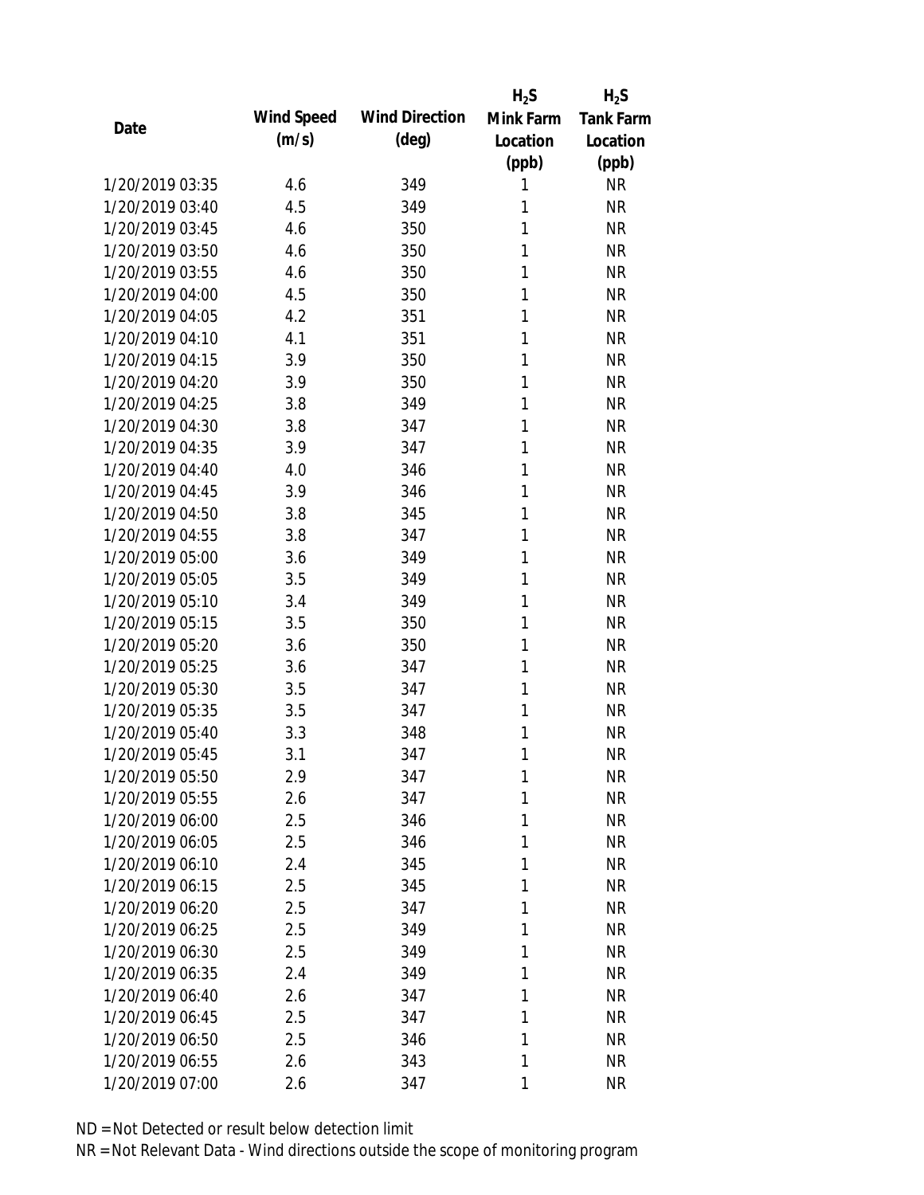| Date | Wind Speed (m/s) | Wind Direction (deg) | $H_2S$ Mink Farm Location (ppb) | $H_2S$ Tank Farm Location (ppb) |
|---|---|---|---|---|
| 1/20/2019 03:35 | 4.6 | 349 | 1 | NR |
| 1/20/2019 03:40 | 4.5 | 349 | 1 | NR |
| 1/20/2019 03:45 | 4.6 | 350 | 1 | NR |
| 1/20/2019 03:50 | 4.6 | 350 | 1 | NR |
| 1/20/2019 03:55 | 4.6 | 350 | 1 | NR |
| 1/20/2019 04:00 | 4.5 | 350 | 1 | NR |
| 1/20/2019 04:05 | 4.2 | 351 | 1 | NR |
| 1/20/2019 04:10 | 4.1 | 351 | 1 | NR |
| 1/20/2019 04:15 | 3.9 | 350 | 1 | NR |
| 1/20/2019 04:20 | 3.9 | 350 | 1 | NR |
| 1/20/2019 04:25 | 3.8 | 349 | 1 | NR |
| 1/20/2019 04:30 | 3.8 | 347 | 1 | NR |
| 1/20/2019 04:35 | 3.9 | 347 | 1 | NR |
| 1/20/2019 04:40 | 4.0 | 346 | 1 | NR |
| 1/20/2019 04:45 | 3.9 | 346 | 1 | NR |
| 1/20/2019 04:50 | 3.8 | 345 | 1 | NR |
| 1/20/2019 04:55 | 3.8 | 347 | 1 | NR |
| 1/20/2019 05:00 | 3.6 | 349 | 1 | NR |
| 1/20/2019 05:05 | 3.5 | 349 | 1 | NR |
| 1/20/2019 05:10 | 3.4 | 349 | 1 | NR |
| 1/20/2019 05:15 | 3.5 | 350 | 1 | NR |
| 1/20/2019 05:20 | 3.6 | 350 | 1 | NR |
| 1/20/2019 05:25 | 3.6 | 347 | 1 | NR |
| 1/20/2019 05:30 | 3.5 | 347 | 1 | NR |
| 1/20/2019 05:35 | 3.5 | 347 | 1 | NR |
| 1/20/2019 05:40 | 3.3 | 348 | 1 | NR |
| 1/20/2019 05:45 | 3.1 | 347 | 1 | NR |
| 1/20/2019 05:50 | 2.9 | 347 | 1 | NR |
| 1/20/2019 05:55 | 2.6 | 347 | 1 | NR |
| 1/20/2019 06:00 | 2.5 | 346 | 1 | NR |
| 1/20/2019 06:05 | 2.5 | 346 | 1 | NR |
| 1/20/2019 06:10 | 2.4 | 345 | 1 | NR |
| 1/20/2019 06:15 | 2.5 | 345 | 1 | NR |
| 1/20/2019 06:20 | 2.5 | 347 | 1 | NR |
| 1/20/2019 06:25 | 2.5 | 349 | 1 | NR |
| 1/20/2019 06:30 | 2.5 | 349 | 1 | NR |
| 1/20/2019 06:35 | 2.4 | 349 | 1 | NR |
| 1/20/2019 06:40 | 2.6 | 347 | 1 | NR |
| 1/20/2019 06:45 | 2.5 | 347 | 1 | NR |
| 1/20/2019 06:50 | 2.5 | 346 | 1 | NR |
| 1/20/2019 06:55 | 2.6 | 343 | 1 | NR |
| 1/20/2019 07:00 | 2.6 | 347 | 1 | NR |

ND = Not Detected or result below detection limit

NR = Not Relevant Data - Wind directions outside the scope of monitoring program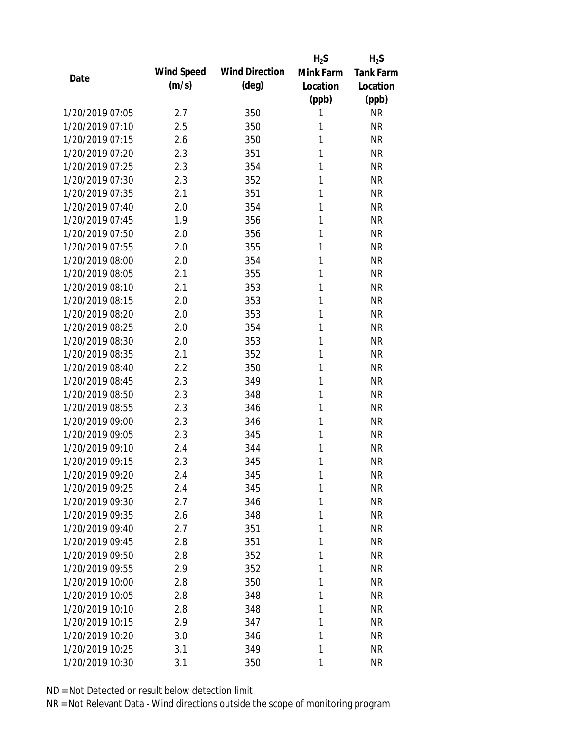| Date | Wind Speed (m/s) | Wind Direction (deg) | $H_2S$ Mink Farm Location (ppb) | $H_2S$ Tank Farm Location (ppb) |
|---|---|---|---|---|
| 1/20/2019 07:05 | 2.7 | 350 | 1 | NR |
| 1/20/2019 07:10 | 2.5 | 350 | 1 | NR |
| 1/20/2019 07:15 | 2.6 | 350 | 1 | NR |
| 1/20/2019 07:20 | 2.3 | 351 | 1 | NR |
| 1/20/2019 07:25 | 2.3 | 354 | 1 | NR |
| 1/20/2019 07:30 | 2.3 | 352 | 1 | NR |
| 1/20/2019 07:35 | 2.1 | 351 | 1 | NR |
| 1/20/2019 07:40 | 2.0 | 354 | 1 | NR |
| 1/20/2019 07:45 | 1.9 | 356 | 1 | NR |
| 1/20/2019 07:50 | 2.0 | 356 | 1 | NR |
| 1/20/2019 07:55 | 2.0 | 355 | 1 | NR |
| 1/20/2019 08:00 | 2.0 | 354 | 1 | NR |
| 1/20/2019 08:05 | 2.1 | 355 | 1 | NR |
| 1/20/2019 08:10 | 2.1 | 353 | 1 | NR |
| 1/20/2019 08:15 | 2.0 | 353 | 1 | NR |
| 1/20/2019 08:20 | 2.0 | 353 | 1 | NR |
| 1/20/2019 08:25 | 2.0 | 354 | 1 | NR |
| 1/20/2019 08:30 | 2.0 | 353 | 1 | NR |
| 1/20/2019 08:35 | 2.1 | 352 | 1 | NR |
| 1/20/2019 08:40 | 2.2 | 350 | 1 | NR |
| 1/20/2019 08:45 | 2.3 | 349 | 1 | NR |
| 1/20/2019 08:50 | 2.3 | 348 | 1 | NR |
| 1/20/2019 08:55 | 2.3 | 346 | 1 | NR |
| 1/20/2019 09:00 | 2.3 | 346 | 1 | NR |
| 1/20/2019 09:05 | 2.3 | 345 | 1 | NR |
| 1/20/2019 09:10 | 2.4 | 344 | 1 | NR |
| 1/20/2019 09:15 | 2.3 | 345 | 1 | NR |
| 1/20/2019 09:20 | 2.4 | 345 | 1 | NR |
| 1/20/2019 09:25 | 2.4 | 345 | 1 | NR |
| 1/20/2019 09:30 | 2.7 | 346 | 1 | NR |
| 1/20/2019 09:35 | 2.6 | 348 | 1 | NR |
| 1/20/2019 09:40 | 2.7 | 351 | 1 | NR |
| 1/20/2019 09:45 | 2.8 | 351 | 1 | NR |
| 1/20/2019 09:50 | 2.8 | 352 | 1 | NR |
| 1/20/2019 09:55 | 2.9 | 352 | 1 | NR |
| 1/20/2019 10:00 | 2.8 | 350 | 1 | NR |
| 1/20/2019 10:05 | 2.8 | 348 | 1 | NR |
| 1/20/2019 10:10 | 2.8 | 348 | 1 | NR |
| 1/20/2019 10:15 | 2.9 | 347 | 1 | NR |
| 1/20/2019 10:20 | 3.0 | 346 | 1 | NR |
| 1/20/2019 10:25 | 3.1 | 349 | 1 | NR |
| 1/20/2019 10:30 | 3.1 | 350 | 1 | NR |

ND = Not Detected or result below detection limit

NR = Not Relevant Data - Wind directions outside the scope of monitoring program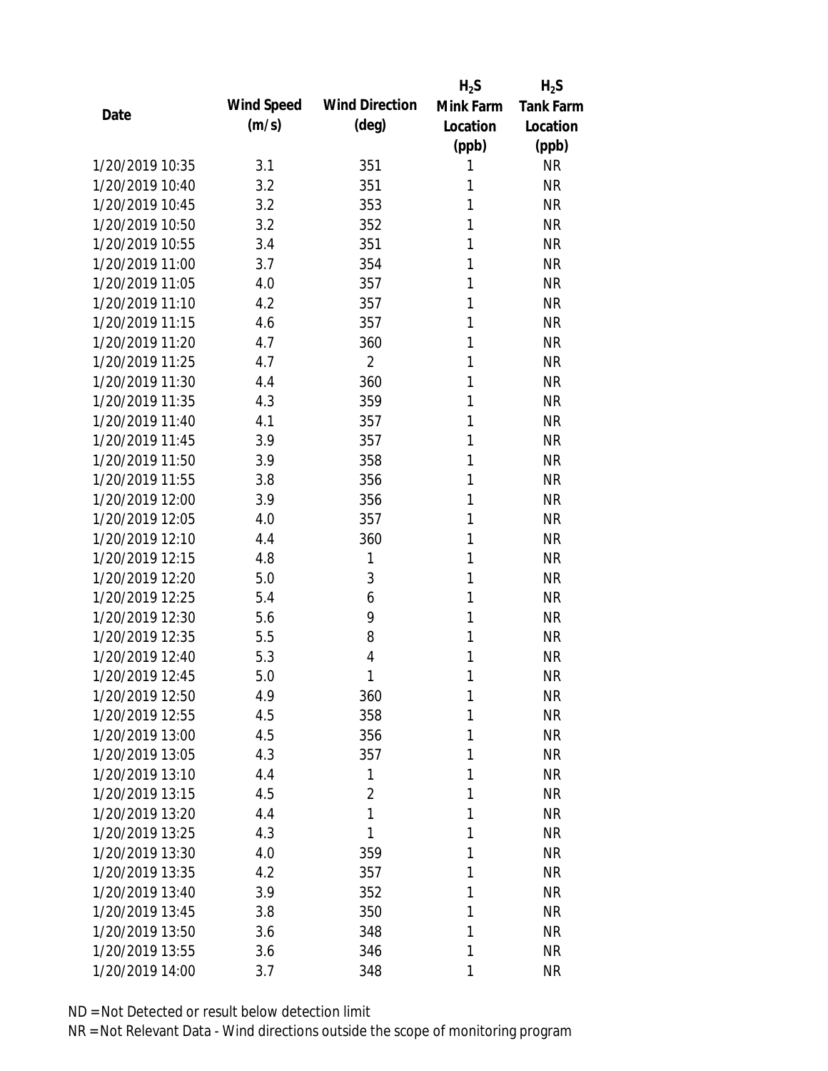| Date | Wind Speed (m/s) | Wind Direction (deg) | $H_2S$ Mink Farm Location (ppb) | $H_2S$ Tank Farm Location (ppb) |
|---|---|---|---|---|
| 1/20/2019 10:35 | 3.1 | 351 | 1 | NR |
| 1/20/2019 10:40 | 3.2 | 351 | 1 | NR |
| 1/20/2019 10:45 | 3.2 | 353 | 1 | NR |
| 1/20/2019 10:50 | 3.2 | 352 | 1 | NR |
| 1/20/2019 10:55 | 3.4 | 351 | 1 | NR |
| 1/20/2019 11:00 | 3.7 | 354 | 1 | NR |
| 1/20/2019 11:05 | 4.0 | 357 | 1 | NR |
| 1/20/2019 11:10 | 4.2 | 357 | 1 | NR |
| 1/20/2019 11:15 | 4.6 | 357 | 1 | NR |
| 1/20/2019 11:20 | 4.7 | 360 | 1 | NR |
| 1/20/2019 11:25 | 4.7 | 2 | 1 | NR |
| 1/20/2019 11:30 | 4.4 | 360 | 1 | NR |
| 1/20/2019 11:35 | 4.3 | 359 | 1 | NR |
| 1/20/2019 11:40 | 4.1 | 357 | 1 | NR |
| 1/20/2019 11:45 | 3.9 | 357 | 1 | NR |
| 1/20/2019 11:50 | 3.9 | 358 | 1 | NR |
| 1/20/2019 11:55 | 3.8 | 356 | 1 | NR |
| 1/20/2019 12:00 | 3.9 | 356 | 1 | NR |
| 1/20/2019 12:05 | 4.0 | 357 | 1 | NR |
| 1/20/2019 12:10 | 4.4 | 360 | 1 | NR |
| 1/20/2019 12:15 | 4.8 | 1 | 1 | NR |
| 1/20/2019 12:20 | 5.0 | 3 | 1 | NR |
| 1/20/2019 12:25 | 5.4 | 6 | 1 | NR |
| 1/20/2019 12:30 | 5.6 | 9 | 1 | NR |
| 1/20/2019 12:35 | 5.5 | 8 | 1 | NR |
| 1/20/2019 12:40 | 5.3 | 4 | 1 | NR |
| 1/20/2019 12:45 | 5.0 | 1 | 1 | NR |
| 1/20/2019 12:50 | 4.9 | 360 | 1 | NR |
| 1/20/2019 12:55 | 4.5 | 358 | 1 | NR |
| 1/20/2019 13:00 | 4.5 | 356 | 1 | NR |
| 1/20/2019 13:05 | 4.3 | 357 | 1 | NR |
| 1/20/2019 13:10 | 4.4 | 1 | 1 | NR |
| 1/20/2019 13:15 | 4.5 | 2 | 1 | NR |
| 1/20/2019 13:20 | 4.4 | 1 | 1 | NR |
| 1/20/2019 13:25 | 4.3 | 1 | 1 | NR |
| 1/20/2019 13:30 | 4.0 | 359 | 1 | NR |
| 1/20/2019 13:35 | 4.2 | 357 | 1 | NR |
| 1/20/2019 13:40 | 3.9 | 352 | 1 | NR |
| 1/20/2019 13:45 | 3.8 | 350 | 1 | NR |
| 1/20/2019 13:50 | 3.6 | 348 | 1 | NR |
| 1/20/2019 13:55 | 3.6 | 346 | 1 | NR |
| 1/20/2019 14:00 | 3.7 | 348 | 1 | NR |

ND = Not Detected or result below detection limit
NR = Not Relevant Data - Wind directions outside the scope of monitoring program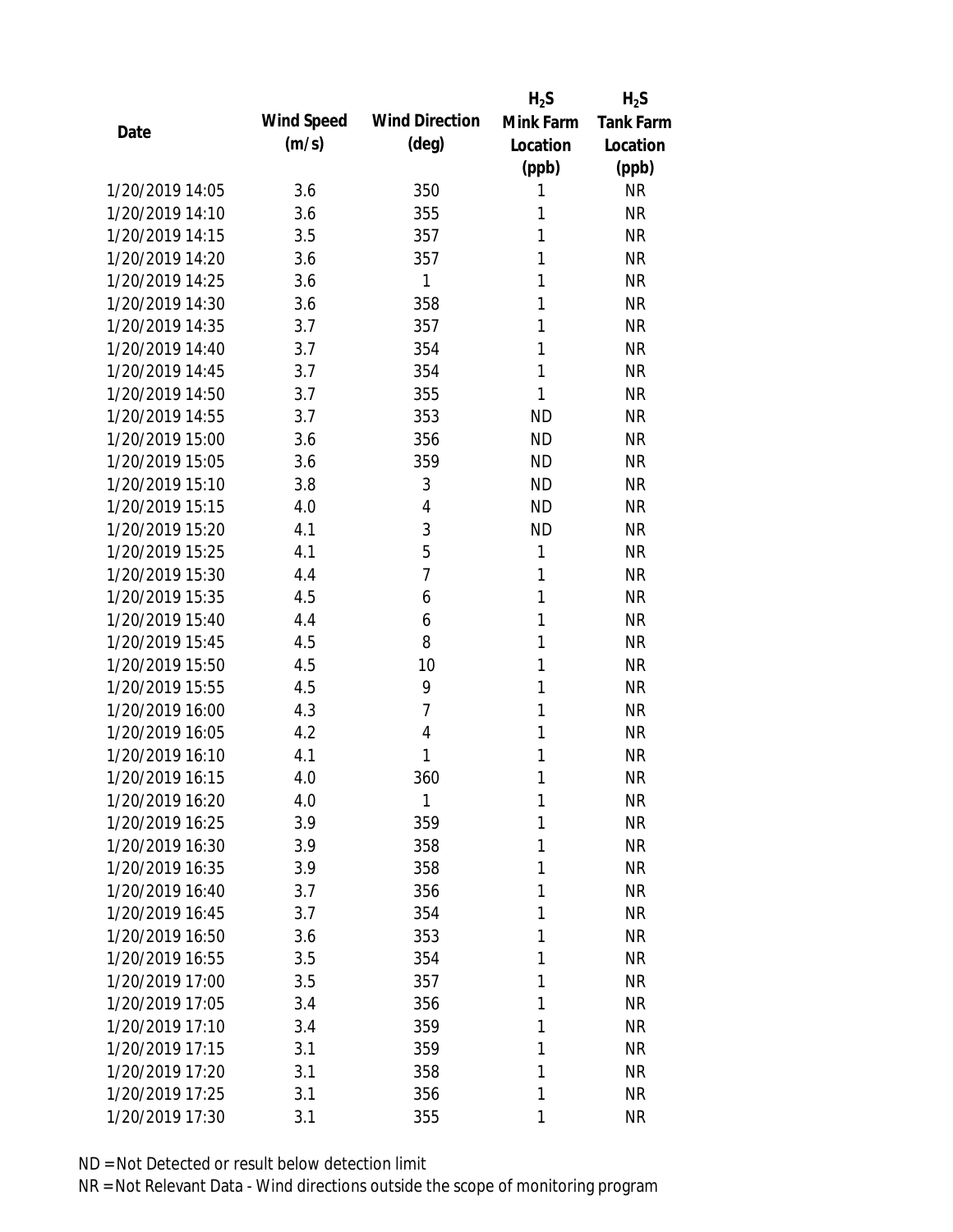| Date | Wind Speed (m/s) | Wind Direction (deg) | $H_2S$ Mink Farm Location (ppb) | $H_2S$ Tank Farm Location (ppb) |
|---|---|---|---|---|
| 1/20/2019 14:05 | 3.6 | 350 | 1 | NR |
| 1/20/2019 14:10 | 3.6 | 355 | 1 | NR |
| 1/20/2019 14:15 | 3.5 | 357 | 1 | NR |
| 1/20/2019 14:20 | 3.6 | 357 | 1 | NR |
| 1/20/2019 14:25 | 3.6 | 1 | 1 | NR |
| 1/20/2019 14:30 | 3.6 | 358 | 1 | NR |
| 1/20/2019 14:35 | 3.7 | 357 | 1 | NR |
| 1/20/2019 14:40 | 3.7 | 354 | 1 | NR |
| 1/20/2019 14:45 | 3.7 | 354 | 1 | NR |
| 1/20/2019 14:50 | 3.7 | 355 | 1 | NR |
| 1/20/2019 14:55 | 3.7 | 353 | ND | NR |
| 1/20/2019 15:00 | 3.6 | 356 | ND | NR |
| 1/20/2019 15:05 | 3.6 | 359 | ND | NR |
| 1/20/2019 15:10 | 3.8 | 3 | ND | NR |
| 1/20/2019 15:15 | 4.0 | 4 | ND | NR |
| 1/20/2019 15:20 | 4.1 | 3 | ND | NR |
| 1/20/2019 15:25 | 4.1 | 5 | 1 | NR |
| 1/20/2019 15:30 | 4.4 | 7 | 1 | NR |
| 1/20/2019 15:35 | 4.5 | 6 | 1 | NR |
| 1/20/2019 15:40 | 4.4 | 6 | 1 | NR |
| 1/20/2019 15:45 | 4.5 | 8 | 1 | NR |
| 1/20/2019 15:50 | 4.5 | 10 | 1 | NR |
| 1/20/2019 15:55 | 4.5 | 9 | 1 | NR |
| 1/20/2019 16:00 | 4.3 | 7 | 1 | NR |
| 1/20/2019 16:05 | 4.2 | 4 | 1 | NR |
| 1/20/2019 16:10 | 4.1 | 1 | 1 | NR |
| 1/20/2019 16:15 | 4.0 | 360 | 1 | NR |
| 1/20/2019 16:20 | 4.0 | 1 | 1 | NR |
| 1/20/2019 16:25 | 3.9 | 359 | 1 | NR |
| 1/20/2019 16:30 | 3.9 | 358 | 1 | NR |
| 1/20/2019 16:35 | 3.9 | 358 | 1 | NR |
| 1/20/2019 16:40 | 3.7 | 356 | 1 | NR |
| 1/20/2019 16:45 | 3.7 | 354 | 1 | NR |
| 1/20/2019 16:50 | 3.6 | 353 | 1 | NR |
| 1/20/2019 16:55 | 3.5 | 354 | 1 | NR |
| 1/20/2019 17:00 | 3.5 | 357 | 1 | NR |
| 1/20/2019 17:05 | 3.4 | 356 | 1 | NR |
| 1/20/2019 17:10 | 3.4 | 359 | 1 | NR |
| 1/20/2019 17:15 | 3.1 | 359 | 1 | NR |
| 1/20/2019 17:20 | 3.1 | 358 | 1 | NR |
| 1/20/2019 17:25 | 3.1 | 356 | 1 | NR |
| 1/20/2019 17:30 | 3.1 | 355 | 1 | NR |

ND = Not Detected or result below detection limit

NR = Not Relevant Data - Wind directions outside the scope of monitoring program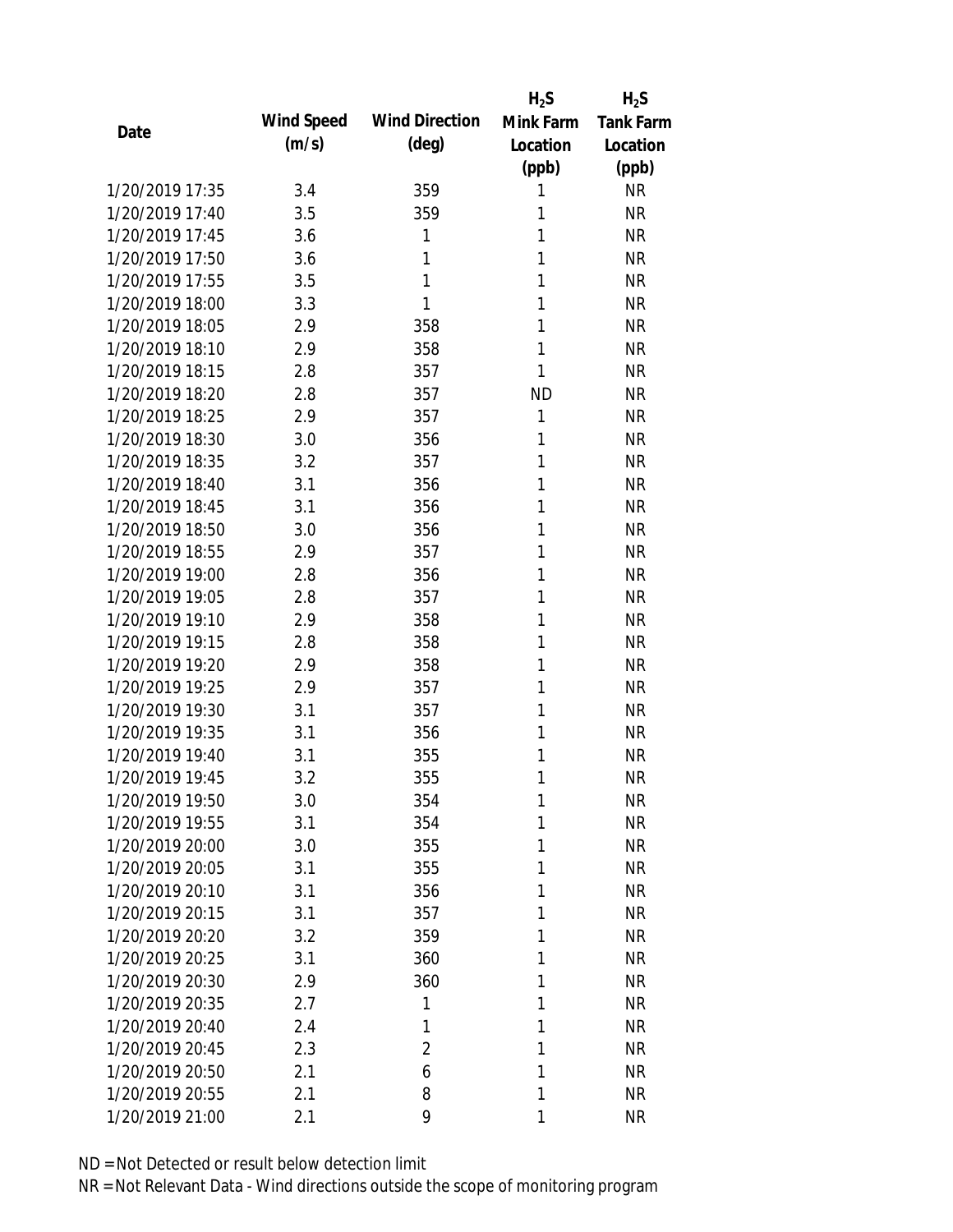| Date | Wind Speed (m/s) | Wind Direction (deg) | $H_2S$ Mink Farm Location (ppb) | $H_2S$ Tank Farm Location (ppb) |
| --- | --- | --- | --- | --- |
| 1/20/2019 17:35 | 3.4 | 359 | 1 | NR |
| 1/20/2019 17:40 | 3.5 | 359 | 1 | NR |
| 1/20/2019 17:45 | 3.6 | 1 | 1 | NR |
| 1/20/2019 17:50 | 3.6 | 1 | 1 | NR |
| 1/20/2019 17:55 | 3.5 | 1 | 1 | NR |
| 1/20/2019 18:00 | 3.3 | 1 | 1 | NR |
| 1/20/2019 18:05 | 2.9 | 358 | 1 | NR |
| 1/20/2019 18:10 | 2.9 | 358 | 1 | NR |
| 1/20/2019 18:15 | 2.8 | 357 | 1 | NR |
| 1/20/2019 18:20 | 2.8 | 357 | ND | NR |
| 1/20/2019 18:25 | 2.9 | 357 | 1 | NR |
| 1/20/2019 18:30 | 3.0 | 356 | 1 | NR |
| 1/20/2019 18:35 | 3.2 | 357 | 1 | NR |
| 1/20/2019 18:40 | 3.1 | 356 | 1 | NR |
| 1/20/2019 18:45 | 3.1 | 356 | 1 | NR |
| 1/20/2019 18:50 | 3.0 | 356 | 1 | NR |
| 1/20/2019 18:55 | 2.9 | 357 | 1 | NR |
| 1/20/2019 19:00 | 2.8 | 356 | 1 | NR |
| 1/20/2019 19:05 | 2.8 | 357 | 1 | NR |
| 1/20/2019 19:10 | 2.9 | 358 | 1 | NR |
| 1/20/2019 19:15 | 2.8 | 358 | 1 | NR |
| 1/20/2019 19:20 | 2.9 | 358 | 1 | NR |
| 1/20/2019 19:25 | 2.9 | 357 | 1 | NR |
| 1/20/2019 19:30 | 3.1 | 357 | 1 | NR |
| 1/20/2019 19:35 | 3.1 | 356 | 1 | NR |
| 1/20/2019 19:40 | 3.1 | 355 | 1 | NR |
| 1/20/2019 19:45 | 3.2 | 355 | 1 | NR |
| 1/20/2019 19:50 | 3.0 | 354 | 1 | NR |
| 1/20/2019 19:55 | 3.1 | 354 | 1 | NR |
| 1/20/2019 20:00 | 3.0 | 355 | 1 | NR |
| 1/20/2019 20:05 | 3.1 | 355 | 1 | NR |
| 1/20/2019 20:10 | 3.1 | 356 | 1 | NR |
| 1/20/2019 20:15 | 3.1 | 357 | 1 | NR |
| 1/20/2019 20:20 | 3.2 | 359 | 1 | NR |
| 1/20/2019 20:25 | 3.1 | 360 | 1 | NR |
| 1/20/2019 20:30 | 2.9 | 360 | 1 | NR |
| 1/20/2019 20:35 | 2.7 | 1 | 1 | NR |
| 1/20/2019 20:40 | 2.4 | 1 | 1 | NR |
| 1/20/2019 20:45 | 2.3 | 2 | 1 | NR |
| 1/20/2019 20:50 | 2.1 | 6 | 1 | NR |
| 1/20/2019 20:55 | 2.1 | 8 | 1 | NR |
| 1/20/2019 21:00 | 2.1 | 9 | 1 | NR |

ND = Not Detected or result below detection limit

NR = Not Relevant Data - Wind directions outside the scope of monitoring program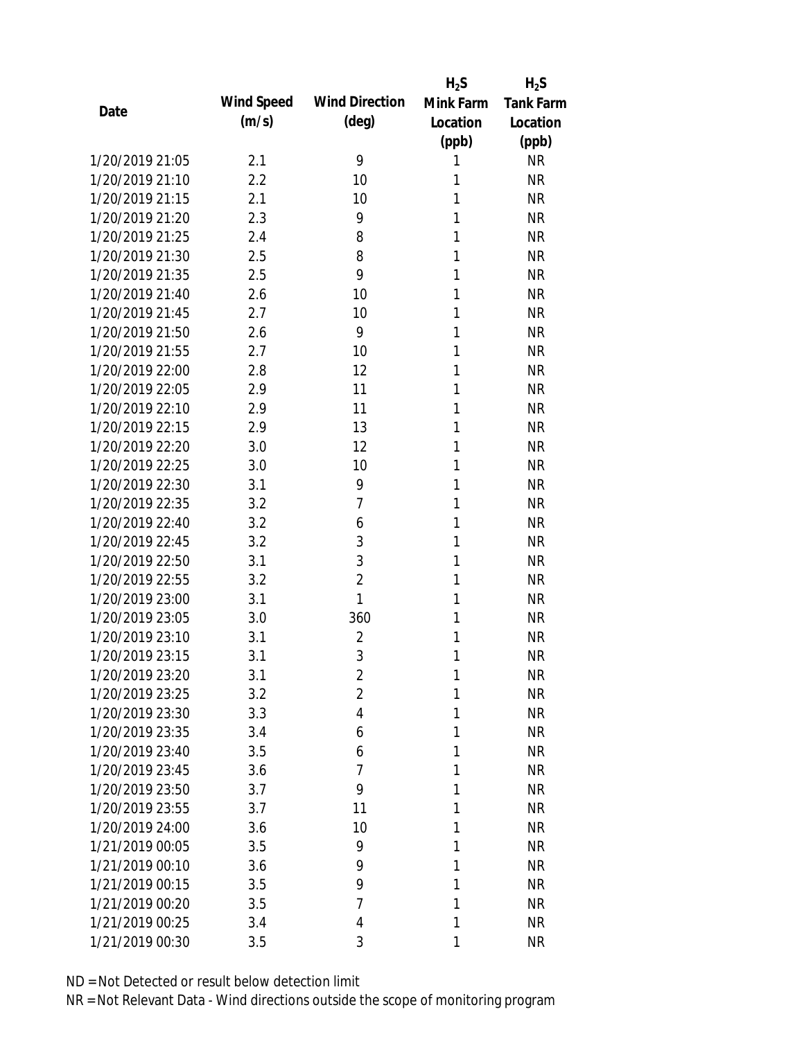| Date | Wind Speed (m/s) | Wind Direction (deg) | $H_2S$ Mink Farm Location (ppb) | $H_2S$ Tank Farm Location (ppb) |
|---|---|---|---|---|
| 1/20/2019 21:05 | 2.1 | 9 | 1 | NR |
| 1/20/2019 21:10 | 2.2 | 10 | 1 | NR |
| 1/20/2019 21:15 | 2.1 | 10 | 1 | NR |
| 1/20/2019 21:20 | 2.3 | 9 | 1 | NR |
| 1/20/2019 21:25 | 2.4 | 8 | 1 | NR |
| 1/20/2019 21:30 | 2.5 | 8 | 1 | NR |
| 1/20/2019 21:35 | 2.5 | 9 | 1 | NR |
| 1/20/2019 21:40 | 2.6 | 10 | 1 | NR |
| 1/20/2019 21:45 | 2.7 | 10 | 1 | NR |
| 1/20/2019 21:50 | 2.6 | 9 | 1 | NR |
| 1/20/2019 21:55 | 2.7 | 10 | 1 | NR |
| 1/20/2019 22:00 | 2.8 | 12 | 1 | NR |
| 1/20/2019 22:05 | 2.9 | 11 | 1 | NR |
| 1/20/2019 22:10 | 2.9 | 11 | 1 | NR |
| 1/20/2019 22:15 | 2.9 | 13 | 1 | NR |
| 1/20/2019 22:20 | 3.0 | 12 | 1 | NR |
| 1/20/2019 22:25 | 3.0 | 10 | 1 | NR |
| 1/20/2019 22:30 | 3.1 | 9 | 1 | NR |
| 1/20/2019 22:35 | 3.2 | 7 | 1 | NR |
| 1/20/2019 22:40 | 3.2 | 6 | 1 | NR |
| 1/20/2019 22:45 | 3.2 | 3 | 1 | NR |
| 1/20/2019 22:50 | 3.1 | 3 | 1 | NR |
| 1/20/2019 22:55 | 3.2 | 2 | 1 | NR |
| 1/20/2019 23:00 | 3.1 | 1 | 1 | NR |
| 1/20/2019 23:05 | 3.0 | 360 | 1 | NR |
| 1/20/2019 23:10 | 3.1 | 2 | 1 | NR |
| 1/20/2019 23:15 | 3.1 | 3 | 1 | NR |
| 1/20/2019 23:20 | 3.1 | 2 | 1 | NR |
| 1/20/2019 23:25 | 3.2 | 2 | 1 | NR |
| 1/20/2019 23:30 | 3.3 | 4 | 1 | NR |
| 1/20/2019 23:35 | 3.4 | 6 | 1 | NR |
| 1/20/2019 23:40 | 3.5 | 6 | 1 | NR |
| 1/20/2019 23:45 | 3.6 | 7 | 1 | NR |
| 1/20/2019 23:50 | 3.7 | 9 | 1 | NR |
| 1/20/2019 23:55 | 3.7 | 11 | 1 | NR |
| 1/20/2019 24:00 | 3.6 | 10 | 1 | NR |
| 1/21/2019 00:05 | 3.5 | 9 | 1 | NR |
| 1/21/2019 00:10 | 3.6 | 9 | 1 | NR |
| 1/21/2019 00:15 | 3.5 | 9 | 1 | NR |
| 1/21/2019 00:20 | 3.5 | 7 | 1 | NR |
| 1/21/2019 00:25 | 3.4 | 4 | 1 | NR |
| 1/21/2019 00:30 | 3.5 | 3 | 1 | NR |

ND = Not Detected or result below detection limit

NR = Not Relevant Data - Wind directions outside the scope of monitoring program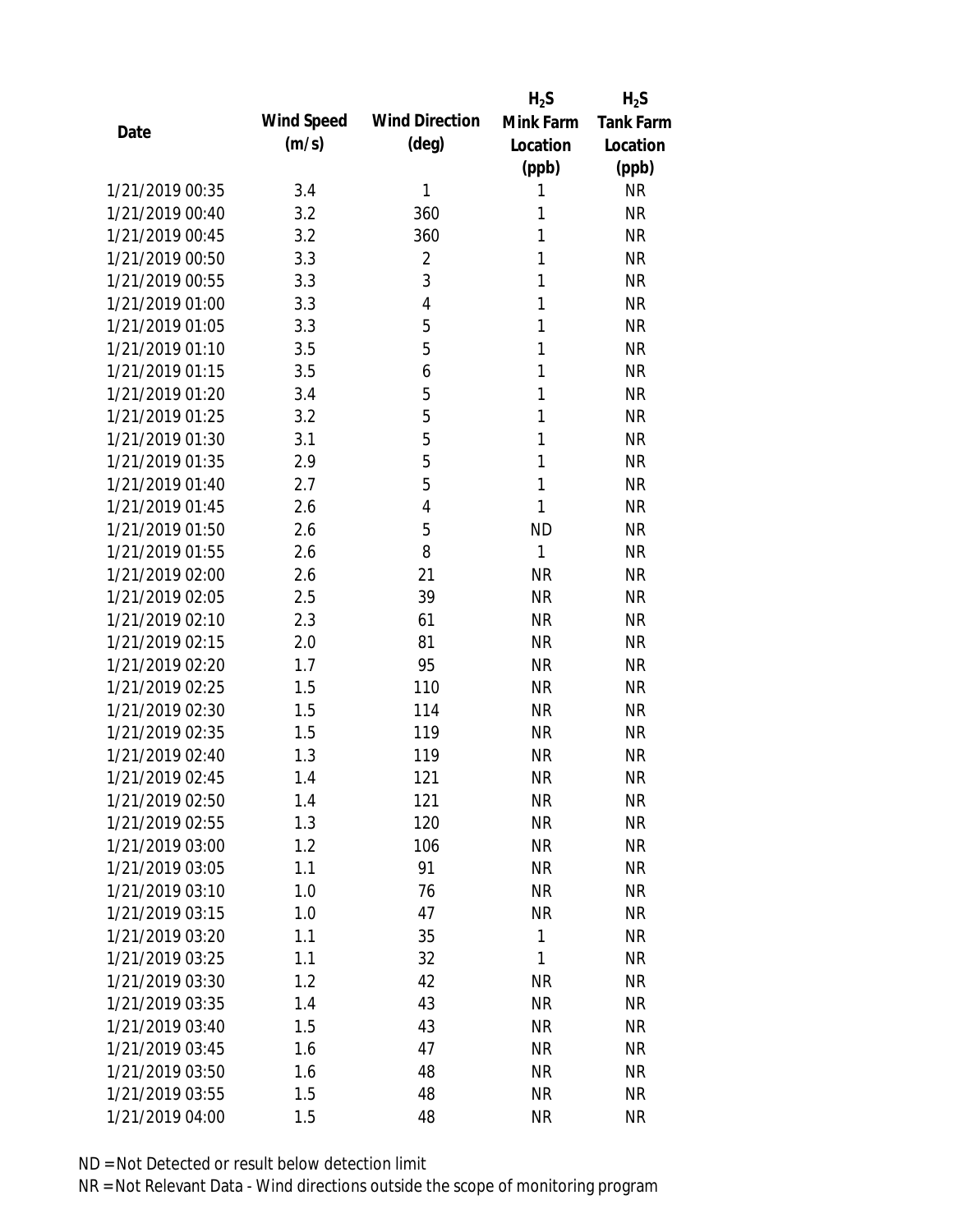| Date | Wind Speed (m/s) | Wind Direction (deg) | $H_2S$ Mink Farm Location (ppb) | $H_2S$ Tank Farm Location (ppb) |
|---|---|---|---|---|
| 1/21/2019 00:35 | 3.4 | 1 | 1 | NR |
| 1/21/2019 00:40 | 3.2 | 360 | 1 | NR |
| 1/21/2019 00:45 | 3.2 | 360 | 1 | NR |
| 1/21/2019 00:50 | 3.3 | 2 | 1 | NR |
| 1/21/2019 00:55 | 3.3 | 3 | 1 | NR |
| 1/21/2019 01:00 | 3.3 | 4 | 1 | NR |
| 1/21/2019 01:05 | 3.3 | 5 | 1 | NR |
| 1/21/2019 01:10 | 3.5 | 5 | 1 | NR |
| 1/21/2019 01:15 | 3.5 | 6 | 1 | NR |
| 1/21/2019 01:20 | 3.4 | 5 | 1 | NR |
| 1/21/2019 01:25 | 3.2 | 5 | 1 | NR |
| 1/21/2019 01:30 | 3.1 | 5 | 1 | NR |
| 1/21/2019 01:35 | 2.9 | 5 | 1 | NR |
| 1/21/2019 01:40 | 2.7 | 5 | 1 | NR |
| 1/21/2019 01:45 | 2.6 | 4 | 1 | NR |
| 1/21/2019 01:50 | 2.6 | 5 | ND | NR |
| 1/21/2019 01:55 | 2.6 | 8 | 1 | NR |
| 1/21/2019 02:00 | 2.6 | 21 | NR | NR |
| 1/21/2019 02:05 | 2.5 | 39 | NR | NR |
| 1/21/2019 02:10 | 2.3 | 61 | NR | NR |
| 1/21/2019 02:15 | 2.0 | 81 | NR | NR |
| 1/21/2019 02:20 | 1.7 | 95 | NR | NR |
| 1/21/2019 02:25 | 1.5 | 110 | NR | NR |
| 1/21/2019 02:30 | 1.5 | 114 | NR | NR |
| 1/21/2019 02:35 | 1.5 | 119 | NR | NR |
| 1/21/2019 02:40 | 1.3 | 119 | NR | NR |
| 1/21/2019 02:45 | 1.4 | 121 | NR | NR |
| 1/21/2019 02:50 | 1.4 | 121 | NR | NR |
| 1/21/2019 02:55 | 1.3 | 120 | NR | NR |
| 1/21/2019 03:00 | 1.2 | 106 | NR | NR |
| 1/21/2019 03:05 | 1.1 | 91 | NR | NR |
| 1/21/2019 03:10 | 1.0 | 76 | NR | NR |
| 1/21/2019 03:15 | 1.0 | 47 | NR | NR |
| 1/21/2019 03:20 | 1.1 | 35 | 1 | NR |
| 1/21/2019 03:25 | 1.1 | 32 | 1 | NR |
| 1/21/2019 03:30 | 1.2 | 42 | NR | NR |
| 1/21/2019 03:35 | 1.4 | 43 | NR | NR |
| 1/21/2019 03:40 | 1.5 | 43 | NR | NR |
| 1/21/2019 03:45 | 1.6 | 47 | NR | NR |
| 1/21/2019 03:50 | 1.6 | 48 | NR | NR |
| 1/21/2019 03:55 | 1.5 | 48 | NR | NR |
| 1/21/2019 04:00 | 1.5 | 48 | NR | NR |

ND = Not Detected or result below detection limit

NR = Not Relevant Data - Wind directions outside the scope of monitoring program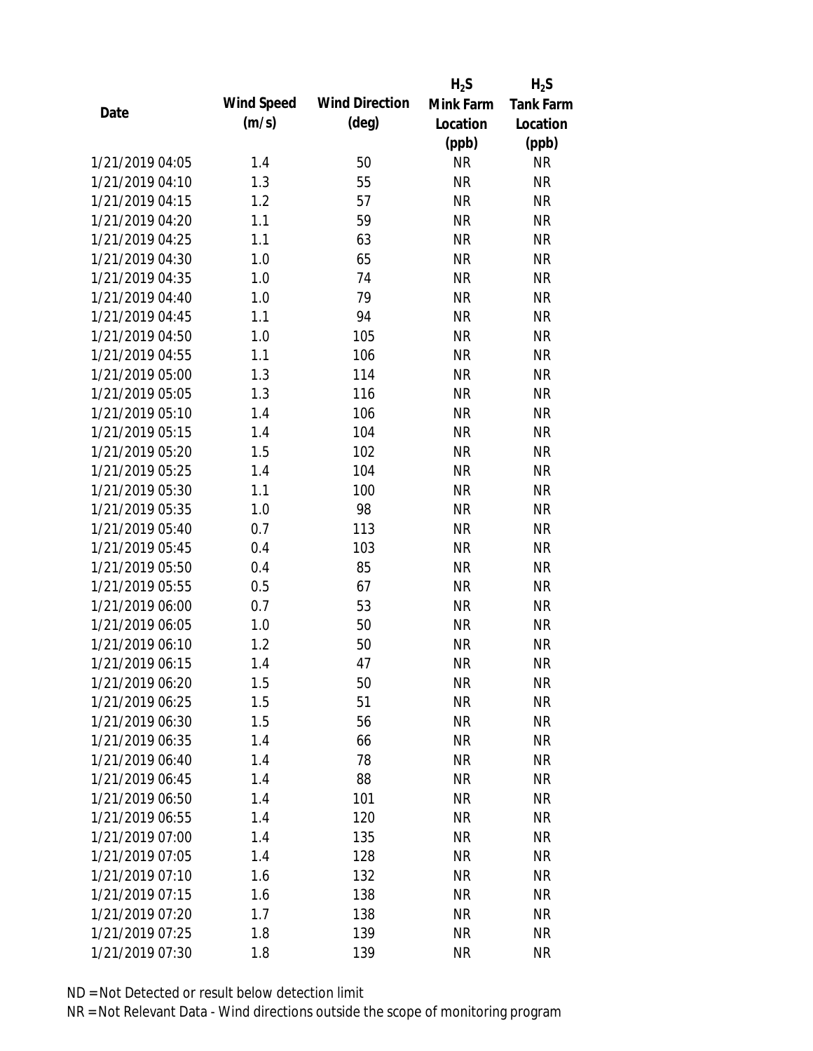| Date | Wind Speed (m/s) | Wind Direction (deg) | $H_2S$ Mink Farm Location (ppb) | $H_2S$ Tank Farm Location (ppb) |
|---|---|---|---|---|
| 1/21/2019 04:05 | 1.4 | 50 | NR | NR |
| 1/21/2019 04:10 | 1.3 | 55 | NR | NR |
| 1/21/2019 04:15 | 1.2 | 57 | NR | NR |
| 1/21/2019 04:20 | 1.1 | 59 | NR | NR |
| 1/21/2019 04:25 | 1.1 | 63 | NR | NR |
| 1/21/2019 04:30 | 1.0 | 65 | NR | NR |
| 1/21/2019 04:35 | 1.0 | 74 | NR | NR |
| 1/21/2019 04:40 | 1.0 | 79 | NR | NR |
| 1/21/2019 04:45 | 1.1 | 94 | NR | NR |
| 1/21/2019 04:50 | 1.0 | 105 | NR | NR |
| 1/21/2019 04:55 | 1.1 | 106 | NR | NR |
| 1/21/2019 05:00 | 1.3 | 114 | NR | NR |
| 1/21/2019 05:05 | 1.3 | 116 | NR | NR |
| 1/21/2019 05:10 | 1.4 | 106 | NR | NR |
| 1/21/2019 05:15 | 1.4 | 104 | NR | NR |
| 1/21/2019 05:20 | 1.5 | 102 | NR | NR |
| 1/21/2019 05:25 | 1.4 | 104 | NR | NR |
| 1/21/2019 05:30 | 1.1 | 100 | NR | NR |
| 1/21/2019 05:35 | 1.0 | 98 | NR | NR |
| 1/21/2019 05:40 | 0.7 | 113 | NR | NR |
| 1/21/2019 05:45 | 0.4 | 103 | NR | NR |
| 1/21/2019 05:50 | 0.4 | 85 | NR | NR |
| 1/21/2019 05:55 | 0.5 | 67 | NR | NR |
| 1/21/2019 06:00 | 0.7 | 53 | NR | NR |
| 1/21/2019 06:05 | 1.0 | 50 | NR | NR |
| 1/21/2019 06:10 | 1.2 | 50 | NR | NR |
| 1/21/2019 06:15 | 1.4 | 47 | NR | NR |
| 1/21/2019 06:20 | 1.5 | 50 | NR | NR |
| 1/21/2019 06:25 | 1.5 | 51 | NR | NR |
| 1/21/2019 06:30 | 1.5 | 56 | NR | NR |
| 1/21/2019 06:35 | 1.4 | 66 | NR | NR |
| 1/21/2019 06:40 | 1.4 | 78 | NR | NR |
| 1/21/2019 06:45 | 1.4 | 88 | NR | NR |
| 1/21/2019 06:50 | 1.4 | 101 | NR | NR |
| 1/21/2019 06:55 | 1.4 | 120 | NR | NR |
| 1/21/2019 07:00 | 1.4 | 135 | NR | NR |
| 1/21/2019 07:05 | 1.4 | 128 | NR | NR |
| 1/21/2019 07:10 | 1.6 | 132 | NR | NR |
| 1/21/2019 07:15 | 1.6 | 138 | NR | NR |
| 1/21/2019 07:20 | 1.7 | 138 | NR | NR |
| 1/21/2019 07:25 | 1.8 | 139 | NR | NR |
| 1/21/2019 07:30 | 1.8 | 139 | NR | NR |

ND = Not Detected or result below detection limit

NR = Not Relevant Data - Wind directions outside the scope of monitoring program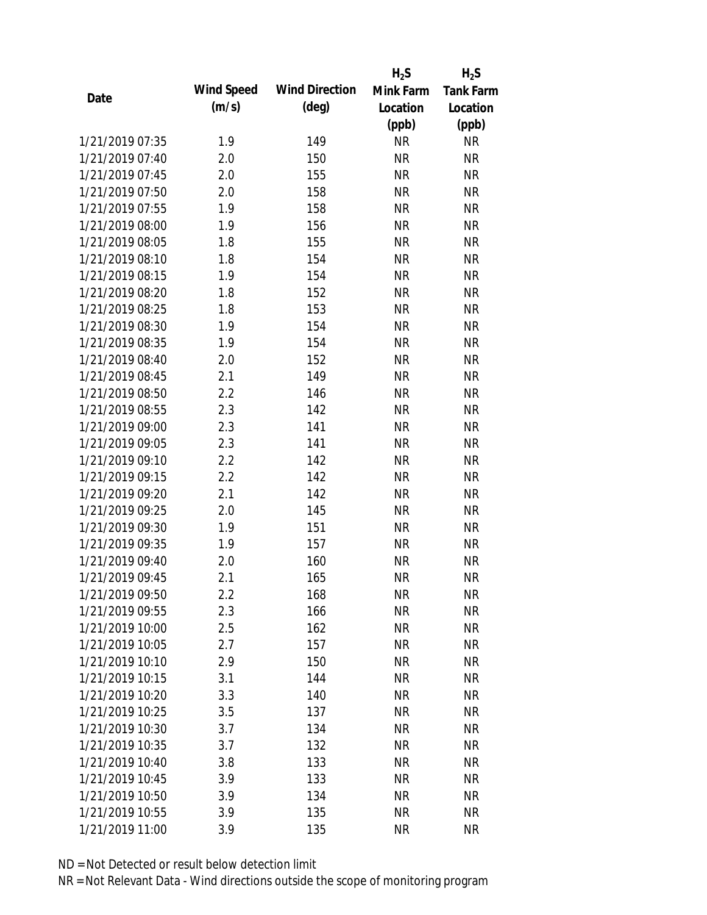| Date | Wind Speed (m/s) | Wind Direction (deg) | $H_2S$ Mink Farm Location (ppb) | $H_2S$ Tank Farm Location (ppb) |
|---|---|---|---|---|
| 1/21/2019 07:35 | 1.9 | 149 | NR | NR |
| 1/21/2019 07:40 | 2.0 | 150 | NR | NR |
| 1/21/2019 07:45 | 2.0 | 155 | NR | NR |
| 1/21/2019 07:50 | 2.0 | 158 | NR | NR |
| 1/21/2019 07:55 | 1.9 | 158 | NR | NR |
| 1/21/2019 08:00 | 1.9 | 156 | NR | NR |
| 1/21/2019 08:05 | 1.8 | 155 | NR | NR |
| 1/21/2019 08:10 | 1.8 | 154 | NR | NR |
| 1/21/2019 08:15 | 1.9 | 154 | NR | NR |
| 1/21/2019 08:20 | 1.8 | 152 | NR | NR |
| 1/21/2019 08:25 | 1.8 | 153 | NR | NR |
| 1/21/2019 08:30 | 1.9 | 154 | NR | NR |
| 1/21/2019 08:35 | 1.9 | 154 | NR | NR |
| 1/21/2019 08:40 | 2.0 | 152 | NR | NR |
| 1/21/2019 08:45 | 2.1 | 149 | NR | NR |
| 1/21/2019 08:50 | 2.2 | 146 | NR | NR |
| 1/21/2019 08:55 | 2.3 | 142 | NR | NR |
| 1/21/2019 09:00 | 2.3 | 141 | NR | NR |
| 1/21/2019 09:05 | 2.3 | 141 | NR | NR |
| 1/21/2019 09:10 | 2.2 | 142 | NR | NR |
| 1/21/2019 09:15 | 2.2 | 142 | NR | NR |
| 1/21/2019 09:20 | 2.1 | 142 | NR | NR |
| 1/21/2019 09:25 | 2.0 | 145 | NR | NR |
| 1/21/2019 09:30 | 1.9 | 151 | NR | NR |
| 1/21/2019 09:35 | 1.9 | 157 | NR | NR |
| 1/21/2019 09:40 | 2.0 | 160 | NR | NR |
| 1/21/2019 09:45 | 2.1 | 165 | NR | NR |
| 1/21/2019 09:50 | 2.2 | 168 | NR | NR |
| 1/21/2019 09:55 | 2.3 | 166 | NR | NR |
| 1/21/2019 10:00 | 2.5 | 162 | NR | NR |
| 1/21/2019 10:05 | 2.7 | 157 | NR | NR |
| 1/21/2019 10:10 | 2.9 | 150 | NR | NR |
| 1/21/2019 10:15 | 3.1 | 144 | NR | NR |
| 1/21/2019 10:20 | 3.3 | 140 | NR | NR |
| 1/21/2019 10:25 | 3.5 | 137 | NR | NR |
| 1/21/2019 10:30 | 3.7 | 134 | NR | NR |
| 1/21/2019 10:35 | 3.7 | 132 | NR | NR |
| 1/21/2019 10:40 | 3.8 | 133 | NR | NR |
| 1/21/2019 10:45 | 3.9 | 133 | NR | NR |
| 1/21/2019 10:50 | 3.9 | 134 | NR | NR |
| 1/21/2019 10:55 | 3.9 | 135 | NR | NR |
| 1/21/2019 11:00 | 3.9 | 135 | NR | NR |

ND = Not Detected or result below detection limit

NR = Not Relevant Data - Wind directions outside the scope of monitoring program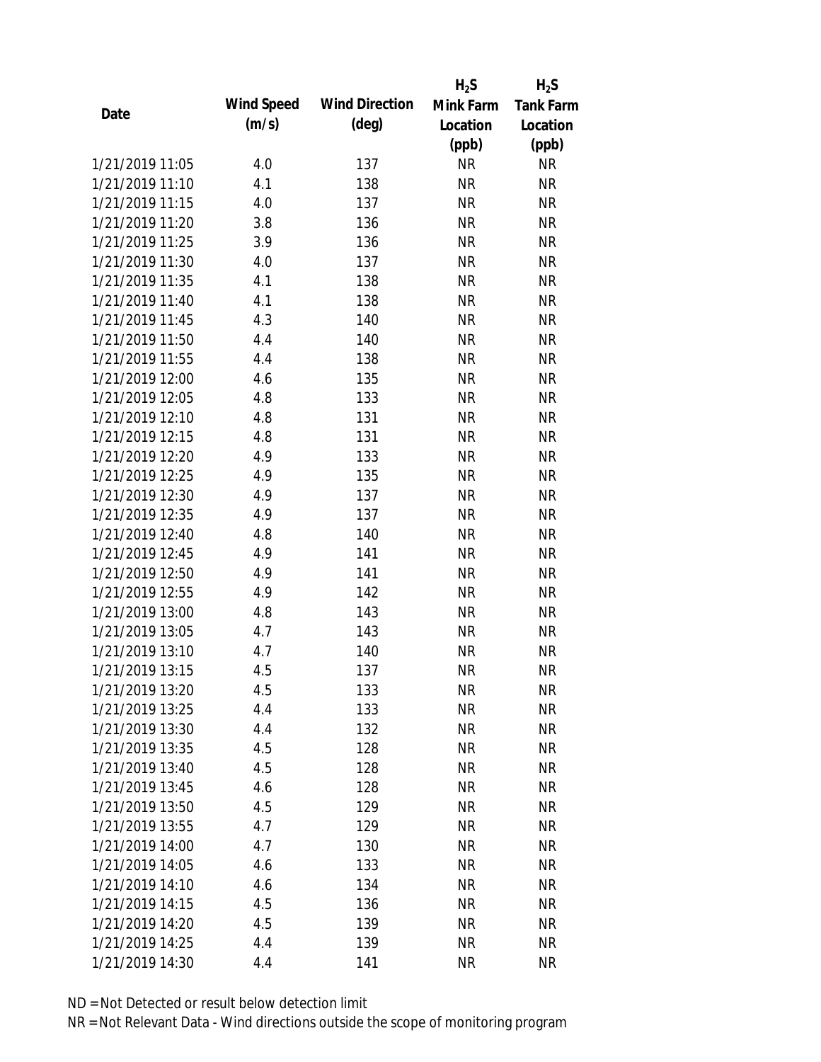| Date | Wind Speed (m/s) | Wind Direction (deg) | $H_2S$ Mink Farm Location (ppb) | $H_2S$ Tank Farm Location (ppb) |
|---|---|---|---|---|
| 1/21/2019 11:05 | 4.0 | 137 | NR | NR |
| 1/21/2019 11:10 | 4.1 | 138 | NR | NR |
| 1/21/2019 11:15 | 4.0 | 137 | NR | NR |
| 1/21/2019 11:20 | 3.8 | 136 | NR | NR |
| 1/21/2019 11:25 | 3.9 | 136 | NR | NR |
| 1/21/2019 11:30 | 4.0 | 137 | NR | NR |
| 1/21/2019 11:35 | 4.1 | 138 | NR | NR |
| 1/21/2019 11:40 | 4.1 | 138 | NR | NR |
| 1/21/2019 11:45 | 4.3 | 140 | NR | NR |
| 1/21/2019 11:50 | 4.4 | 140 | NR | NR |
| 1/21/2019 11:55 | 4.4 | 138 | NR | NR |
| 1/21/2019 12:00 | 4.6 | 135 | NR | NR |
| 1/21/2019 12:05 | 4.8 | 133 | NR | NR |
| 1/21/2019 12:10 | 4.8 | 131 | NR | NR |
| 1/21/2019 12:15 | 4.8 | 131 | NR | NR |
| 1/21/2019 12:20 | 4.9 | 133 | NR | NR |
| 1/21/2019 12:25 | 4.9 | 135 | NR | NR |
| 1/21/2019 12:30 | 4.9 | 137 | NR | NR |
| 1/21/2019 12:35 | 4.9 | 137 | NR | NR |
| 1/21/2019 12:40 | 4.8 | 140 | NR | NR |
| 1/21/2019 12:45 | 4.9 | 141 | NR | NR |
| 1/21/2019 12:50 | 4.9 | 141 | NR | NR |
| 1/21/2019 12:55 | 4.9 | 142 | NR | NR |
| 1/21/2019 13:00 | 4.8 | 143 | NR | NR |
| 1/21/2019 13:05 | 4.7 | 143 | NR | NR |
| 1/21/2019 13:10 | 4.7 | 140 | NR | NR |
| 1/21/2019 13:15 | 4.5 | 137 | NR | NR |
| 1/21/2019 13:20 | 4.5 | 133 | NR | NR |
| 1/21/2019 13:25 | 4.4 | 133 | NR | NR |
| 1/21/2019 13:30 | 4.4 | 132 | NR | NR |
| 1/21/2019 13:35 | 4.5 | 128 | NR | NR |
| 1/21/2019 13:40 | 4.5 | 128 | NR | NR |
| 1/21/2019 13:45 | 4.6 | 128 | NR | NR |
| 1/21/2019 13:50 | 4.5 | 129 | NR | NR |
| 1/21/2019 13:55 | 4.7 | 129 | NR | NR |
| 1/21/2019 14:00 | 4.7 | 130 | NR | NR |
| 1/21/2019 14:05 | 4.6 | 133 | NR | NR |
| 1/21/2019 14:10 | 4.6 | 134 | NR | NR |
| 1/21/2019 14:15 | 4.5 | 136 | NR | NR |
| 1/21/2019 14:20 | 4.5 | 139 | NR | NR |
| 1/21/2019 14:25 | 4.4 | 139 | NR | NR |
| 1/21/2019 14:30 | 4.4 | 141 | NR | NR |

ND = Not Detected or result below detection limit

NR = Not Relevant Data - Wind directions outside the scope of monitoring program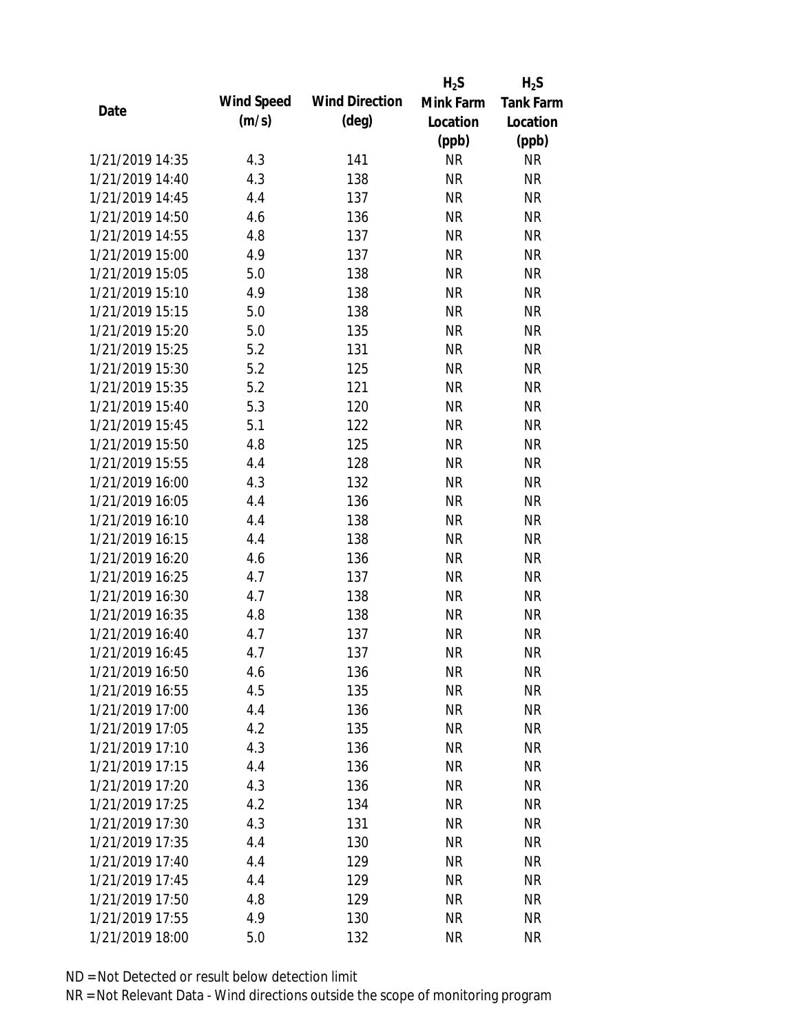| Date | Wind Speed (m/s) | Wind Direction (deg) | $H_2S$ Mink Farm Location (ppb) | $H_2S$ Tank Farm Location (ppb) |
|---|---|---|---|---|
| 1/21/2019 14:35 | 4.3 | 141 | NR | NR |
| 1/21/2019 14:40 | 4.3 | 138 | NR | NR |
| 1/21/2019 14:45 | 4.4 | 137 | NR | NR |
| 1/21/2019 14:50 | 4.6 | 136 | NR | NR |
| 1/21/2019 14:55 | 4.8 | 137 | NR | NR |
| 1/21/2019 15:00 | 4.9 | 137 | NR | NR |
| 1/21/2019 15:05 | 5.0 | 138 | NR | NR |
| 1/21/2019 15:10 | 4.9 | 138 | NR | NR |
| 1/21/2019 15:15 | 5.0 | 138 | NR | NR |
| 1/21/2019 15:20 | 5.0 | 135 | NR | NR |
| 1/21/2019 15:25 | 5.2 | 131 | NR | NR |
| 1/21/2019 15:30 | 5.2 | 125 | NR | NR |
| 1/21/2019 15:35 | 5.2 | 121 | NR | NR |
| 1/21/2019 15:40 | 5.3 | 120 | NR | NR |
| 1/21/2019 15:45 | 5.1 | 122 | NR | NR |
| 1/21/2019 15:50 | 4.8 | 125 | NR | NR |
| 1/21/2019 15:55 | 4.4 | 128 | NR | NR |
| 1/21/2019 16:00 | 4.3 | 132 | NR | NR |
| 1/21/2019 16:05 | 4.4 | 136 | NR | NR |
| 1/21/2019 16:10 | 4.4 | 138 | NR | NR |
| 1/21/2019 16:15 | 4.4 | 138 | NR | NR |
| 1/21/2019 16:20 | 4.6 | 136 | NR | NR |
| 1/21/2019 16:25 | 4.7 | 137 | NR | NR |
| 1/21/2019 16:30 | 4.7 | 138 | NR | NR |
| 1/21/2019 16:35 | 4.8 | 138 | NR | NR |
| 1/21/2019 16:40 | 4.7 | 137 | NR | NR |
| 1/21/2019 16:45 | 4.7 | 137 | NR | NR |
| 1/21/2019 16:50 | 4.6 | 136 | NR | NR |
| 1/21/2019 16:55 | 4.5 | 135 | NR | NR |
| 1/21/2019 17:00 | 4.4 | 136 | NR | NR |
| 1/21/2019 17:05 | 4.2 | 135 | NR | NR |
| 1/21/2019 17:10 | 4.3 | 136 | NR | NR |
| 1/21/2019 17:15 | 4.4 | 136 | NR | NR |
| 1/21/2019 17:20 | 4.3 | 136 | NR | NR |
| 1/21/2019 17:25 | 4.2 | 134 | NR | NR |
| 1/21/2019 17:30 | 4.3 | 131 | NR | NR |
| 1/21/2019 17:35 | 4.4 | 130 | NR | NR |
| 1/21/2019 17:40 | 4.4 | 129 | NR | NR |
| 1/21/2019 17:45 | 4.4 | 129 | NR | NR |
| 1/21/2019 17:50 | 4.8 | 129 | NR | NR |
| 1/21/2019 17:55 | 4.9 | 130 | NR | NR |
| 1/21/2019 18:00 | 5.0 | 132 | NR | NR |

ND = Not Detected or result below detection limit

NR = Not Relevant Data - Wind directions outside the scope of monitoring program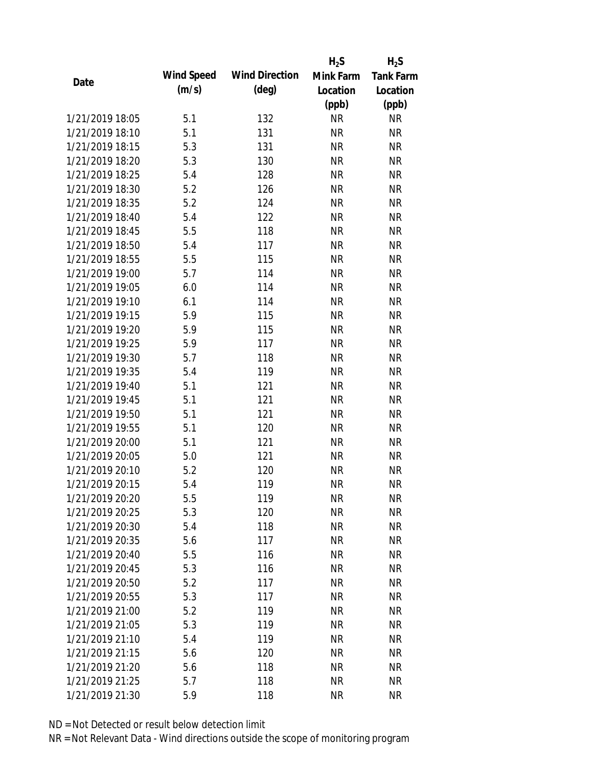| Date | Wind Speed (m/s) | Wind Direction (deg) | $H_2S$ Mink Farm Location (ppb) | $H_2S$ Tank Farm Location (ppb) |
|---|---|---|---|---|
| 1/21/2019 18:05 | 5.1 | 132 | NR | NR |
| 1/21/2019 18:10 | 5.1 | 131 | NR | NR |
| 1/21/2019 18:15 | 5.3 | 131 | NR | NR |
| 1/21/2019 18:20 | 5.3 | 130 | NR | NR |
| 1/21/2019 18:25 | 5.4 | 128 | NR | NR |
| 1/21/2019 18:30 | 5.2 | 126 | NR | NR |
| 1/21/2019 18:35 | 5.2 | 124 | NR | NR |
| 1/21/2019 18:40 | 5.4 | 122 | NR | NR |
| 1/21/2019 18:45 | 5.5 | 118 | NR | NR |
| 1/21/2019 18:50 | 5.4 | 117 | NR | NR |
| 1/21/2019 18:55 | 5.5 | 115 | NR | NR |
| 1/21/2019 19:00 | 5.7 | 114 | NR | NR |
| 1/21/2019 19:05 | 6.0 | 114 | NR | NR |
| 1/21/2019 19:10 | 6.1 | 114 | NR | NR |
| 1/21/2019 19:15 | 5.9 | 115 | NR | NR |
| 1/21/2019 19:20 | 5.9 | 115 | NR | NR |
| 1/21/2019 19:25 | 5.9 | 117 | NR | NR |
| 1/21/2019 19:30 | 5.7 | 118 | NR | NR |
| 1/21/2019 19:35 | 5.4 | 119 | NR | NR |
| 1/21/2019 19:40 | 5.1 | 121 | NR | NR |
| 1/21/2019 19:45 | 5.1 | 121 | NR | NR |
| 1/21/2019 19:50 | 5.1 | 121 | NR | NR |
| 1/21/2019 19:55 | 5.1 | 120 | NR | NR |
| 1/21/2019 20:00 | 5.1 | 121 | NR | NR |
| 1/21/2019 20:05 | 5.0 | 121 | NR | NR |
| 1/21/2019 20:10 | 5.2 | 120 | NR | NR |
| 1/21/2019 20:15 | 5.4 | 119 | NR | NR |
| 1/21/2019 20:20 | 5.5 | 119 | NR | NR |
| 1/21/2019 20:25 | 5.3 | 120 | NR | NR |
| 1/21/2019 20:30 | 5.4 | 118 | NR | NR |
| 1/21/2019 20:35 | 5.6 | 117 | NR | NR |
| 1/21/2019 20:40 | 5.5 | 116 | NR | NR |
| 1/21/2019 20:45 | 5.3 | 116 | NR | NR |
| 1/21/2019 20:50 | 5.2 | 117 | NR | NR |
| 1/21/2019 20:55 | 5.3 | 117 | NR | NR |
| 1/21/2019 21:00 | 5.2 | 119 | NR | NR |
| 1/21/2019 21:05 | 5.3 | 119 | NR | NR |
| 1/21/2019 21:10 | 5.4 | 119 | NR | NR |
| 1/21/2019 21:15 | 5.6 | 120 | NR | NR |
| 1/21/2019 21:20 | 5.6 | 118 | NR | NR |
| 1/21/2019 21:25 | 5.7 | 118 | NR | NR |
| 1/21/2019 21:30 | 5.9 | 118 | NR | NR |

ND = Not Detected or result below detection limit

NR = Not Relevant Data - Wind directions outside the scope of monitoring program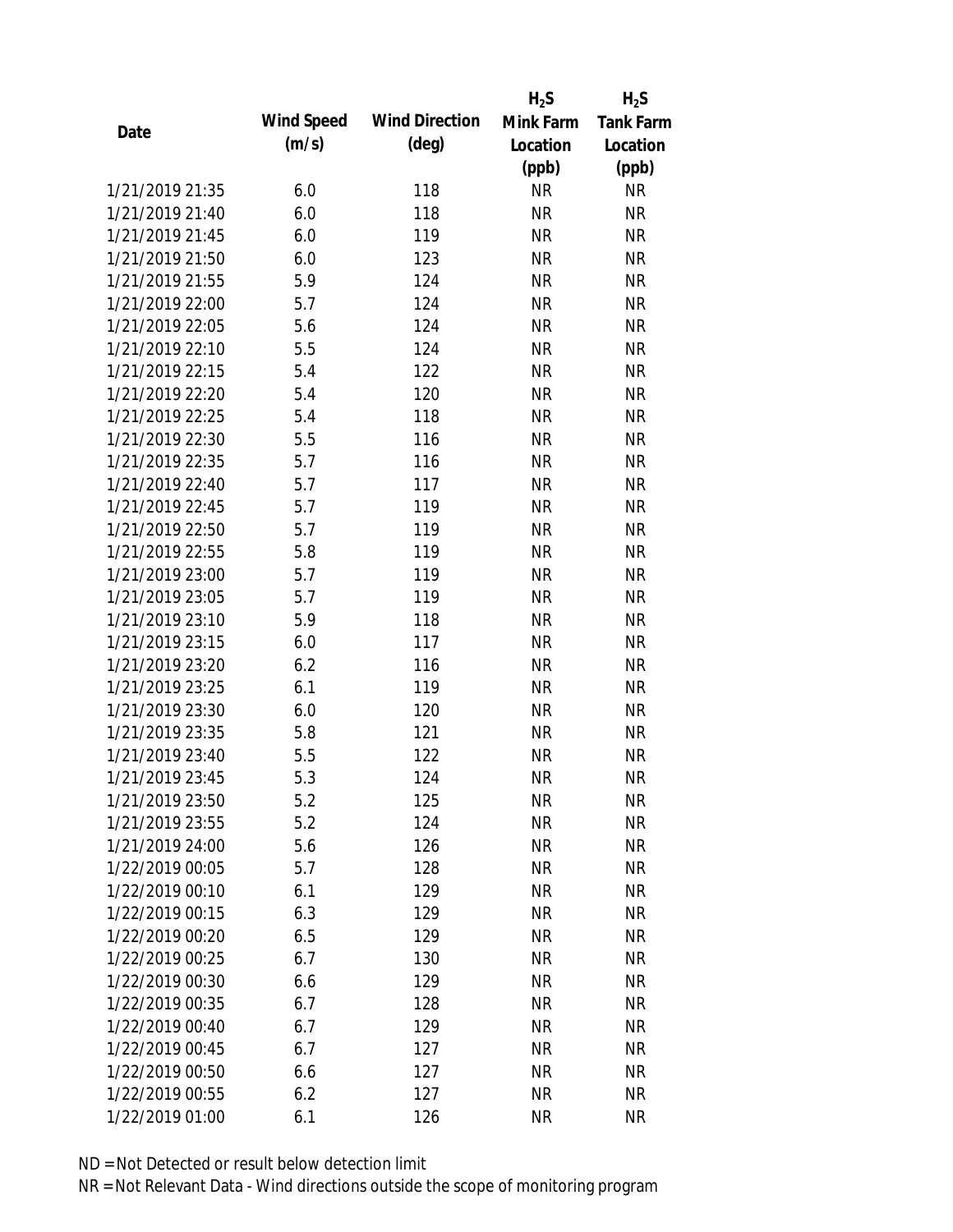| Date | Wind Speed (m/s) | Wind Direction (deg) | $H_2S$ Mink Farm Location (ppb) | $H_2S$ Tank Farm Location (ppb) |
|---|---|---|---|---|
| 1/21/2019 21:35 | 6.0 | 118 | NR | NR |
| 1/21/2019 21:40 | 6.0 | 118 | NR | NR |
| 1/21/2019 21:45 | 6.0 | 119 | NR | NR |
| 1/21/2019 21:50 | 6.0 | 123 | NR | NR |
| 1/21/2019 21:55 | 5.9 | 124 | NR | NR |
| 1/21/2019 22:00 | 5.7 | 124 | NR | NR |
| 1/21/2019 22:05 | 5.6 | 124 | NR | NR |
| 1/21/2019 22:10 | 5.5 | 124 | NR | NR |
| 1/21/2019 22:15 | 5.4 | 122 | NR | NR |
| 1/21/2019 22:20 | 5.4 | 120 | NR | NR |
| 1/21/2019 22:25 | 5.4 | 118 | NR | NR |
| 1/21/2019 22:30 | 5.5 | 116 | NR | NR |
| 1/21/2019 22:35 | 5.7 | 116 | NR | NR |
| 1/21/2019 22:40 | 5.7 | 117 | NR | NR |
| 1/21/2019 22:45 | 5.7 | 119 | NR | NR |
| 1/21/2019 22:50 | 5.7 | 119 | NR | NR |
| 1/21/2019 22:55 | 5.8 | 119 | NR | NR |
| 1/21/2019 23:00 | 5.7 | 119 | NR | NR |
| 1/21/2019 23:05 | 5.7 | 119 | NR | NR |
| 1/21/2019 23:10 | 5.9 | 118 | NR | NR |
| 1/21/2019 23:15 | 6.0 | 117 | NR | NR |
| 1/21/2019 23:20 | 6.2 | 116 | NR | NR |
| 1/21/2019 23:25 | 6.1 | 119 | NR | NR |
| 1/21/2019 23:30 | 6.0 | 120 | NR | NR |
| 1/21/2019 23:35 | 5.8 | 121 | NR | NR |
| 1/21/2019 23:40 | 5.5 | 122 | NR | NR |
| 1/21/2019 23:45 | 5.3 | 124 | NR | NR |
| 1/21/2019 23:50 | 5.2 | 125 | NR | NR |
| 1/21/2019 23:55 | 5.2 | 124 | NR | NR |
| 1/21/2019 24:00 | 5.6 | 126 | NR | NR |
| 1/22/2019 00:05 | 5.7 | 128 | NR | NR |
| 1/22/2019 00:10 | 6.1 | 129 | NR | NR |
| 1/22/2019 00:15 | 6.3 | 129 | NR | NR |
| 1/22/2019 00:20 | 6.5 | 129 | NR | NR |
| 1/22/2019 00:25 | 6.7 | 130 | NR | NR |
| 1/22/2019 00:30 | 6.6 | 129 | NR | NR |
| 1/22/2019 00:35 | 6.7 | 128 | NR | NR |
| 1/22/2019 00:40 | 6.7 | 129 | NR | NR |
| 1/22/2019 00:45 | 6.7 | 127 | NR | NR |
| 1/22/2019 00:50 | 6.6 | 127 | NR | NR |
| 1/22/2019 00:55 | 6.2 | 127 | NR | NR |
| 1/22/2019 01:00 | 6.1 | 126 | NR | NR |

ND = Not Detected or result below detection limit

NR = Not Relevant Data - Wind directions outside the scope of monitoring program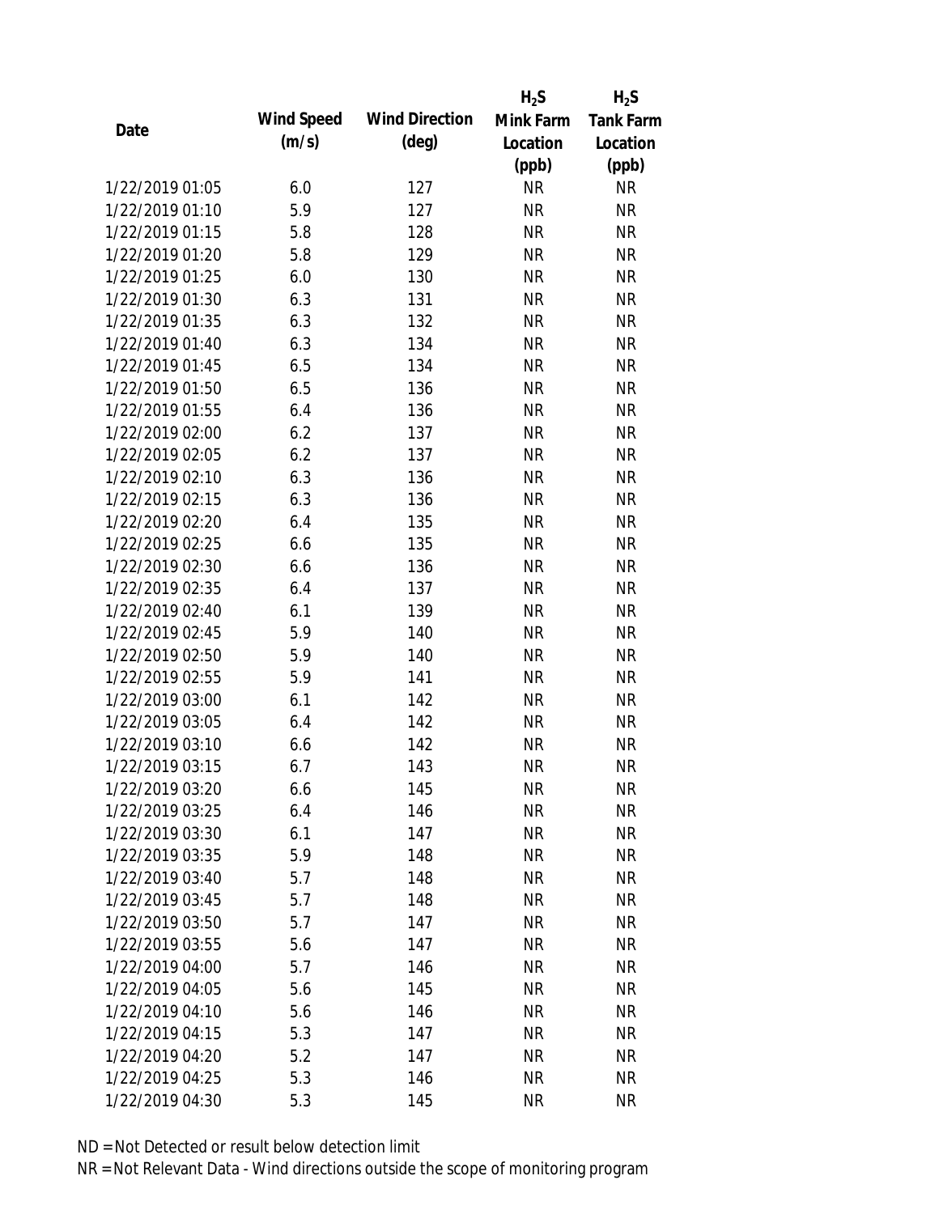| Date | Wind Speed (m/s) | Wind Direction (deg) | $H_2S$ Mink Farm Location (ppb) | $H_2S$ Tank Farm Location (ppb) |
|---|---|---|---|---|
| 1/22/2019 01:05 | 6.0 | 127 | NR | NR |
| 1/22/2019 01:10 | 5.9 | 127 | NR | NR |
| 1/22/2019 01:15 | 5.8 | 128 | NR | NR |
| 1/22/2019 01:20 | 5.8 | 129 | NR | NR |
| 1/22/2019 01:25 | 6.0 | 130 | NR | NR |
| 1/22/2019 01:30 | 6.3 | 131 | NR | NR |
| 1/22/2019 01:35 | 6.3 | 132 | NR | NR |
| 1/22/2019 01:40 | 6.3 | 134 | NR | NR |
| 1/22/2019 01:45 | 6.5 | 134 | NR | NR |
| 1/22/2019 01:50 | 6.5 | 136 | NR | NR |
| 1/22/2019 01:55 | 6.4 | 136 | NR | NR |
| 1/22/2019 02:00 | 6.2 | 137 | NR | NR |
| 1/22/2019 02:05 | 6.2 | 137 | NR | NR |
| 1/22/2019 02:10 | 6.3 | 136 | NR | NR |
| 1/22/2019 02:15 | 6.3 | 136 | NR | NR |
| 1/22/2019 02:20 | 6.4 | 135 | NR | NR |
| 1/22/2019 02:25 | 6.6 | 135 | NR | NR |
| 1/22/2019 02:30 | 6.6 | 136 | NR | NR |
| 1/22/2019 02:35 | 6.4 | 137 | NR | NR |
| 1/22/2019 02:40 | 6.1 | 139 | NR | NR |
| 1/22/2019 02:45 | 5.9 | 140 | NR | NR |
| 1/22/2019 02:50 | 5.9 | 140 | NR | NR |
| 1/22/2019 02:55 | 5.9 | 141 | NR | NR |
| 1/22/2019 03:00 | 6.1 | 142 | NR | NR |
| 1/22/2019 03:05 | 6.4 | 142 | NR | NR |
| 1/22/2019 03:10 | 6.6 | 142 | NR | NR |
| 1/22/2019 03:15 | 6.7 | 143 | NR | NR |
| 1/22/2019 03:20 | 6.6 | 145 | NR | NR |
| 1/22/2019 03:25 | 6.4 | 146 | NR | NR |
| 1/22/2019 03:30 | 6.1 | 147 | NR | NR |
| 1/22/2019 03:35 | 5.9 | 148 | NR | NR |
| 1/22/2019 03:40 | 5.7 | 148 | NR | NR |
| 1/22/2019 03:45 | 5.7 | 148 | NR | NR |
| 1/22/2019 03:50 | 5.7 | 147 | NR | NR |
| 1/22/2019 03:55 | 5.6 | 147 | NR | NR |
| 1/22/2019 04:00 | 5.7 | 146 | NR | NR |
| 1/22/2019 04:05 | 5.6 | 145 | NR | NR |
| 1/22/2019 04:10 | 5.6 | 146 | NR | NR |
| 1/22/2019 04:15 | 5.3 | 147 | NR | NR |
| 1/22/2019 04:20 | 5.2 | 147 | NR | NR |
| 1/22/2019 04:25 | 5.3 | 146 | NR | NR |
| 1/22/2019 04:30 | 5.3 | 145 | NR | NR |

ND = Not Detected or result below detection limit

NR = Not Relevant Data - Wind directions outside the scope of monitoring program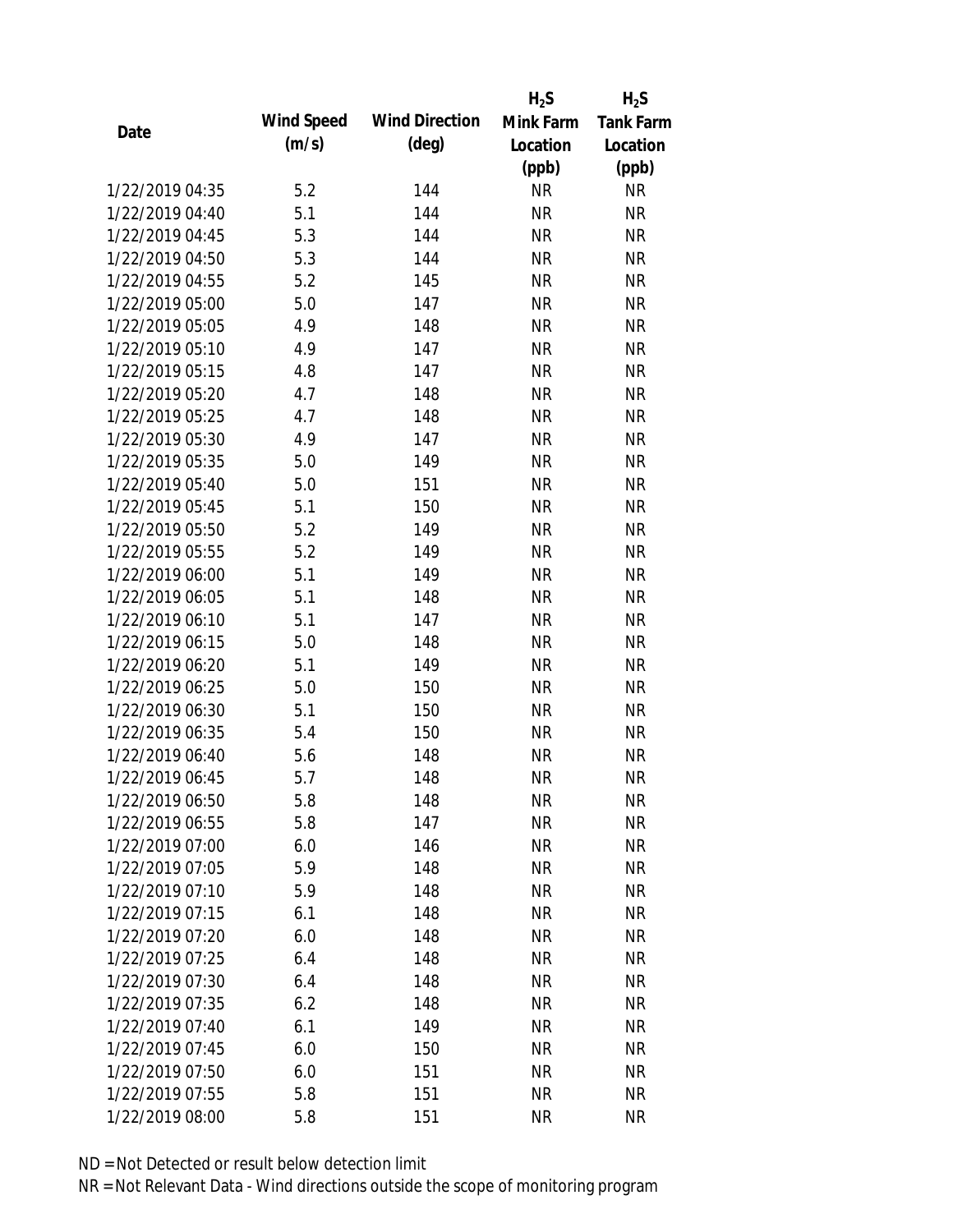| Date | Wind Speed (m/s) | Wind Direction (deg) | $H_2S$ Mink Farm Location (ppb) | $H_2S$ Tank Farm Location (ppb) |
|---|---|---|---|---|
| 1/22/2019 04:35 | 5.2 | 144 | NR | NR |
| 1/22/2019 04:40 | 5.1 | 144 | NR | NR |
| 1/22/2019 04:45 | 5.3 | 144 | NR | NR |
| 1/22/2019 04:50 | 5.3 | 144 | NR | NR |
| 1/22/2019 04:55 | 5.2 | 145 | NR | NR |
| 1/22/2019 05:00 | 5.0 | 147 | NR | NR |
| 1/22/2019 05:05 | 4.9 | 148 | NR | NR |
| 1/22/2019 05:10 | 4.9 | 147 | NR | NR |
| 1/22/2019 05:15 | 4.8 | 147 | NR | NR |
| 1/22/2019 05:20 | 4.7 | 148 | NR | NR |
| 1/22/2019 05:25 | 4.7 | 148 | NR | NR |
| 1/22/2019 05:30 | 4.9 | 147 | NR | NR |
| 1/22/2019 05:35 | 5.0 | 149 | NR | NR |
| 1/22/2019 05:40 | 5.0 | 151 | NR | NR |
| 1/22/2019 05:45 | 5.1 | 150 | NR | NR |
| 1/22/2019 05:50 | 5.2 | 149 | NR | NR |
| 1/22/2019 05:55 | 5.2 | 149 | NR | NR |
| 1/22/2019 06:00 | 5.1 | 149 | NR | NR |
| 1/22/2019 06:05 | 5.1 | 148 | NR | NR |
| 1/22/2019 06:10 | 5.1 | 147 | NR | NR |
| 1/22/2019 06:15 | 5.0 | 148 | NR | NR |
| 1/22/2019 06:20 | 5.1 | 149 | NR | NR |
| 1/22/2019 06:25 | 5.0 | 150 | NR | NR |
| 1/22/2019 06:30 | 5.1 | 150 | NR | NR |
| 1/22/2019 06:35 | 5.4 | 150 | NR | NR |
| 1/22/2019 06:40 | 5.6 | 148 | NR | NR |
| 1/22/2019 06:45 | 5.7 | 148 | NR | NR |
| 1/22/2019 06:50 | 5.8 | 148 | NR | NR |
| 1/22/2019 06:55 | 5.8 | 147 | NR | NR |
| 1/22/2019 07:00 | 6.0 | 146 | NR | NR |
| 1/22/2019 07:05 | 5.9 | 148 | NR | NR |
| 1/22/2019 07:10 | 5.9 | 148 | NR | NR |
| 1/22/2019 07:15 | 6.1 | 148 | NR | NR |
| 1/22/2019 07:20 | 6.0 | 148 | NR | NR |
| 1/22/2019 07:25 | 6.4 | 148 | NR | NR |
| 1/22/2019 07:30 | 6.4 | 148 | NR | NR |
| 1/22/2019 07:35 | 6.2 | 148 | NR | NR |
| 1/22/2019 07:40 | 6.1 | 149 | NR | NR |
| 1/22/2019 07:45 | 6.0 | 150 | NR | NR |
| 1/22/2019 07:50 | 6.0 | 151 | NR | NR |
| 1/22/2019 07:55 | 5.8 | 151 | NR | NR |
| 1/22/2019 08:00 | 5.8 | 151 | NR | NR |

ND = Not Detected or result below detection limit

NR = Not Relevant Data - Wind directions outside the scope of monitoring program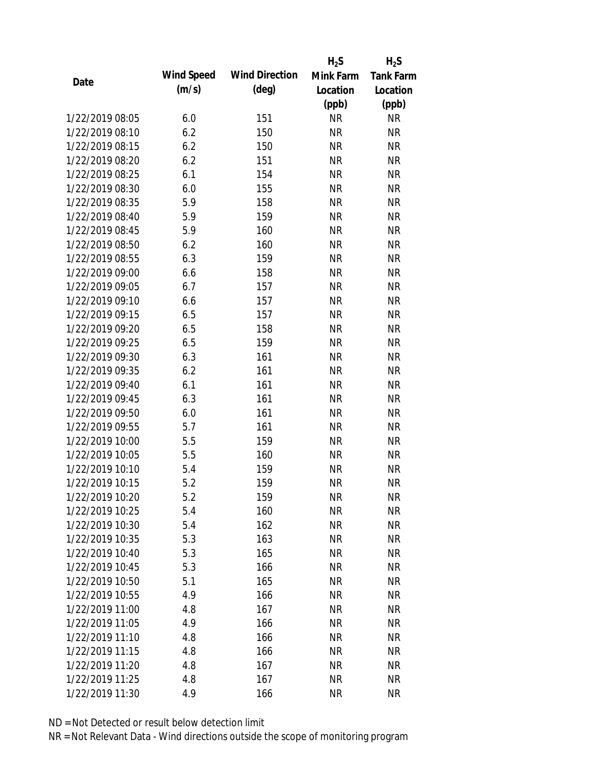| Date | Wind Speed (m/s) | Wind Direction (deg) | $H_2S$ Mink Farm Location (ppb) | $H_2S$ Tank Farm Location (ppb) |
|---|---|---|---|---|
| 1/22/2019 08:05 | 6.0 | 151 | NR | NR |
| 1/22/2019 08:10 | 6.2 | 150 | NR | NR |
| 1/22/2019 08:15 | 6.2 | 150 | NR | NR |
| 1/22/2019 08:20 | 6.2 | 151 | NR | NR |
| 1/22/2019 08:25 | 6.1 | 154 | NR | NR |
| 1/22/2019 08:30 | 6.0 | 155 | NR | NR |
| 1/22/2019 08:35 | 5.9 | 158 | NR | NR |
| 1/22/2019 08:40 | 5.9 | 159 | NR | NR |
| 1/22/2019 08:45 | 5.9 | 160 | NR | NR |
| 1/22/2019 08:50 | 6.2 | 160 | NR | NR |
| 1/22/2019 08:55 | 6.3 | 159 | NR | NR |
| 1/22/2019 09:00 | 6.6 | 158 | NR | NR |
| 1/22/2019 09:05 | 6.7 | 157 | NR | NR |
| 1/22/2019 09:10 | 6.6 | 157 | NR | NR |
| 1/22/2019 09:15 | 6.5 | 157 | NR | NR |
| 1/22/2019 09:20 | 6.5 | 158 | NR | NR |
| 1/22/2019 09:25 | 6.5 | 159 | NR | NR |
| 1/22/2019 09:30 | 6.3 | 161 | NR | NR |
| 1/22/2019 09:35 | 6.2 | 161 | NR | NR |
| 1/22/2019 09:40 | 6.1 | 161 | NR | NR |
| 1/22/2019 09:45 | 6.3 | 161 | NR | NR |
| 1/22/2019 09:50 | 6.0 | 161 | NR | NR |
| 1/22/2019 09:55 | 5.7 | 161 | NR | NR |
| 1/22/2019 10:00 | 5.5 | 159 | NR | NR |
| 1/22/2019 10:05 | 5.5 | 160 | NR | NR |
| 1/22/2019 10:10 | 5.4 | 159 | NR | NR |
| 1/22/2019 10:15 | 5.2 | 159 | NR | NR |
| 1/22/2019 10:20 | 5.2 | 159 | NR | NR |
| 1/22/2019 10:25 | 5.4 | 160 | NR | NR |
| 1/22/2019 10:30 | 5.4 | 162 | NR | NR |
| 1/22/2019 10:35 | 5.3 | 163 | NR | NR |
| 1/22/2019 10:40 | 5.3 | 165 | NR | NR |
| 1/22/2019 10:45 | 5.3 | 166 | NR | NR |
| 1/22/2019 10:50 | 5.1 | 165 | NR | NR |
| 1/22/2019 10:55 | 4.9 | 166 | NR | NR |
| 1/22/2019 11:00 | 4.8 | 167 | NR | NR |
| 1/22/2019 11:05 | 4.9 | 166 | NR | NR |
| 1/22/2019 11:10 | 4.8 | 166 | NR | NR |
| 1/22/2019 11:15 | 4.8 | 166 | NR | NR |
| 1/22/2019 11:20 | 4.8 | 167 | NR | NR |
| 1/22/2019 11:25 | 4.8 | 167 | NR | NR |
| 1/22/2019 11:30 | 4.9 | 166 | NR | NR |

ND = Not Detected or result below detection limit

NR = Not Relevant Data - Wind directions outside the scope of monitoring program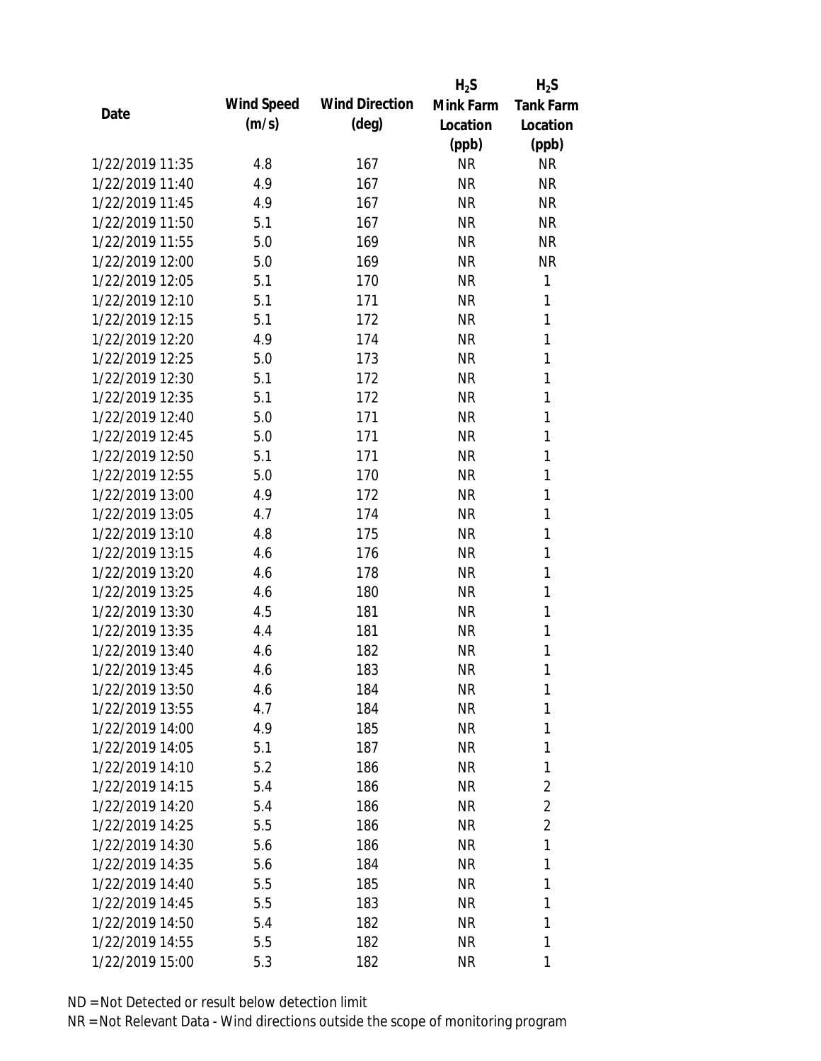| Date | Wind Speed (m/s) | Wind Direction (deg) | $H_2S$ Mink Farm Location (ppb) | $H_2S$ Tank Farm Location (ppb) |
|---|---|---|---|---|
| 1/22/2019 11:35 | 4.8 | 167 | NR | NR |
| 1/22/2019 11:40 | 4.9 | 167 | NR | NR |
| 1/22/2019 11:45 | 4.9 | 167 | NR | NR |
| 1/22/2019 11:50 | 5.1 | 167 | NR | NR |
| 1/22/2019 11:55 | 5.0 | 169 | NR | NR |
| 1/22/2019 12:00 | 5.0 | 169 | NR | NR |
| 1/22/2019 12:05 | 5.1 | 170 | NR | 1 |
| 1/22/2019 12:10 | 5.1 | 171 | NR | 1 |
| 1/22/2019 12:15 | 5.1 | 172 | NR | 1 |
| 1/22/2019 12:20 | 4.9 | 174 | NR | 1 |
| 1/22/2019 12:25 | 5.0 | 173 | NR | 1 |
| 1/22/2019 12:30 | 5.1 | 172 | NR | 1 |
| 1/22/2019 12:35 | 5.1 | 172 | NR | 1 |
| 1/22/2019 12:40 | 5.0 | 171 | NR | 1 |
| 1/22/2019 12:45 | 5.0 | 171 | NR | 1 |
| 1/22/2019 12:50 | 5.1 | 171 | NR | 1 |
| 1/22/2019 12:55 | 5.0 | 170 | NR | 1 |
| 1/22/2019 13:00 | 4.9 | 172 | NR | 1 |
| 1/22/2019 13:05 | 4.7 | 174 | NR | 1 |
| 1/22/2019 13:10 | 4.8 | 175 | NR | 1 |
| 1/22/2019 13:15 | 4.6 | 176 | NR | 1 |
| 1/22/2019 13:20 | 4.6 | 178 | NR | 1 |
| 1/22/2019 13:25 | 4.6 | 180 | NR | 1 |
| 1/22/2019 13:30 | 4.5 | 181 | NR | 1 |
| 1/22/2019 13:35 | 4.4 | 181 | NR | 1 |
| 1/22/2019 13:40 | 4.6 | 182 | NR | 1 |
| 1/22/2019 13:45 | 4.6 | 183 | NR | 1 |
| 1/22/2019 13:50 | 4.6 | 184 | NR | 1 |
| 1/22/2019 13:55 | 4.7 | 184 | NR | 1 |
| 1/22/2019 14:00 | 4.9 | 185 | NR | 1 |
| 1/22/2019 14:05 | 5.1 | 187 | NR | 1 |
| 1/22/2019 14:10 | 5.2 | 186 | NR | 1 |
| 1/22/2019 14:15 | 5.4 | 186 | NR | 2 |
| 1/22/2019 14:20 | 5.4 | 186 | NR | 2 |
| 1/22/2019 14:25 | 5.5 | 186 | NR | 2 |
| 1/22/2019 14:30 | 5.6 | 186 | NR | 1 |
| 1/22/2019 14:35 | 5.6 | 184 | NR | 1 |
| 1/22/2019 14:40 | 5.5 | 185 | NR | 1 |
| 1/22/2019 14:45 | 5.5 | 183 | NR | 1 |
| 1/22/2019 14:50 | 5.4 | 182 | NR | 1 |
| 1/22/2019 14:55 | 5.5 | 182 | NR | 1 |
| 1/22/2019 15:00 | 5.3 | 182 | NR | 1 |

ND = Not Detected or result below detection limit

NR = Not Relevant Data - Wind directions outside the scope of monitoring program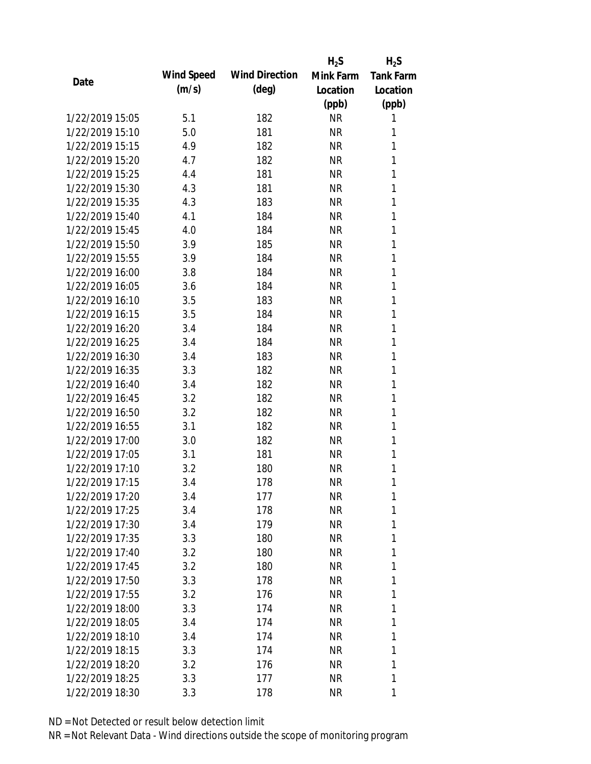| Date | Wind Speed (m/s) | Wind Direction (deg) | $H_2S$ Mink Farm Location (ppb) | $H_2S$ Tank Farm Location (ppb) |
|---|---|---|---|---|
| 1/22/2019 15:05 | 5.1 | 182 | NR | 1 |
| 1/22/2019 15:10 | 5.0 | 181 | NR | 1 |
| 1/22/2019 15:15 | 4.9 | 182 | NR | 1 |
| 1/22/2019 15:20 | 4.7 | 182 | NR | 1 |
| 1/22/2019 15:25 | 4.4 | 181 | NR | 1 |
| 1/22/2019 15:30 | 4.3 | 181 | NR | 1 |
| 1/22/2019 15:35 | 4.3 | 183 | NR | 1 |
| 1/22/2019 15:40 | 4.1 | 184 | NR | 1 |
| 1/22/2019 15:45 | 4.0 | 184 | NR | 1 |
| 1/22/2019 15:50 | 3.9 | 185 | NR | 1 |
| 1/22/2019 15:55 | 3.9 | 184 | NR | 1 |
| 1/22/2019 16:00 | 3.8 | 184 | NR | 1 |
| 1/22/2019 16:05 | 3.6 | 184 | NR | 1 |
| 1/22/2019 16:10 | 3.5 | 183 | NR | 1 |
| 1/22/2019 16:15 | 3.5 | 184 | NR | 1 |
| 1/22/2019 16:20 | 3.4 | 184 | NR | 1 |
| 1/22/2019 16:25 | 3.4 | 184 | NR | 1 |
| 1/22/2019 16:30 | 3.4 | 183 | NR | 1 |
| 1/22/2019 16:35 | 3.3 | 182 | NR | 1 |
| 1/22/2019 16:40 | 3.4 | 182 | NR | 1 |
| 1/22/2019 16:45 | 3.2 | 182 | NR | 1 |
| 1/22/2019 16:50 | 3.2 | 182 | NR | 1 |
| 1/22/2019 16:55 | 3.1 | 182 | NR | 1 |
| 1/22/2019 17:00 | 3.0 | 182 | NR | 1 |
| 1/22/2019 17:05 | 3.1 | 181 | NR | 1 |
| 1/22/2019 17:10 | 3.2 | 180 | NR | 1 |
| 1/22/2019 17:15 | 3.4 | 178 | NR | 1 |
| 1/22/2019 17:20 | 3.4 | 177 | NR | 1 |
| 1/22/2019 17:25 | 3.4 | 178 | NR | 1 |
| 1/22/2019 17:30 | 3.4 | 179 | NR | 1 |
| 1/22/2019 17:35 | 3.3 | 180 | NR | 1 |
| 1/22/2019 17:40 | 3.2 | 180 | NR | 1 |
| 1/22/2019 17:45 | 3.2 | 180 | NR | 1 |
| 1/22/2019 17:50 | 3.3 | 178 | NR | 1 |
| 1/22/2019 17:55 | 3.2 | 176 | NR | 1 |
| 1/22/2019 18:00 | 3.3 | 174 | NR | 1 |
| 1/22/2019 18:05 | 3.4 | 174 | NR | 1 |
| 1/22/2019 18:10 | 3.4 | 174 | NR | 1 |
| 1/22/2019 18:15 | 3.3 | 174 | NR | 1 |
| 1/22/2019 18:20 | 3.2 | 176 | NR | 1 |
| 1/22/2019 18:25 | 3.3 | 177 | NR | 1 |
| 1/22/2019 18:30 | 3.3 | 178 | NR | 1 |

ND = Not Detected or result below detection limit

NR = Not Relevant Data - Wind directions outside the scope of monitoring program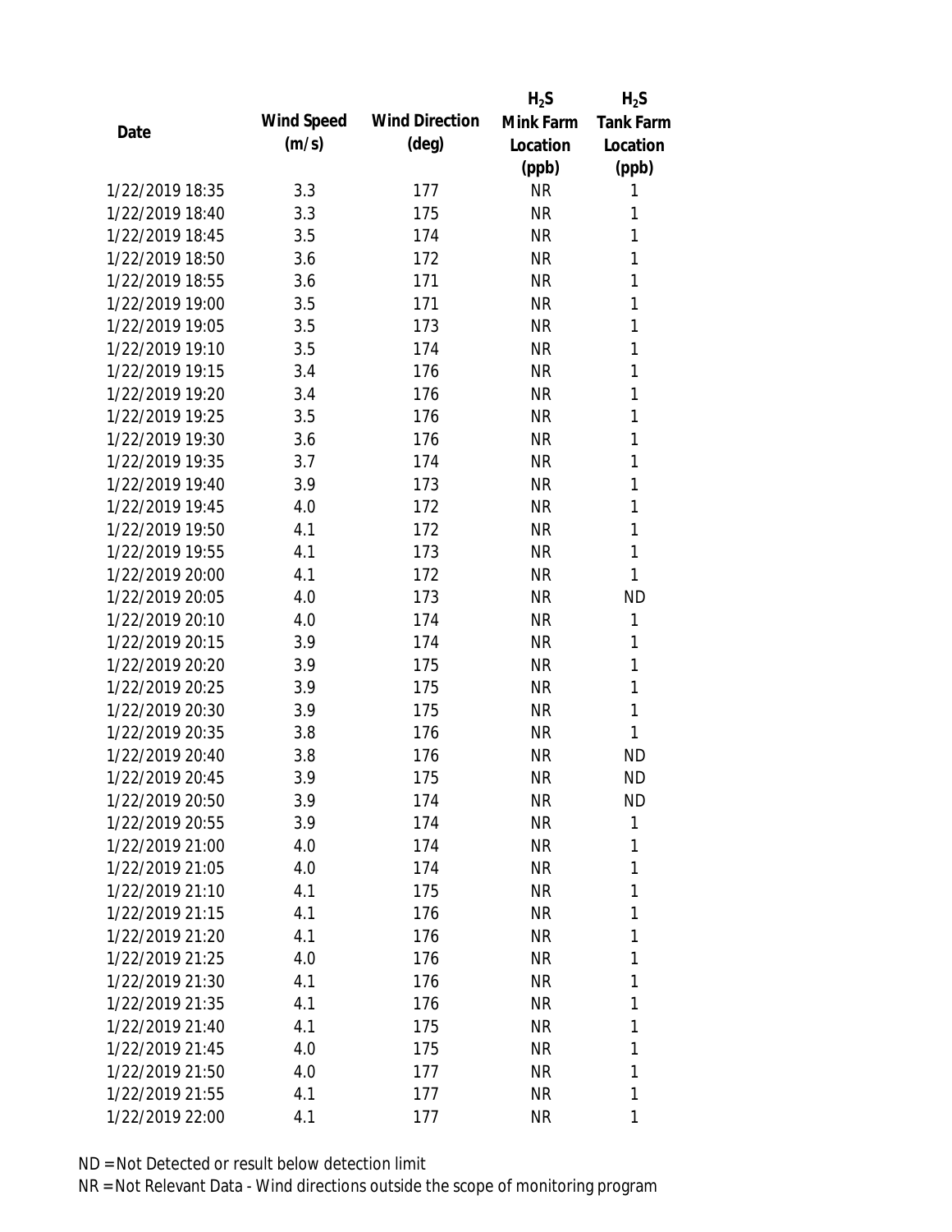| Date | Wind Speed (m/s) | Wind Direction (deg) | $H_2S$ Mink Farm Location (ppb) | $H_2S$ Tank Farm Location (ppb) |
|---|---|---|---|---|
| 1/22/2019 18:35 | 3.3 | 177 | NR | 1 |
| 1/22/2019 18:40 | 3.3 | 175 | NR | 1 |
| 1/22/2019 18:45 | 3.5 | 174 | NR | 1 |
| 1/22/2019 18:50 | 3.6 | 172 | NR | 1 |
| 1/22/2019 18:55 | 3.6 | 171 | NR | 1 |
| 1/22/2019 19:00 | 3.5 | 171 | NR | 1 |
| 1/22/2019 19:05 | 3.5 | 173 | NR | 1 |
| 1/22/2019 19:10 | 3.5 | 174 | NR | 1 |
| 1/22/2019 19:15 | 3.4 | 176 | NR | 1 |
| 1/22/2019 19:20 | 3.4 | 176 | NR | 1 |
| 1/22/2019 19:25 | 3.5 | 176 | NR | 1 |
| 1/22/2019 19:30 | 3.6 | 176 | NR | 1 |
| 1/22/2019 19:35 | 3.7 | 174 | NR | 1 |
| 1/22/2019 19:40 | 3.9 | 173 | NR | 1 |
| 1/22/2019 19:45 | 4.0 | 172 | NR | 1 |
| 1/22/2019 19:50 | 4.1 | 172 | NR | 1 |
| 1/22/2019 19:55 | 4.1 | 173 | NR | 1 |
| 1/22/2019 20:00 | 4.1 | 172 | NR | 1 |
| 1/22/2019 20:05 | 4.0 | 173 | NR | ND |
| 1/22/2019 20:10 | 4.0 | 174 | NR | 1 |
| 1/22/2019 20:15 | 3.9 | 174 | NR | 1 |
| 1/22/2019 20:20 | 3.9 | 175 | NR | 1 |
| 1/22/2019 20:25 | 3.9 | 175 | NR | 1 |
| 1/22/2019 20:30 | 3.9 | 175 | NR | 1 |
| 1/22/2019 20:35 | 3.8 | 176 | NR | 1 |
| 1/22/2019 20:40 | 3.8 | 176 | NR | ND |
| 1/22/2019 20:45 | 3.9 | 175 | NR | ND |
| 1/22/2019 20:50 | 3.9 | 174 | NR | ND |
| 1/22/2019 20:55 | 3.9 | 174 | NR | 1 |
| 1/22/2019 21:00 | 4.0 | 174 | NR | 1 |
| 1/22/2019 21:05 | 4.0 | 174 | NR | 1 |
| 1/22/2019 21:10 | 4.1 | 175 | NR | 1 |
| 1/22/2019 21:15 | 4.1 | 176 | NR | 1 |
| 1/22/2019 21:20 | 4.1 | 176 | NR | 1 |
| 1/22/2019 21:25 | 4.0 | 176 | NR | 1 |
| 1/22/2019 21:30 | 4.1 | 176 | NR | 1 |
| 1/22/2019 21:35 | 4.1 | 176 | NR | 1 |
| 1/22/2019 21:40 | 4.1 | 175 | NR | 1 |
| 1/22/2019 21:45 | 4.0 | 175 | NR | 1 |
| 1/22/2019 21:50 | 4.0 | 177 | NR | 1 |
| 1/22/2019 21:55 | 4.1 | 177 | NR | 1 |
| 1/22/2019 22:00 | 4.1 | 177 | NR | 1 |

ND = Not Detected or result below detection limit

NR = Not Relevant Data - Wind directions outside the scope of monitoring program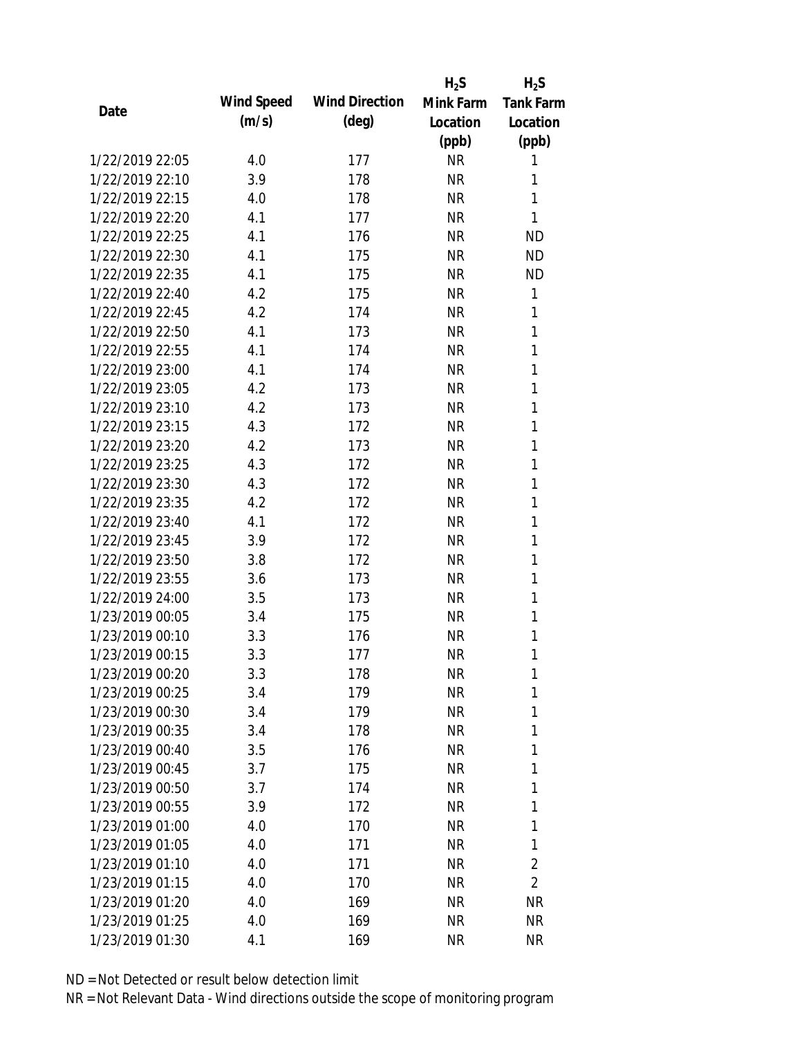| Date | Wind Speed (m/s) | Wind Direction (deg) | $H_2S$ Mink Farm Location (ppb) | $H_2S$ Tank Farm Location (ppb) |
|---|---|---|---|---|
| 1/22/2019 22:05 | 4.0 | 177 | NR | 1 |
| 1/22/2019 22:10 | 3.9 | 178 | NR | 1 |
| 1/22/2019 22:15 | 4.0 | 178 | NR | 1 |
| 1/22/2019 22:20 | 4.1 | 177 | NR | 1 |
| 1/22/2019 22:25 | 4.1 | 176 | NR | ND |
| 1/22/2019 22:30 | 4.1 | 175 | NR | ND |
| 1/22/2019 22:35 | 4.1 | 175 | NR | ND |
| 1/22/2019 22:40 | 4.2 | 175 | NR | 1 |
| 1/22/2019 22:45 | 4.2 | 174 | NR | 1 |
| 1/22/2019 22:50 | 4.1 | 173 | NR | 1 |
| 1/22/2019 22:55 | 4.1 | 174 | NR | 1 |
| 1/22/2019 23:00 | 4.1 | 174 | NR | 1 |
| 1/22/2019 23:05 | 4.2 | 173 | NR | 1 |
| 1/22/2019 23:10 | 4.2 | 173 | NR | 1 |
| 1/22/2019 23:15 | 4.3 | 172 | NR | 1 |
| 1/22/2019 23:20 | 4.2 | 173 | NR | 1 |
| 1/22/2019 23:25 | 4.3 | 172 | NR | 1 |
| 1/22/2019 23:30 | 4.3 | 172 | NR | 1 |
| 1/22/2019 23:35 | 4.2 | 172 | NR | 1 |
| 1/22/2019 23:40 | 4.1 | 172 | NR | 1 |
| 1/22/2019 23:45 | 3.9 | 172 | NR | 1 |
| 1/22/2019 23:50 | 3.8 | 172 | NR | 1 |
| 1/22/2019 23:55 | 3.6 | 173 | NR | 1 |
| 1/22/2019 24:00 | 3.5 | 173 | NR | 1 |
| 1/23/2019 00:05 | 3.4 | 175 | NR | 1 |
| 1/23/2019 00:10 | 3.3 | 176 | NR | 1 |
| 1/23/2019 00:15 | 3.3 | 177 | NR | 1 |
| 1/23/2019 00:20 | 3.3 | 178 | NR | 1 |
| 1/23/2019 00:25 | 3.4 | 179 | NR | 1 |
| 1/23/2019 00:30 | 3.4 | 179 | NR | 1 |
| 1/23/2019 00:35 | 3.4 | 178 | NR | 1 |
| 1/23/2019 00:40 | 3.5 | 176 | NR | 1 |
| 1/23/2019 00:45 | 3.7 | 175 | NR | 1 |
| 1/23/2019 00:50 | 3.7 | 174 | NR | 1 |
| 1/23/2019 00:55 | 3.9 | 172 | NR | 1 |
| 1/23/2019 01:00 | 4.0 | 170 | NR | 1 |
| 1/23/2019 01:05 | 4.0 | 171 | NR | 1 |
| 1/23/2019 01:10 | 4.0 | 171 | NR | 2 |
| 1/23/2019 01:15 | 4.0 | 170 | NR | 2 |
| 1/23/2019 01:20 | 4.0 | 169 | NR | NR |
| 1/23/2019 01:25 | 4.0 | 169 | NR | NR |
| 1/23/2019 01:30 | 4.1 | 169 | NR | NR |

ND = Not Detected or result below detection limit

NR = Not Relevant Data - Wind directions outside the scope of monitoring program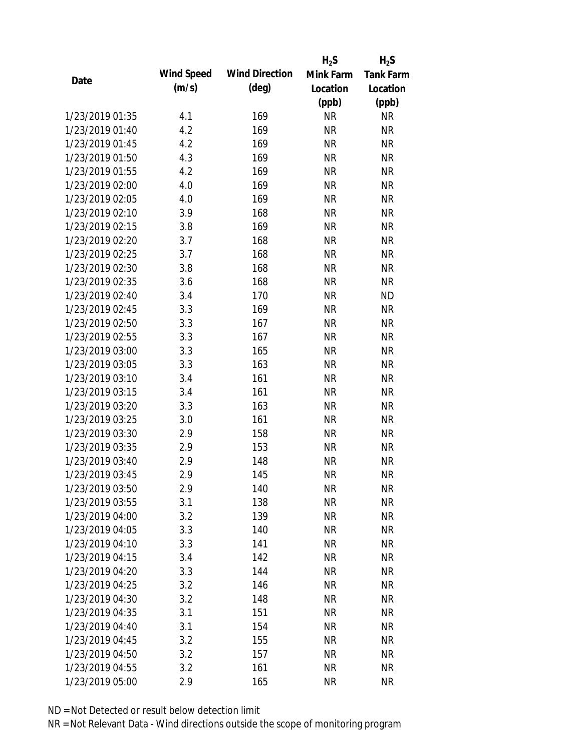| Date | Wind Speed (m/s) | Wind Direction (deg) | $H_2S$ Mink Farm Location (ppb) | $H_2S$ Tank Farm Location (ppb) |
|---|---|---|---|---|
| 1/23/2019 01:35 | 4.1 | 169 | NR | NR |
| 1/23/2019 01:40 | 4.2 | 169 | NR | NR |
| 1/23/2019 01:45 | 4.2 | 169 | NR | NR |
| 1/23/2019 01:50 | 4.3 | 169 | NR | NR |
| 1/23/2019 01:55 | 4.2 | 169 | NR | NR |
| 1/23/2019 02:00 | 4.0 | 169 | NR | NR |
| 1/23/2019 02:05 | 4.0 | 169 | NR | NR |
| 1/23/2019 02:10 | 3.9 | 168 | NR | NR |
| 1/23/2019 02:15 | 3.8 | 169 | NR | NR |
| 1/23/2019 02:20 | 3.7 | 168 | NR | NR |
| 1/23/2019 02:25 | 3.7 | 168 | NR | NR |
| 1/23/2019 02:30 | 3.8 | 168 | NR | NR |
| 1/23/2019 02:35 | 3.6 | 168 | NR | NR |
| 1/23/2019 02:40 | 3.4 | 170 | NR | ND |
| 1/23/2019 02:45 | 3.3 | 169 | NR | NR |
| 1/23/2019 02:50 | 3.3 | 167 | NR | NR |
| 1/23/2019 02:55 | 3.3 | 167 | NR | NR |
| 1/23/2019 03:00 | 3.3 | 165 | NR | NR |
| 1/23/2019 03:05 | 3.3 | 163 | NR | NR |
| 1/23/2019 03:10 | 3.4 | 161 | NR | NR |
| 1/23/2019 03:15 | 3.4 | 161 | NR | NR |
| 1/23/2019 03:20 | 3.3 | 163 | NR | NR |
| 1/23/2019 03:25 | 3.0 | 161 | NR | NR |
| 1/23/2019 03:30 | 2.9 | 158 | NR | NR |
| 1/23/2019 03:35 | 2.9 | 153 | NR | NR |
| 1/23/2019 03:40 | 2.9 | 148 | NR | NR |
| 1/23/2019 03:45 | 2.9 | 145 | NR | NR |
| 1/23/2019 03:50 | 2.9 | 140 | NR | NR |
| 1/23/2019 03:55 | 3.1 | 138 | NR | NR |
| 1/23/2019 04:00 | 3.2 | 139 | NR | NR |
| 1/23/2019 04:05 | 3.3 | 140 | NR | NR |
| 1/23/2019 04:10 | 3.3 | 141 | NR | NR |
| 1/23/2019 04:15 | 3.4 | 142 | NR | NR |
| 1/23/2019 04:20 | 3.3 | 144 | NR | NR |
| 1/23/2019 04:25 | 3.2 | 146 | NR | NR |
| 1/23/2019 04:30 | 3.2 | 148 | NR | NR |
| 1/23/2019 04:35 | 3.1 | 151 | NR | NR |
| 1/23/2019 04:40 | 3.1 | 154 | NR | NR |
| 1/23/2019 04:45 | 3.2 | 155 | NR | NR |
| 1/23/2019 04:50 | 3.2 | 157 | NR | NR |
| 1/23/2019 04:55 | 3.2 | 161 | NR | NR |
| 1/23/2019 05:00 | 2.9 | 165 | NR | NR |

ND = Not Detected or result below detection limit

NR = Not Relevant Data - Wind directions outside the scope of monitoring program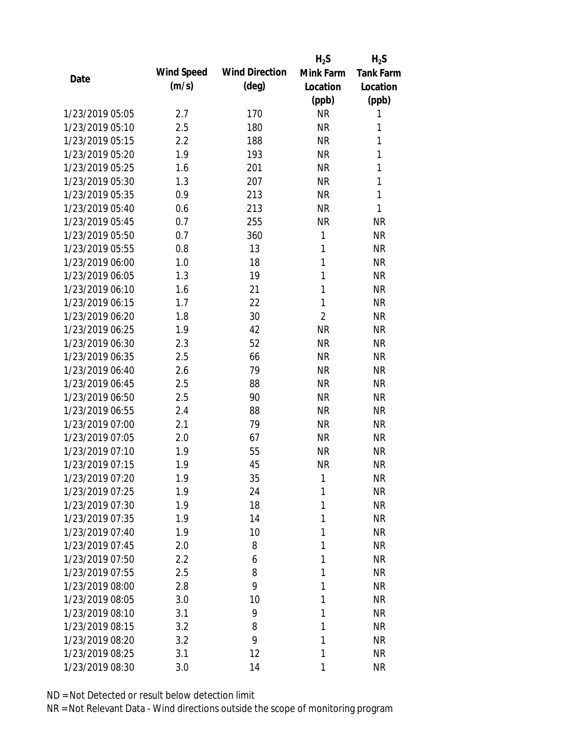| Date | Wind Speed (m/s) | Wind Direction (deg) | $H_2S$ Mink Farm Location (ppb) | $H_2S$ Tank Farm Location (ppb) |
|---|---|---|---|---|
| 1/23/2019 05:05 | 2.7 | 170 | NR | 1 |
| 1/23/2019 05:10 | 2.5 | 180 | NR | 1 |
| 1/23/2019 05:15 | 2.2 | 188 | NR | 1 |
| 1/23/2019 05:20 | 1.9 | 193 | NR | 1 |
| 1/23/2019 05:25 | 1.6 | 201 | NR | 1 |
| 1/23/2019 05:30 | 1.3 | 207 | NR | 1 |
| 1/23/2019 05:35 | 0.9 | 213 | NR | 1 |
| 1/23/2019 05:40 | 0.6 | 213 | NR | 1 |
| 1/23/2019 05:45 | 0.7 | 255 | NR | NR |
| 1/23/2019 05:50 | 0.7 | 360 | 1 | NR |
| 1/23/2019 05:55 | 0.8 | 13 | 1 | NR |
| 1/23/2019 06:00 | 1.0 | 18 | 1 | NR |
| 1/23/2019 06:05 | 1.3 | 19 | 1 | NR |
| 1/23/2019 06:10 | 1.6 | 21 | 1 | NR |
| 1/23/2019 06:15 | 1.7 | 22 | 1 | NR |
| 1/23/2019 06:20 | 1.8 | 30 | 2 | NR |
| 1/23/2019 06:25 | 1.9 | 42 | NR | NR |
| 1/23/2019 06:30 | 2.3 | 52 | NR | NR |
| 1/23/2019 06:35 | 2.5 | 66 | NR | NR |
| 1/23/2019 06:40 | 2.6 | 79 | NR | NR |
| 1/23/2019 06:45 | 2.5 | 88 | NR | NR |
| 1/23/2019 06:50 | 2.5 | 90 | NR | NR |
| 1/23/2019 06:55 | 2.4 | 88 | NR | NR |
| 1/23/2019 07:00 | 2.1 | 79 | NR | NR |
| 1/23/2019 07:05 | 2.0 | 67 | NR | NR |
| 1/23/2019 07:10 | 1.9 | 55 | NR | NR |
| 1/23/2019 07:15 | 1.9 | 45 | NR | NR |
| 1/23/2019 07:20 | 1.9 | 35 | 1 | NR |
| 1/23/2019 07:25 | 1.9 | 24 | 1 | NR |
| 1/23/2019 07:30 | 1.9 | 18 | 1 | NR |
| 1/23/2019 07:35 | 1.9 | 14 | 1 | NR |
| 1/23/2019 07:40 | 1.9 | 10 | 1 | NR |
| 1/23/2019 07:45 | 2.0 | 8 | 1 | NR |
| 1/23/2019 07:50 | 2.2 | 6 | 1 | NR |
| 1/23/2019 07:55 | 2.5 | 8 | 1 | NR |
| 1/23/2019 08:00 | 2.8 | 9 | 1 | NR |
| 1/23/2019 08:05 | 3.0 | 10 | 1 | NR |
| 1/23/2019 08:10 | 3.1 | 9 | 1 | NR |
| 1/23/2019 08:15 | 3.2 | 8 | 1 | NR |
| 1/23/2019 08:20 | 3.2 | 9 | 1 | NR |
| 1/23/2019 08:25 | 3.1 | 12 | 1 | NR |
| 1/23/2019 08:30 | 3.0 | 14 | 1 | NR |

ND = Not Detected or result below detection limit

NR = Not Relevant Data - Wind directions outside the scope of monitoring program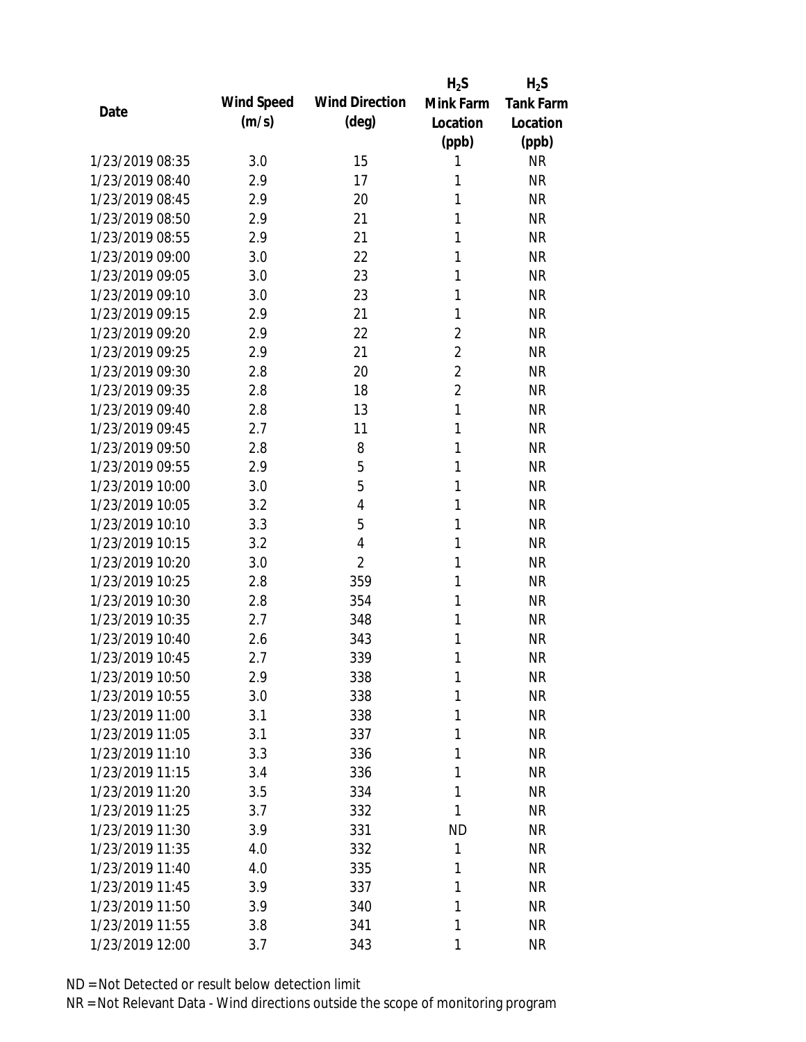| Date | Wind Speed (m/s) | Wind Direction (deg) | $H_2S$ Mink Farm Location (ppb) | $H_2S$ Tank Farm Location (ppb) |
|---|---|---|---|---|
| 1/23/2019 08:35 | 3.0 | 15 | 1 | NR |
| 1/23/2019 08:40 | 2.9 | 17 | 1 | NR |
| 1/23/2019 08:45 | 2.9 | 20 | 1 | NR |
| 1/23/2019 08:50 | 2.9 | 21 | 1 | NR |
| 1/23/2019 08:55 | 2.9 | 21 | 1 | NR |
| 1/23/2019 09:00 | 3.0 | 22 | 1 | NR |
| 1/23/2019 09:05 | 3.0 | 23 | 1 | NR |
| 1/23/2019 09:10 | 3.0 | 23 | 1 | NR |
| 1/23/2019 09:15 | 2.9 | 21 | 1 | NR |
| 1/23/2019 09:20 | 2.9 | 22 | 2 | NR |
| 1/23/2019 09:25 | 2.9 | 21 | 2 | NR |
| 1/23/2019 09:30 | 2.8 | 20 | 2 | NR |
| 1/23/2019 09:35 | 2.8 | 18 | 2 | NR |
| 1/23/2019 09:40 | 2.8 | 13 | 1 | NR |
| 1/23/2019 09:45 | 2.7 | 11 | 1 | NR |
| 1/23/2019 09:50 | 2.8 | 8 | 1 | NR |
| 1/23/2019 09:55 | 2.9 | 5 | 1 | NR |
| 1/23/2019 10:00 | 3.0 | 5 | 1 | NR |
| 1/23/2019 10:05 | 3.2 | 4 | 1 | NR |
| 1/23/2019 10:10 | 3.3 | 5 | 1 | NR |
| 1/23/2019 10:15 | 3.2 | 4 | 1 | NR |
| 1/23/2019 10:20 | 3.0 | 2 | 1 | NR |
| 1/23/2019 10:25 | 2.8 | 359 | 1 | NR |
| 1/23/2019 10:30 | 2.8 | 354 | 1 | NR |
| 1/23/2019 10:35 | 2.7 | 348 | 1 | NR |
| 1/23/2019 10:40 | 2.6 | 343 | 1 | NR |
| 1/23/2019 10:45 | 2.7 | 339 | 1 | NR |
| 1/23/2019 10:50 | 2.9 | 338 | 1 | NR |
| 1/23/2019 10:55 | 3.0 | 338 | 1 | NR |
| 1/23/2019 11:00 | 3.1 | 338 | 1 | NR |
| 1/23/2019 11:05 | 3.1 | 337 | 1 | NR |
| 1/23/2019 11:10 | 3.3 | 336 | 1 | NR |
| 1/23/2019 11:15 | 3.4 | 336 | 1 | NR |
| 1/23/2019 11:20 | 3.5 | 334 | 1 | NR |
| 1/23/2019 11:25 | 3.7 | 332 | 1 | NR |
| 1/23/2019 11:30 | 3.9 | 331 | ND | NR |
| 1/23/2019 11:35 | 4.0 | 332 | 1 | NR |
| 1/23/2019 11:40 | 4.0 | 335 | 1 | NR |
| 1/23/2019 11:45 | 3.9 | 337 | 1 | NR |
| 1/23/2019 11:50 | 3.9 | 340 | 1 | NR |
| 1/23/2019 11:55 | 3.8 | 341 | 1 | NR |
| 1/23/2019 12:00 | 3.7 | 343 | 1 | NR |

ND = Not Detected or result below detection limit
NR = Not Relevant Data - Wind directions outside the scope of monitoring program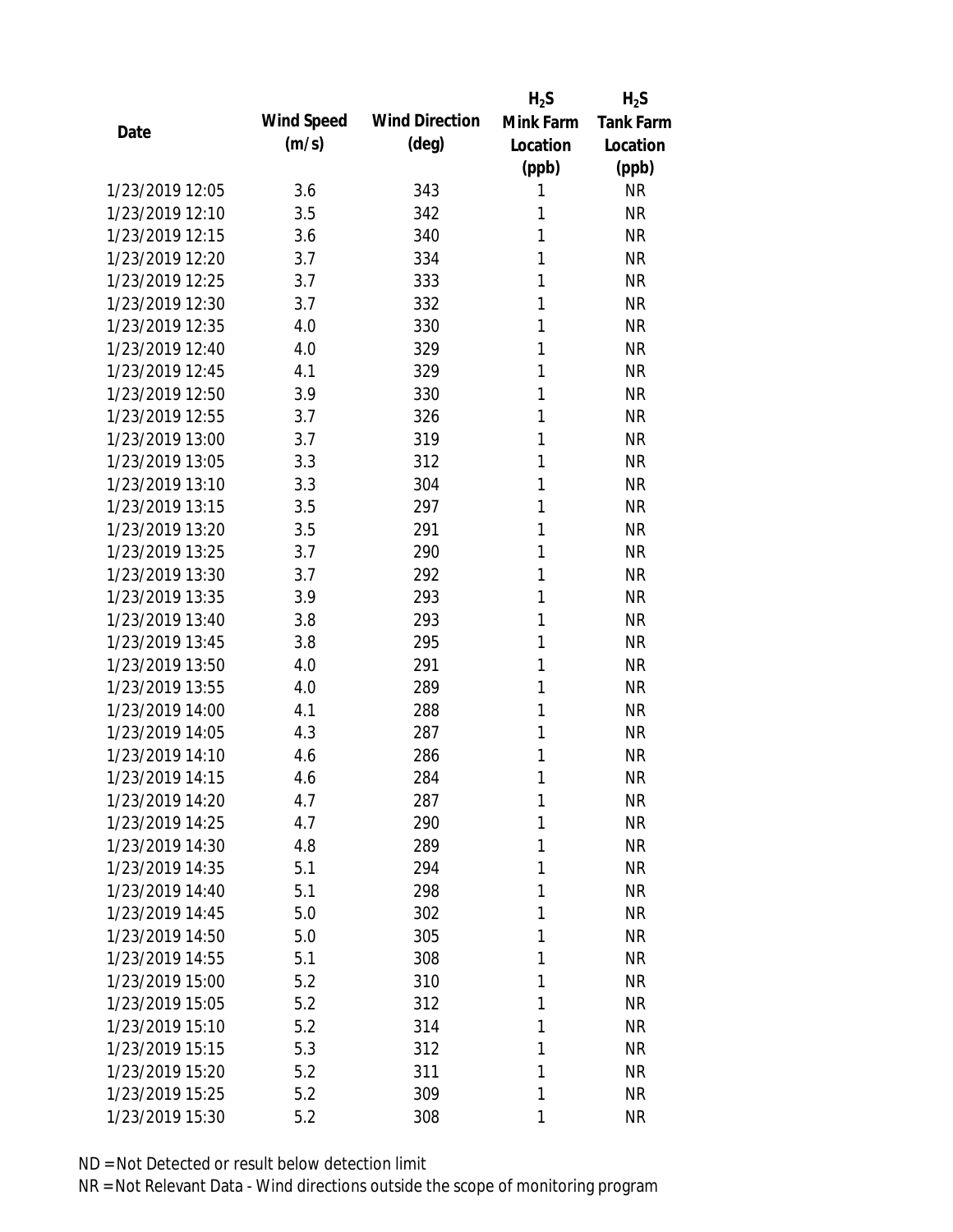| Date | Wind Speed (m/s) | Wind Direction (deg) | $H_2S$ Mink Farm Location (ppb) | $H_2S$ Tank Farm Location (ppb) |
|---|---|---|---|---|
| 1/23/2019 12:05 | 3.6 | 343 | 1 | NR |
| 1/23/2019 12:10 | 3.5 | 342 | 1 | NR |
| 1/23/2019 12:15 | 3.6 | 340 | 1 | NR |
| 1/23/2019 12:20 | 3.7 | 334 | 1 | NR |
| 1/23/2019 12:25 | 3.7 | 333 | 1 | NR |
| 1/23/2019 12:30 | 3.7 | 332 | 1 | NR |
| 1/23/2019 12:35 | 4.0 | 330 | 1 | NR |
| 1/23/2019 12:40 | 4.0 | 329 | 1 | NR |
| 1/23/2019 12:45 | 4.1 | 329 | 1 | NR |
| 1/23/2019 12:50 | 3.9 | 330 | 1 | NR |
| 1/23/2019 12:55 | 3.7 | 326 | 1 | NR |
| 1/23/2019 13:00 | 3.7 | 319 | 1 | NR |
| 1/23/2019 13:05 | 3.3 | 312 | 1 | NR |
| 1/23/2019 13:10 | 3.3 | 304 | 1 | NR |
| 1/23/2019 13:15 | 3.5 | 297 | 1 | NR |
| 1/23/2019 13:20 | 3.5 | 291 | 1 | NR |
| 1/23/2019 13:25 | 3.7 | 290 | 1 | NR |
| 1/23/2019 13:30 | 3.7 | 292 | 1 | NR |
| 1/23/2019 13:35 | 3.9 | 293 | 1 | NR |
| 1/23/2019 13:40 | 3.8 | 293 | 1 | NR |
| 1/23/2019 13:45 | 3.8 | 295 | 1 | NR |
| 1/23/2019 13:50 | 4.0 | 291 | 1 | NR |
| 1/23/2019 13:55 | 4.0 | 289 | 1 | NR |
| 1/23/2019 14:00 | 4.1 | 288 | 1 | NR |
| 1/23/2019 14:05 | 4.3 | 287 | 1 | NR |
| 1/23/2019 14:10 | 4.6 | 286 | 1 | NR |
| 1/23/2019 14:15 | 4.6 | 284 | 1 | NR |
| 1/23/2019 14:20 | 4.7 | 287 | 1 | NR |
| 1/23/2019 14:25 | 4.7 | 290 | 1 | NR |
| 1/23/2019 14:30 | 4.8 | 289 | 1 | NR |
| 1/23/2019 14:35 | 5.1 | 294 | 1 | NR |
| 1/23/2019 14:40 | 5.1 | 298 | 1 | NR |
| 1/23/2019 14:45 | 5.0 | 302 | 1 | NR |
| 1/23/2019 14:50 | 5.0 | 305 | 1 | NR |
| 1/23/2019 14:55 | 5.1 | 308 | 1 | NR |
| 1/23/2019 15:00 | 5.2 | 310 | 1 | NR |
| 1/23/2019 15:05 | 5.2 | 312 | 1 | NR |
| 1/23/2019 15:10 | 5.2 | 314 | 1 | NR |
| 1/23/2019 15:15 | 5.3 | 312 | 1 | NR |
| 1/23/2019 15:20 | 5.2 | 311 | 1 | NR |
| 1/23/2019 15:25 | 5.2 | 309 | 1 | NR |
| 1/23/2019 15:30 | 5.2 | 308 | 1 | NR |

ND = Not Detected or result below detection limit

NR = Not Relevant Data - Wind directions outside the scope of monitoring program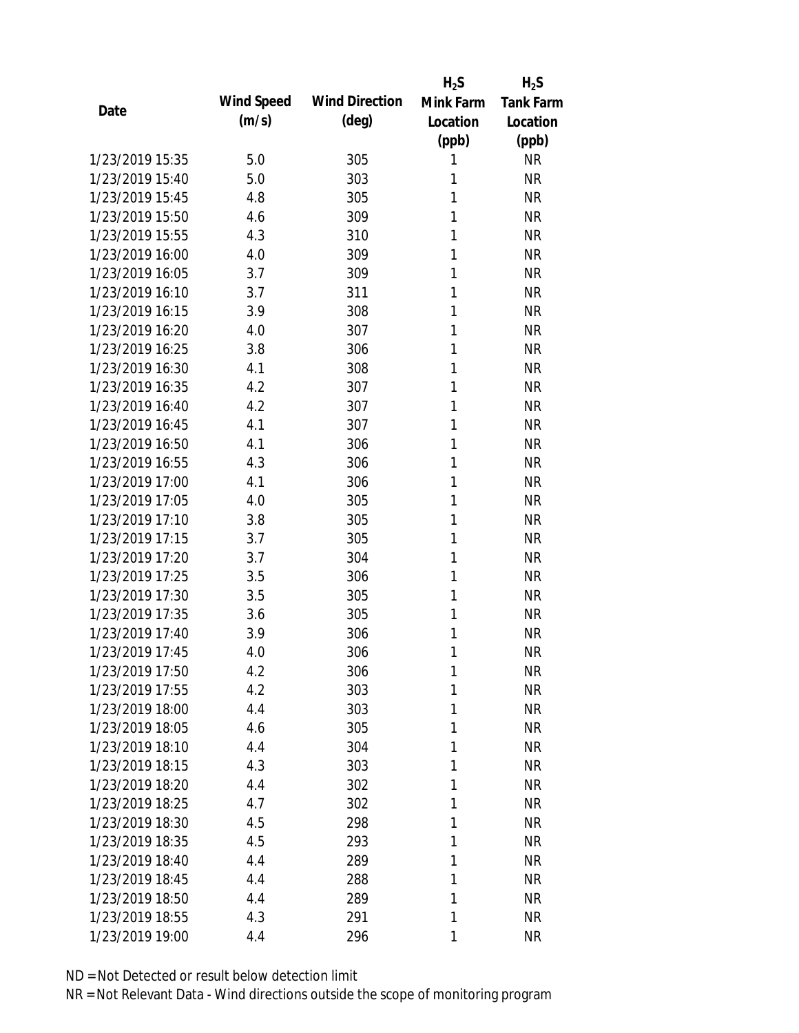| Date | Wind Speed (m/s) | Wind Direction (deg) | $H_2S$ Mink Farm Location (ppb) | $H_2S$ Tank Farm Location (ppb) |
|---|---|---|---|---|
| 1/23/2019 15:35 | 5.0 | 305 | 1 | NR |
| 1/23/2019 15:40 | 5.0 | 303 | 1 | NR |
| 1/23/2019 15:45 | 4.8 | 305 | 1 | NR |
| 1/23/2019 15:50 | 4.6 | 309 | 1 | NR |
| 1/23/2019 15:55 | 4.3 | 310 | 1 | NR |
| 1/23/2019 16:00 | 4.0 | 309 | 1 | NR |
| 1/23/2019 16:05 | 3.7 | 309 | 1 | NR |
| 1/23/2019 16:10 | 3.7 | 311 | 1 | NR |
| 1/23/2019 16:15 | 3.9 | 308 | 1 | NR |
| 1/23/2019 16:20 | 4.0 | 307 | 1 | NR |
| 1/23/2019 16:25 | 3.8 | 306 | 1 | NR |
| 1/23/2019 16:30 | 4.1 | 308 | 1 | NR |
| 1/23/2019 16:35 | 4.2 | 307 | 1 | NR |
| 1/23/2019 16:40 | 4.2 | 307 | 1 | NR |
| 1/23/2019 16:45 | 4.1 | 307 | 1 | NR |
| 1/23/2019 16:50 | 4.1 | 306 | 1 | NR |
| 1/23/2019 16:55 | 4.3 | 306 | 1 | NR |
| 1/23/2019 17:00 | 4.1 | 306 | 1 | NR |
| 1/23/2019 17:05 | 4.0 | 305 | 1 | NR |
| 1/23/2019 17:10 | 3.8 | 305 | 1 | NR |
| 1/23/2019 17:15 | 3.7 | 305 | 1 | NR |
| 1/23/2019 17:20 | 3.7 | 304 | 1 | NR |
| 1/23/2019 17:25 | 3.5 | 306 | 1 | NR |
| 1/23/2019 17:30 | 3.5 | 305 | 1 | NR |
| 1/23/2019 17:35 | 3.6 | 305 | 1 | NR |
| 1/23/2019 17:40 | 3.9 | 306 | 1 | NR |
| 1/23/2019 17:45 | 4.0 | 306 | 1 | NR |
| 1/23/2019 17:50 | 4.2 | 306 | 1 | NR |
| 1/23/2019 17:55 | 4.2 | 303 | 1 | NR |
| 1/23/2019 18:00 | 4.4 | 303 | 1 | NR |
| 1/23/2019 18:05 | 4.6 | 305 | 1 | NR |
| 1/23/2019 18:10 | 4.4 | 304 | 1 | NR |
| 1/23/2019 18:15 | 4.3 | 303 | 1 | NR |
| 1/23/2019 18:20 | 4.4 | 302 | 1 | NR |
| 1/23/2019 18:25 | 4.7 | 302 | 1 | NR |
| 1/23/2019 18:30 | 4.5 | 298 | 1 | NR |
| 1/23/2019 18:35 | 4.5 | 293 | 1 | NR |
| 1/23/2019 18:40 | 4.4 | 289 | 1 | NR |
| 1/23/2019 18:45 | 4.4 | 288 | 1 | NR |
| 1/23/2019 18:50 | 4.4 | 289 | 1 | NR |
| 1/23/2019 18:55 | 4.3 | 291 | 1 | NR |
| 1/23/2019 19:00 | 4.4 | 296 | 1 | NR |

ND = Not Detected or result below detection limit

NR = Not Relevant Data - Wind directions outside the scope of monitoring program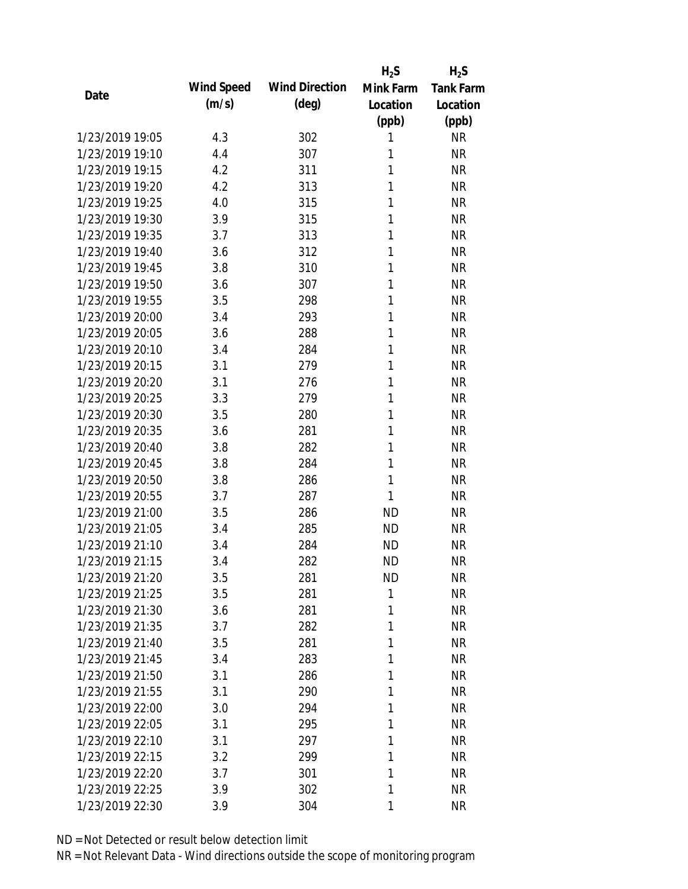| Date | Wind Speed (m/s) | Wind Direction (deg) | $H_2S$ Mink Farm Location (ppb) | $H_2S$ Tank Farm Location (ppb) |
|---|---|---|---|---|
| 1/23/2019 19:05 | 4.3 | 302 | 1 | NR |
| 1/23/2019 19:10 | 4.4 | 307 | 1 | NR |
| 1/23/2019 19:15 | 4.2 | 311 | 1 | NR |
| 1/23/2019 19:20 | 4.2 | 313 | 1 | NR |
| 1/23/2019 19:25 | 4.0 | 315 | 1 | NR |
| 1/23/2019 19:30 | 3.9 | 315 | 1 | NR |
| 1/23/2019 19:35 | 3.7 | 313 | 1 | NR |
| 1/23/2019 19:40 | 3.6 | 312 | 1 | NR |
| 1/23/2019 19:45 | 3.8 | 310 | 1 | NR |
| 1/23/2019 19:50 | 3.6 | 307 | 1 | NR |
| 1/23/2019 19:55 | 3.5 | 298 | 1 | NR |
| 1/23/2019 20:00 | 3.4 | 293 | 1 | NR |
| 1/23/2019 20:05 | 3.6 | 288 | 1 | NR |
| 1/23/2019 20:10 | 3.4 | 284 | 1 | NR |
| 1/23/2019 20:15 | 3.1 | 279 | 1 | NR |
| 1/23/2019 20:20 | 3.1 | 276 | 1 | NR |
| 1/23/2019 20:25 | 3.3 | 279 | 1 | NR |
| 1/23/2019 20:30 | 3.5 | 280 | 1 | NR |
| 1/23/2019 20:35 | 3.6 | 281 | 1 | NR |
| 1/23/2019 20:40 | 3.8 | 282 | 1 | NR |
| 1/23/2019 20:45 | 3.8 | 284 | 1 | NR |
| 1/23/2019 20:50 | 3.8 | 286 | 1 | NR |
| 1/23/2019 20:55 | 3.7 | 287 | 1 | NR |
| 1/23/2019 21:00 | 3.5 | 286 | ND | NR |
| 1/23/2019 21:05 | 3.4 | 285 | ND | NR |
| 1/23/2019 21:10 | 3.4 | 284 | ND | NR |
| 1/23/2019 21:15 | 3.4 | 282 | ND | NR |
| 1/23/2019 21:20 | 3.5 | 281 | ND | NR |
| 1/23/2019 21:25 | 3.5 | 281 | 1 | NR |
| 1/23/2019 21:30 | 3.6 | 281 | 1 | NR |
| 1/23/2019 21:35 | 3.7 | 282 | 1 | NR |
| 1/23/2019 21:40 | 3.5 | 281 | 1 | NR |
| 1/23/2019 21:45 | 3.4 | 283 | 1 | NR |
| 1/23/2019 21:50 | 3.1 | 286 | 1 | NR |
| 1/23/2019 21:55 | 3.1 | 290 | 1 | NR |
| 1/23/2019 22:00 | 3.0 | 294 | 1 | NR |
| 1/23/2019 22:05 | 3.1 | 295 | 1 | NR |
| 1/23/2019 22:10 | 3.1 | 297 | 1 | NR |
| 1/23/2019 22:15 | 3.2 | 299 | 1 | NR |
| 1/23/2019 22:20 | 3.7 | 301 | 1 | NR |
| 1/23/2019 22:25 | 3.9 | 302 | 1 | NR |
| 1/23/2019 22:30 | 3.9 | 304 | 1 | NR |

ND = Not Detected or result below detection limit

NR = Not Relevant Data - Wind directions outside the scope of monitoring program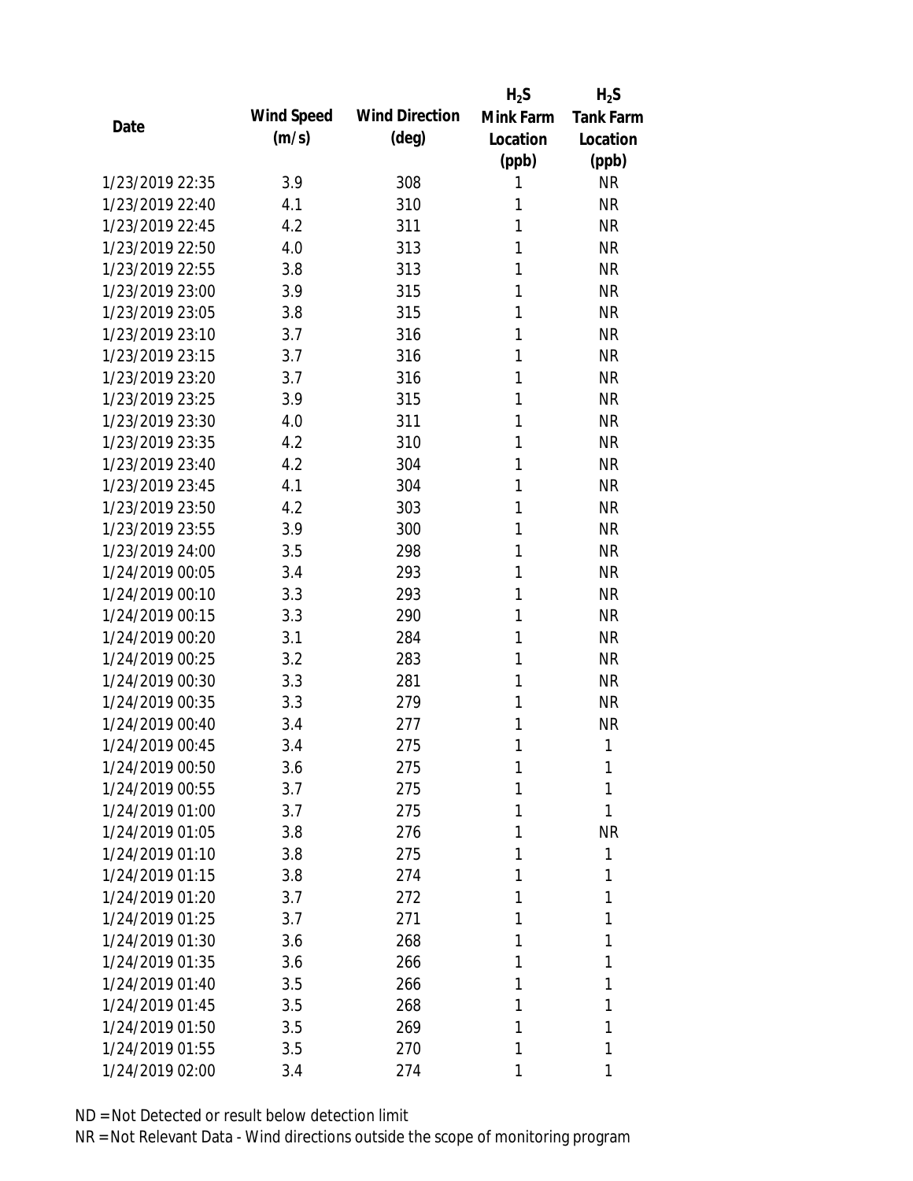| Date | Wind Speed (m/s) | Wind Direction (deg) | $H_2S$ Mink Farm Location (ppb) | $H_2S$ Tank Farm Location (ppb) |
|---|---|---|---|---|
| 1/23/2019 22:35 | 3.9 | 308 | 1 | NR |
| 1/23/2019 22:40 | 4.1 | 310 | 1 | NR |
| 1/23/2019 22:45 | 4.2 | 311 | 1 | NR |
| 1/23/2019 22:50 | 4.0 | 313 | 1 | NR |
| 1/23/2019 22:55 | 3.8 | 313 | 1 | NR |
| 1/23/2019 23:00 | 3.9 | 315 | 1 | NR |
| 1/23/2019 23:05 | 3.8 | 315 | 1 | NR |
| 1/23/2019 23:10 | 3.7 | 316 | 1 | NR |
| 1/23/2019 23:15 | 3.7 | 316 | 1 | NR |
| 1/23/2019 23:20 | 3.7 | 316 | 1 | NR |
| 1/23/2019 23:25 | 3.9 | 315 | 1 | NR |
| 1/23/2019 23:30 | 4.0 | 311 | 1 | NR |
| 1/23/2019 23:35 | 4.2 | 310 | 1 | NR |
| 1/23/2019 23:40 | 4.2 | 304 | 1 | NR |
| 1/23/2019 23:45 | 4.1 | 304 | 1 | NR |
| 1/23/2019 23:50 | 4.2 | 303 | 1 | NR |
| 1/23/2019 23:55 | 3.9 | 300 | 1 | NR |
| 1/23/2019 24:00 | 3.5 | 298 | 1 | NR |
| 1/24/2019 00:05 | 3.4 | 293 | 1 | NR |
| 1/24/2019 00:10 | 3.3 | 293 | 1 | NR |
| 1/24/2019 00:15 | 3.3 | 290 | 1 | NR |
| 1/24/2019 00:20 | 3.1 | 284 | 1 | NR |
| 1/24/2019 00:25 | 3.2 | 283 | 1 | NR |
| 1/24/2019 00:30 | 3.3 | 281 | 1 | NR |
| 1/24/2019 00:35 | 3.3 | 279 | 1 | NR |
| 1/24/2019 00:40 | 3.4 | 277 | 1 | NR |
| 1/24/2019 00:45 | 3.4 | 275 | 1 | 1 |
| 1/24/2019 00:50 | 3.6 | 275 | 1 | 1 |
| 1/24/2019 00:55 | 3.7 | 275 | 1 | 1 |
| 1/24/2019 01:00 | 3.7 | 275 | 1 | 1 |
| 1/24/2019 01:05 | 3.8 | 276 | 1 | NR |
| 1/24/2019 01:10 | 3.8 | 275 | 1 | 1 |
| 1/24/2019 01:15 | 3.8 | 274 | 1 | 1 |
| 1/24/2019 01:20 | 3.7 | 272 | 1 | 1 |
| 1/24/2019 01:25 | 3.7 | 271 | 1 | 1 |
| 1/24/2019 01:30 | 3.6 | 268 | 1 | 1 |
| 1/24/2019 01:35 | 3.6 | 266 | 1 | 1 |
| 1/24/2019 01:40 | 3.5 | 266 | 1 | 1 |
| 1/24/2019 01:45 | 3.5 | 268 | 1 | 1 |
| 1/24/2019 01:50 | 3.5 | 269 | 1 | 1 |
| 1/24/2019 01:55 | 3.5 | 270 | 1 | 1 |
| 1/24/2019 02:00 | 3.4 | 274 | 1 | 1 |

ND = Not Detected or result below detection limit

NR = Not Relevant Data - Wind directions outside the scope of monitoring program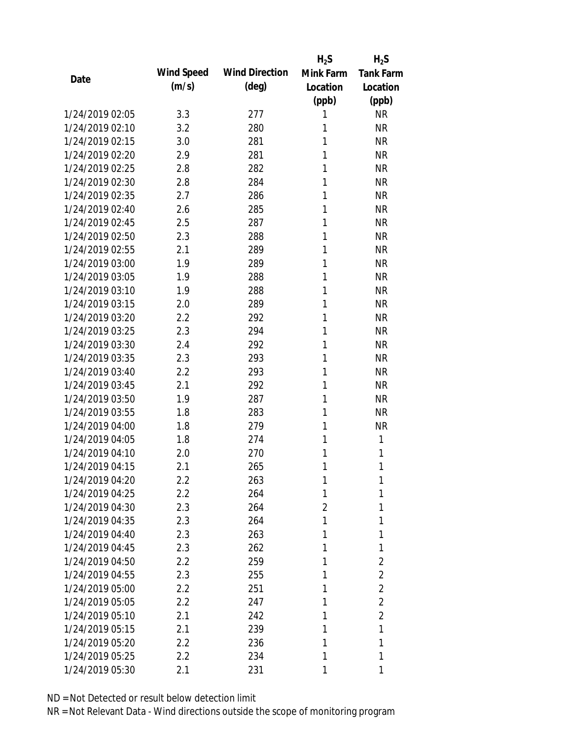| Date | Wind Speed (m/s) | Wind Direction (deg) | $H_2S$ Mink Farm Location (ppb) | $H_2S$ Tank Farm Location (ppb) |
|---|---|---|---|---|
| 1/24/2019 02:05 | 3.3 | 277 | 1 | NR |
| 1/24/2019 02:10 | 3.2 | 280 | 1 | NR |
| 1/24/2019 02:15 | 3.0 | 281 | 1 | NR |
| 1/24/2019 02:20 | 2.9 | 281 | 1 | NR |
| 1/24/2019 02:25 | 2.8 | 282 | 1 | NR |
| 1/24/2019 02:30 | 2.8 | 284 | 1 | NR |
| 1/24/2019 02:35 | 2.7 | 286 | 1 | NR |
| 1/24/2019 02:40 | 2.6 | 285 | 1 | NR |
| 1/24/2019 02:45 | 2.5 | 287 | 1 | NR |
| 1/24/2019 02:50 | 2.3 | 288 | 1 | NR |
| 1/24/2019 02:55 | 2.1 | 289 | 1 | NR |
| 1/24/2019 03:00 | 1.9 | 289 | 1 | NR |
| 1/24/2019 03:05 | 1.9 | 288 | 1 | NR |
| 1/24/2019 03:10 | 1.9 | 288 | 1 | NR |
| 1/24/2019 03:15 | 2.0 | 289 | 1 | NR |
| 1/24/2019 03:20 | 2.2 | 292 | 1 | NR |
| 1/24/2019 03:25 | 2.3 | 294 | 1 | NR |
| 1/24/2019 03:30 | 2.4 | 292 | 1 | NR |
| 1/24/2019 03:35 | 2.3 | 293 | 1 | NR |
| 1/24/2019 03:40 | 2.2 | 293 | 1 | NR |
| 1/24/2019 03:45 | 2.1 | 292 | 1 | NR |
| 1/24/2019 03:50 | 1.9 | 287 | 1 | NR |
| 1/24/2019 03:55 | 1.8 | 283 | 1 | NR |
| 1/24/2019 04:00 | 1.8 | 279 | 1 | NR |
| 1/24/2019 04:05 | 1.8 | 274 | 1 | 1 |
| 1/24/2019 04:10 | 2.0 | 270 | 1 | 1 |
| 1/24/2019 04:15 | 2.1 | 265 | 1 | 1 |
| 1/24/2019 04:20 | 2.2 | 263 | 1 | 1 |
| 1/24/2019 04:25 | 2.2 | 264 | 1 | 1 |
| 1/24/2019 04:30 | 2.3 | 264 | 2 | 1 |
| 1/24/2019 04:35 | 2.3 | 264 | 1 | 1 |
| 1/24/2019 04:40 | 2.3 | 263 | 1 | 1 |
| 1/24/2019 04:45 | 2.3 | 262 | 1 | 1 |
| 1/24/2019 04:50 | 2.2 | 259 | 1 | 2 |
| 1/24/2019 04:55 | 2.3 | 255 | 1 | 2 |
| 1/24/2019 05:00 | 2.2 | 251 | 1 | 2 |
| 1/24/2019 05:05 | 2.2 | 247 | 1 | 2 |
| 1/24/2019 05:10 | 2.1 | 242 | 1 | 2 |
| 1/24/2019 05:15 | 2.1 | 239 | 1 | 1 |
| 1/24/2019 05:20 | 2.2 | 236 | 1 | 1 |
| 1/24/2019 05:25 | 2.2 | 234 | 1 | 1 |
| 1/24/2019 05:30 | 2.1 | 231 | 1 | 1 |

ND = Not Detected or result below detection limit

NR = Not Relevant Data - Wind directions outside the scope of monitoring program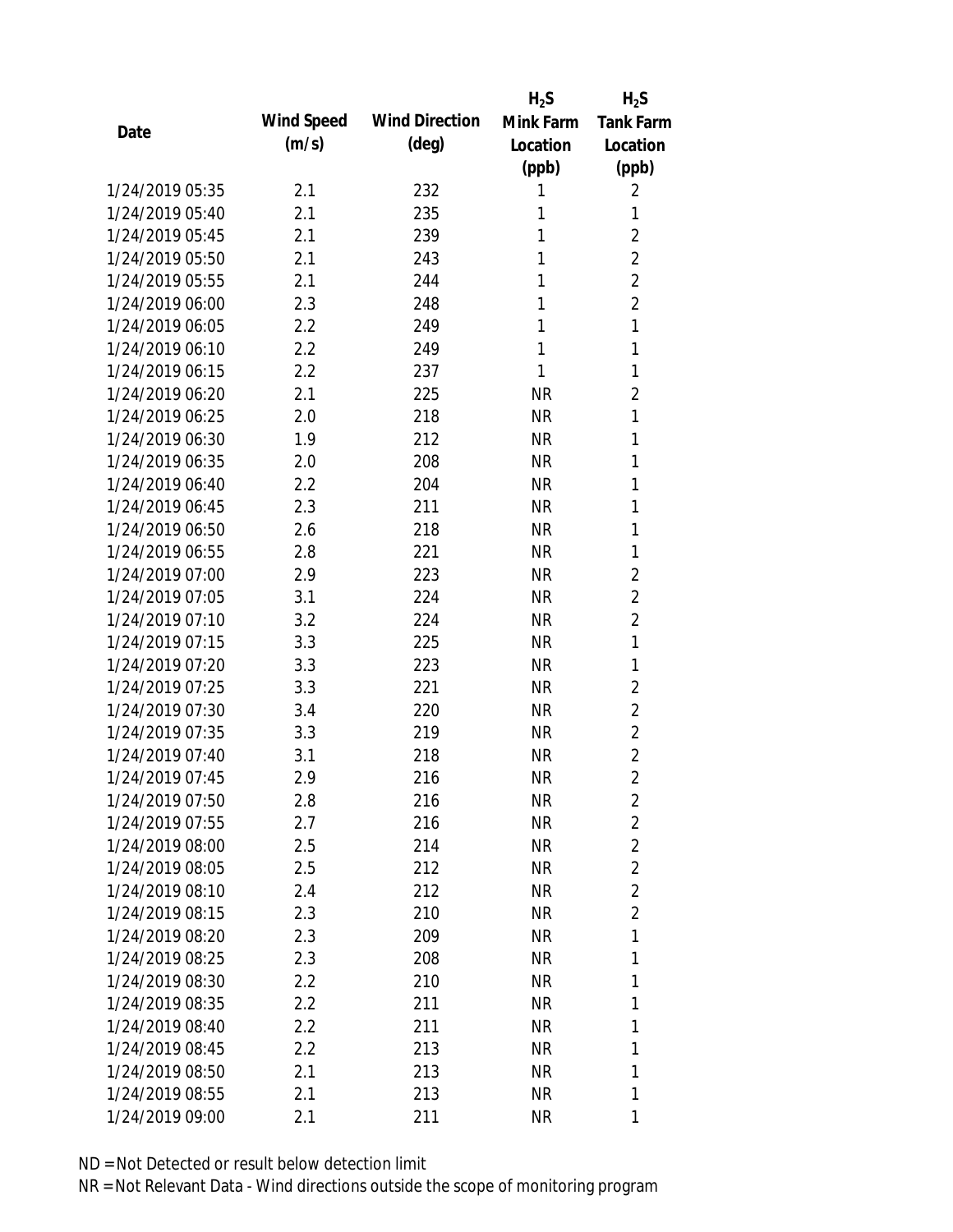| Date | Wind Speed (m/s) | Wind Direction (deg) | $H_2S$ Mink Farm Location (ppb) | $H_2S$ Tank Farm Location (ppb) |
|---|---|---|---|---|
| 1/24/2019 05:35 | 2.1 | 232 | 1 | 2 |
| 1/24/2019 05:40 | 2.1 | 235 | 1 | 1 |
| 1/24/2019 05:45 | 2.1 | 239 | 1 | 2 |
| 1/24/2019 05:50 | 2.1 | 243 | 1 | 2 |
| 1/24/2019 05:55 | 2.1 | 244 | 1 | 2 |
| 1/24/2019 06:00 | 2.3 | 248 | 1 | 2 |
| 1/24/2019 06:05 | 2.2 | 249 | 1 | 1 |
| 1/24/2019 06:10 | 2.2 | 249 | 1 | 1 |
| 1/24/2019 06:15 | 2.2 | 237 | 1 | 1 |
| 1/24/2019 06:20 | 2.1 | 225 | NR | 2 |
| 1/24/2019 06:25 | 2.0 | 218 | NR | 1 |
| 1/24/2019 06:30 | 1.9 | 212 | NR | 1 |
| 1/24/2019 06:35 | 2.0 | 208 | NR | 1 |
| 1/24/2019 06:40 | 2.2 | 204 | NR | 1 |
| 1/24/2019 06:45 | 2.3 | 211 | NR | 1 |
| 1/24/2019 06:50 | 2.6 | 218 | NR | 1 |
| 1/24/2019 06:55 | 2.8 | 221 | NR | 1 |
| 1/24/2019 07:00 | 2.9 | 223 | NR | 2 |
| 1/24/2019 07:05 | 3.1 | 224 | NR | 2 |
| 1/24/2019 07:10 | 3.2 | 224 | NR | 2 |
| 1/24/2019 07:15 | 3.3 | 225 | NR | 1 |
| 1/24/2019 07:20 | 3.3 | 223 | NR | 1 |
| 1/24/2019 07:25 | 3.3 | 221 | NR | 2 |
| 1/24/2019 07:30 | 3.4 | 220 | NR | 2 |
| 1/24/2019 07:35 | 3.3 | 219 | NR | 2 |
| 1/24/2019 07:40 | 3.1 | 218 | NR | 2 |
| 1/24/2019 07:45 | 2.9 | 216 | NR | 2 |
| 1/24/2019 07:50 | 2.8 | 216 | NR | 2 |
| 1/24/2019 07:55 | 2.7 | 216 | NR | 2 |
| 1/24/2019 08:00 | 2.5 | 214 | NR | 2 |
| 1/24/2019 08:05 | 2.5 | 212 | NR | 2 |
| 1/24/2019 08:10 | 2.4 | 212 | NR | 2 |
| 1/24/2019 08:15 | 2.3 | 210 | NR | 2 |
| 1/24/2019 08:20 | 2.3 | 209 | NR | 1 |
| 1/24/2019 08:25 | 2.3 | 208 | NR | 1 |
| 1/24/2019 08:30 | 2.2 | 210 | NR | 1 |
| 1/24/2019 08:35 | 2.2 | 211 | NR | 1 |
| 1/24/2019 08:40 | 2.2 | 211 | NR | 1 |
| 1/24/2019 08:45 | 2.2 | 213 | NR | 1 |
| 1/24/2019 08:50 | 2.1 | 213 | NR | 1 |
| 1/24/2019 08:55 | 2.1 | 213 | NR | 1 |
| 1/24/2019 09:00 | 2.1 | 211 | NR | 1 |

ND = Not Detected or result below detection limit

NR = Not Relevant Data - Wind directions outside the scope of monitoring program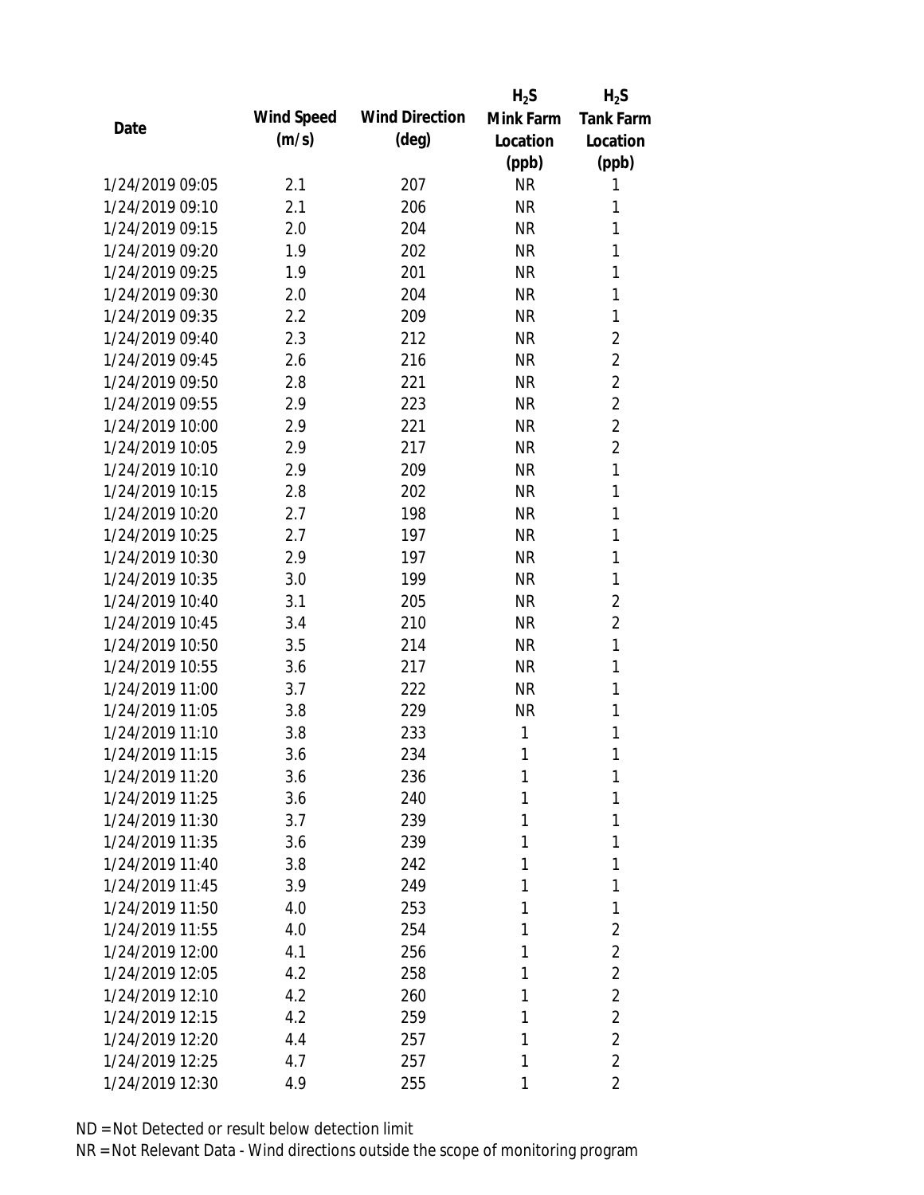| Date | Wind Speed (m/s) | Wind Direction (deg) | $H_2S$ Mink Farm Location (ppb) | $H_2S$ Tank Farm Location (ppb) |
|---|---|---|---|---|
| 1/24/2019 09:05 | 2.1 | 207 | NR | 1 |
| 1/24/2019 09:10 | 2.1 | 206 | NR | 1 |
| 1/24/2019 09:15 | 2.0 | 204 | NR | 1 |
| 1/24/2019 09:20 | 1.9 | 202 | NR | 1 |
| 1/24/2019 09:25 | 1.9 | 201 | NR | 1 |
| 1/24/2019 09:30 | 2.0 | 204 | NR | 1 |
| 1/24/2019 09:35 | 2.2 | 209 | NR | 1 |
| 1/24/2019 09:40 | 2.3 | 212 | NR | 2 |
| 1/24/2019 09:45 | 2.6 | 216 | NR | 2 |
| 1/24/2019 09:50 | 2.8 | 221 | NR | 2 |
| 1/24/2019 09:55 | 2.9 | 223 | NR | 2 |
| 1/24/2019 10:00 | 2.9 | 221 | NR | 2 |
| 1/24/2019 10:05 | 2.9 | 217 | NR | 2 |
| 1/24/2019 10:10 | 2.9 | 209 | NR | 1 |
| 1/24/2019 10:15 | 2.8 | 202 | NR | 1 |
| 1/24/2019 10:20 | 2.7 | 198 | NR | 1 |
| 1/24/2019 10:25 | 2.7 | 197 | NR | 1 |
| 1/24/2019 10:30 | 2.9 | 197 | NR | 1 |
| 1/24/2019 10:35 | 3.0 | 199 | NR | 1 |
| 1/24/2019 10:40 | 3.1 | 205 | NR | 2 |
| 1/24/2019 10:45 | 3.4 | 210 | NR | 2 |
| 1/24/2019 10:50 | 3.5 | 214 | NR | 1 |
| 1/24/2019 10:55 | 3.6 | 217 | NR | 1 |
| 1/24/2019 11:00 | 3.7 | 222 | NR | 1 |
| 1/24/2019 11:05 | 3.8 | 229 | NR | 1 |
| 1/24/2019 11:10 | 3.8 | 233 | 1 | 1 |
| 1/24/2019 11:15 | 3.6 | 234 | 1 | 1 |
| 1/24/2019 11:20 | 3.6 | 236 | 1 | 1 |
| 1/24/2019 11:25 | 3.6 | 240 | 1 | 1 |
| 1/24/2019 11:30 | 3.7 | 239 | 1 | 1 |
| 1/24/2019 11:35 | 3.6 | 239 | 1 | 1 |
| 1/24/2019 11:40 | 3.8 | 242 | 1 | 1 |
| 1/24/2019 11:45 | 3.9 | 249 | 1 | 1 |
| 1/24/2019 11:50 | 4.0 | 253 | 1 | 1 |
| 1/24/2019 11:55 | 4.0 | 254 | 1 | 2 |
| 1/24/2019 12:00 | 4.1 | 256 | 1 | 2 |
| 1/24/2019 12:05 | 4.2 | 258 | 1 | 2 |
| 1/24/2019 12:10 | 4.2 | 260 | 1 | 2 |
| 1/24/2019 12:15 | 4.2 | 259 | 1 | 2 |
| 1/24/2019 12:20 | 4.4 | 257 | 1 | 2 |
| 1/24/2019 12:25 | 4.7 | 257 | 1 | 2 |
| 1/24/2019 12:30 | 4.9 | 255 | 1 | 2 |

ND = Not Detected or result below detection limit

NR = Not Relevant Data - Wind directions outside the scope of monitoring program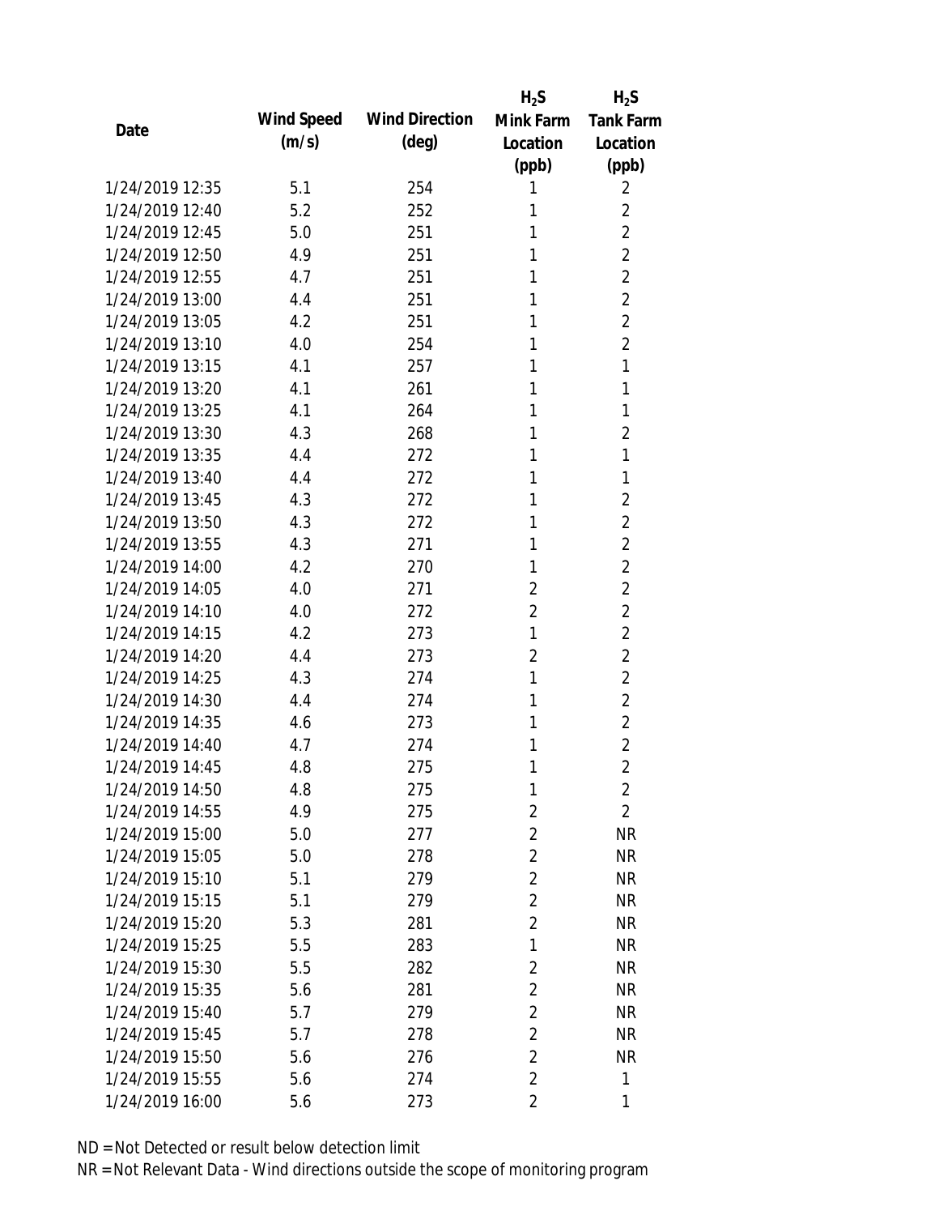| Date | Wind Speed (m/s) | Wind Direction (deg) | $H_2S$ Mink Farm Location (ppb) | $H_2S$ Tank Farm Location (ppb) |
|---|---|---|---|---|
| 1/24/2019 12:35 | 5.1 | 254 | 1 | 2 |
| 1/24/2019 12:40 | 5.2 | 252 | 1 | 2 |
| 1/24/2019 12:45 | 5.0 | 251 | 1 | 2 |
| 1/24/2019 12:50 | 4.9 | 251 | 1 | 2 |
| 1/24/2019 12:55 | 4.7 | 251 | 1 | 2 |
| 1/24/2019 13:00 | 4.4 | 251 | 1 | 2 |
| 1/24/2019 13:05 | 4.2 | 251 | 1 | 2 |
| 1/24/2019 13:10 | 4.0 | 254 | 1 | 2 |
| 1/24/2019 13:15 | 4.1 | 257 | 1 | 1 |
| 1/24/2019 13:20 | 4.1 | 261 | 1 | 1 |
| 1/24/2019 13:25 | 4.1 | 264 | 1 | 1 |
| 1/24/2019 13:30 | 4.3 | 268 | 1 | 2 |
| 1/24/2019 13:35 | 4.4 | 272 | 1 | 1 |
| 1/24/2019 13:40 | 4.4 | 272 | 1 | 1 |
| 1/24/2019 13:45 | 4.3 | 272 | 1 | 2 |
| 1/24/2019 13:50 | 4.3 | 272 | 1 | 2 |
| 1/24/2019 13:55 | 4.3 | 271 | 1 | 2 |
| 1/24/2019 14:00 | 4.2 | 270 | 1 | 2 |
| 1/24/2019 14:05 | 4.0 | 271 | 2 | 2 |
| 1/24/2019 14:10 | 4.0 | 272 | 2 | 2 |
| 1/24/2019 14:15 | 4.2 | 273 | 1 | 2 |
| 1/24/2019 14:20 | 4.4 | 273 | 2 | 2 |
| 1/24/2019 14:25 | 4.3 | 274 | 1 | 2 |
| 1/24/2019 14:30 | 4.4 | 274 | 1 | 2 |
| 1/24/2019 14:35 | 4.6 | 273 | 1 | 2 |
| 1/24/2019 14:40 | 4.7 | 274 | 1 | 2 |
| 1/24/2019 14:45 | 4.8 | 275 | 1 | 2 |
| 1/24/2019 14:50 | 4.8 | 275 | 1 | 2 |
| 1/24/2019 14:55 | 4.9 | 275 | 2 | 2 |
| 1/24/2019 15:00 | 5.0 | 277 | 2 | NR |
| 1/24/2019 15:05 | 5.0 | 278 | 2 | NR |
| 1/24/2019 15:10 | 5.1 | 279 | 2 | NR |
| 1/24/2019 15:15 | 5.1 | 279 | 2 | NR |
| 1/24/2019 15:20 | 5.3 | 281 | 2 | NR |
| 1/24/2019 15:25 | 5.5 | 283 | 1 | NR |
| 1/24/2019 15:30 | 5.5 | 282 | 2 | NR |
| 1/24/2019 15:35 | 5.6 | 281 | 2 | NR |
| 1/24/2019 15:40 | 5.7 | 279 | 2 | NR |
| 1/24/2019 15:45 | 5.7 | 278 | 2 | NR |
| 1/24/2019 15:50 | 5.6 | 276 | 2 | NR |
| 1/24/2019 15:55 | 5.6 | 274 | 2 | 1 |
| 1/24/2019 16:00 | 5.6 | 273 | 2 | 1 |

ND = Not Detected or result below detection limit

NR = Not Relevant Data - Wind directions outside the scope of monitoring program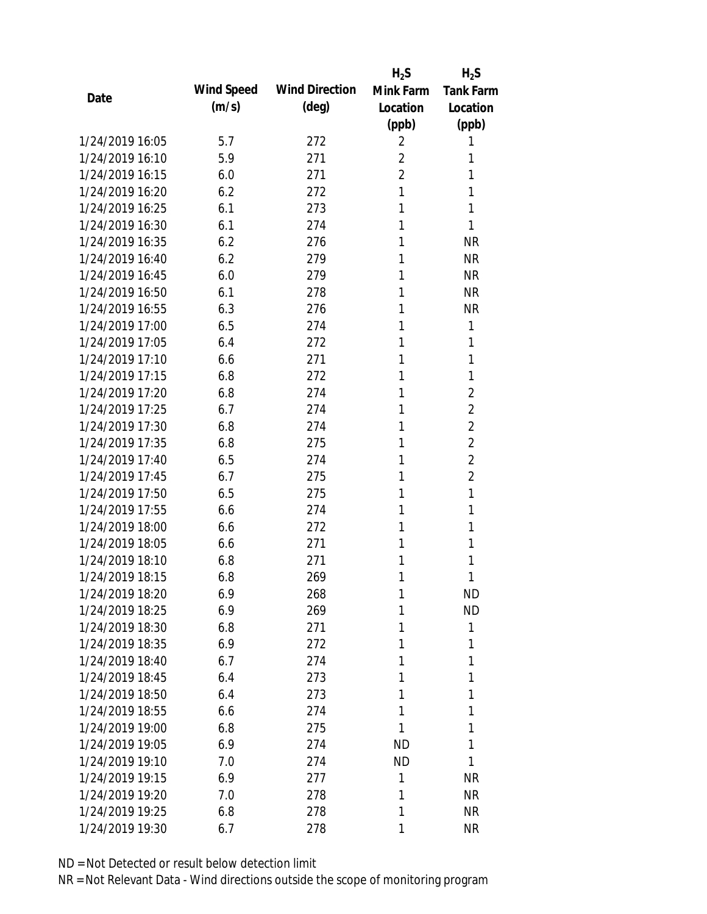| Date | Wind Speed (m/s) | Wind Direction (deg) | $H_2S$ Mink Farm Location (ppb) | $H_2S$ Tank Farm Location (ppb) |
|---|---|---|---|---|
| 1/24/2019 16:05 | 5.7 | 272 | 2 | 1 |
| 1/24/2019 16:10 | 5.9 | 271 | 2 | 1 |
| 1/24/2019 16:15 | 6.0 | 271 | 2 | 1 |
| 1/24/2019 16:20 | 6.2 | 272 | 1 | 1 |
| 1/24/2019 16:25 | 6.1 | 273 | 1 | 1 |
| 1/24/2019 16:30 | 6.1 | 274 | 1 | 1 |
| 1/24/2019 16:35 | 6.2 | 276 | 1 | NR |
| 1/24/2019 16:40 | 6.2 | 279 | 1 | NR |
| 1/24/2019 16:45 | 6.0 | 279 | 1 | NR |
| 1/24/2019 16:50 | 6.1 | 278 | 1 | NR |
| 1/24/2019 16:55 | 6.3 | 276 | 1 | NR |
| 1/24/2019 17:00 | 6.5 | 274 | 1 | 1 |
| 1/24/2019 17:05 | 6.4 | 272 | 1 | 1 |
| 1/24/2019 17:10 | 6.6 | 271 | 1 | 1 |
| 1/24/2019 17:15 | 6.8 | 272 | 1 | 1 |
| 1/24/2019 17:20 | 6.8 | 274 | 1 | 2 |
| 1/24/2019 17:25 | 6.7 | 274 | 1 | 2 |
| 1/24/2019 17:30 | 6.8 | 274 | 1 | 2 |
| 1/24/2019 17:35 | 6.8 | 275 | 1 | 2 |
| 1/24/2019 17:40 | 6.5 | 274 | 1 | 2 |
| 1/24/2019 17:45 | 6.7 | 275 | 1 | 2 |
| 1/24/2019 17:50 | 6.5 | 275 | 1 | 1 |
| 1/24/2019 17:55 | 6.6 | 274 | 1 | 1 |
| 1/24/2019 18:00 | 6.6 | 272 | 1 | 1 |
| 1/24/2019 18:05 | 6.6 | 271 | 1 | 1 |
| 1/24/2019 18:10 | 6.8 | 271 | 1 | 1 |
| 1/24/2019 18:15 | 6.8 | 269 | 1 | 1 |
| 1/24/2019 18:20 | 6.9 | 268 | 1 | ND |
| 1/24/2019 18:25 | 6.9 | 269 | 1 | ND |
| 1/24/2019 18:30 | 6.8 | 271 | 1 | 1 |
| 1/24/2019 18:35 | 6.9 | 272 | 1 | 1 |
| 1/24/2019 18:40 | 6.7 | 274 | 1 | 1 |
| 1/24/2019 18:45 | 6.4 | 273 | 1 | 1 |
| 1/24/2019 18:50 | 6.4 | 273 | 1 | 1 |
| 1/24/2019 18:55 | 6.6 | 274 | 1 | 1 |
| 1/24/2019 19:00 | 6.8 | 275 | 1 | 1 |
| 1/24/2019 19:05 | 6.9 | 274 | ND | 1 |
| 1/24/2019 19:10 | 7.0 | 274 | ND | 1 |
| 1/24/2019 19:15 | 6.9 | 277 | 1 | NR |
| 1/24/2019 19:20 | 7.0 | 278 | 1 | NR |
| 1/24/2019 19:25 | 6.8 | 278 | 1 | NR |
| 1/24/2019 19:30 | 6.7 | 278 | 1 | NR |

ND = Not Detected or result below detection limit
NR = Not Relevant Data - Wind directions outside the scope of monitoring program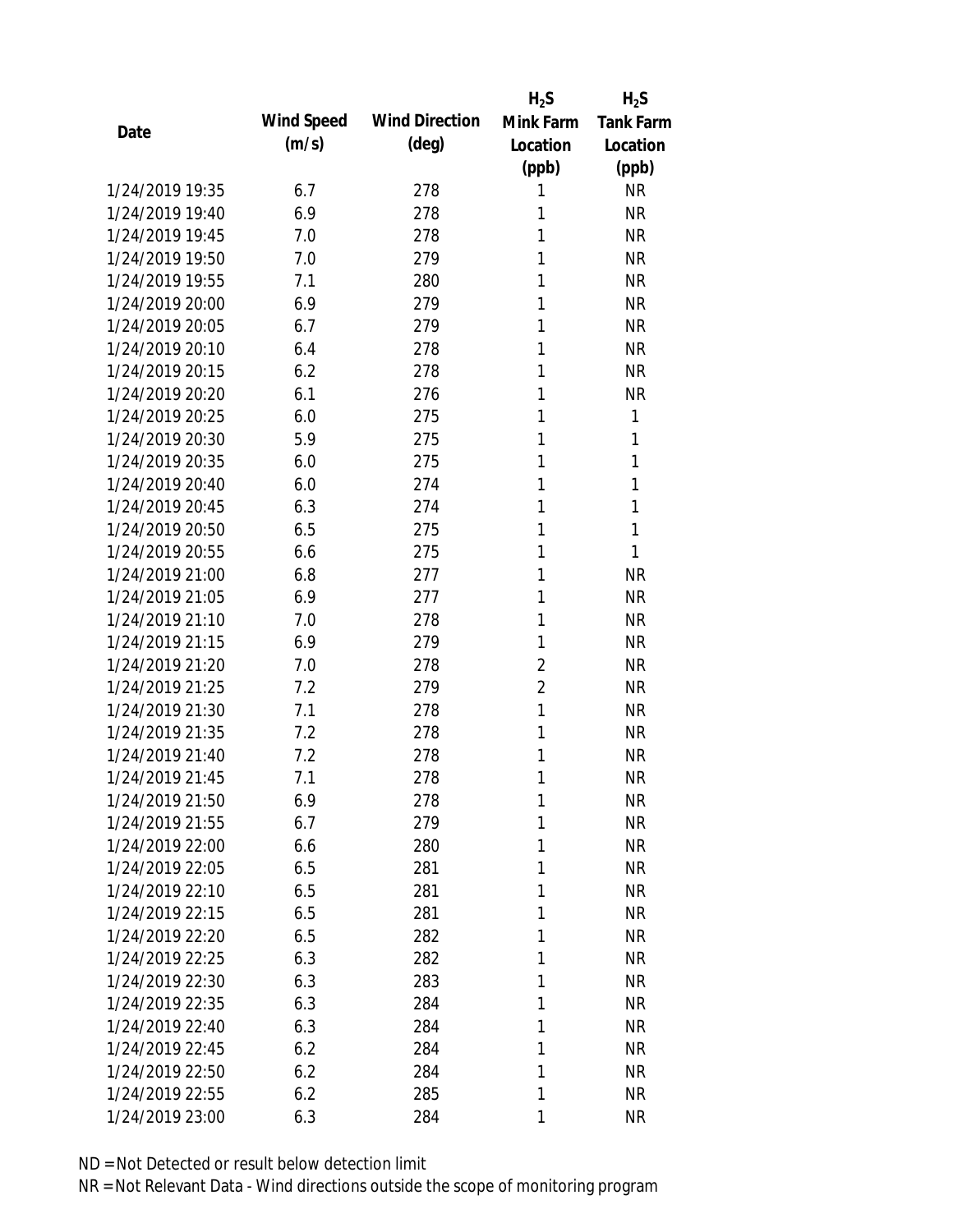| Date | Wind Speed (m/s) | Wind Direction (deg) | $H_2S$ Mink Farm Location (ppb) | $H_2S$ Tank Farm Location (ppb) |
|---|---|---|---|---|
| 1/24/2019 19:35 | 6.7 | 278 | 1 | NR |
| 1/24/2019 19:40 | 6.9 | 278 | 1 | NR |
| 1/24/2019 19:45 | 7.0 | 278 | 1 | NR |
| 1/24/2019 19:50 | 7.0 | 279 | 1 | NR |
| 1/24/2019 19:55 | 7.1 | 280 | 1 | NR |
| 1/24/2019 20:00 | 6.9 | 279 | 1 | NR |
| 1/24/2019 20:05 | 6.7 | 279 | 1 | NR |
| 1/24/2019 20:10 | 6.4 | 278 | 1 | NR |
| 1/24/2019 20:15 | 6.2 | 278 | 1 | NR |
| 1/24/2019 20:20 | 6.1 | 276 | 1 | NR |
| 1/24/2019 20:25 | 6.0 | 275 | 1 | 1 |
| 1/24/2019 20:30 | 5.9 | 275 | 1 | 1 |
| 1/24/2019 20:35 | 6.0 | 275 | 1 | 1 |
| 1/24/2019 20:40 | 6.0 | 274 | 1 | 1 |
| 1/24/2019 20:45 | 6.3 | 274 | 1 | 1 |
| 1/24/2019 20:50 | 6.5 | 275 | 1 | 1 |
| 1/24/2019 20:55 | 6.6 | 275 | 1 | 1 |
| 1/24/2019 21:00 | 6.8 | 277 | 1 | NR |
| 1/24/2019 21:05 | 6.9 | 277 | 1 | NR |
| 1/24/2019 21:10 | 7.0 | 278 | 1 | NR |
| 1/24/2019 21:15 | 6.9 | 279 | 1 | NR |
| 1/24/2019 21:20 | 7.0 | 278 | 2 | NR |
| 1/24/2019 21:25 | 7.2 | 279 | 2 | NR |
| 1/24/2019 21:30 | 7.1 | 278 | 1 | NR |
| 1/24/2019 21:35 | 7.2 | 278 | 1 | NR |
| 1/24/2019 21:40 | 7.2 | 278 | 1 | NR |
| 1/24/2019 21:45 | 7.1 | 278 | 1 | NR |
| 1/24/2019 21:50 | 6.9 | 278 | 1 | NR |
| 1/24/2019 21:55 | 6.7 | 279 | 1 | NR |
| 1/24/2019 22:00 | 6.6 | 280 | 1 | NR |
| 1/24/2019 22:05 | 6.5 | 281 | 1 | NR |
| 1/24/2019 22:10 | 6.5 | 281 | 1 | NR |
| 1/24/2019 22:15 | 6.5 | 281 | 1 | NR |
| 1/24/2019 22:20 | 6.5 | 282 | 1 | NR |
| 1/24/2019 22:25 | 6.3 | 282 | 1 | NR |
| 1/24/2019 22:30 | 6.3 | 283 | 1 | NR |
| 1/24/2019 22:35 | 6.3 | 284 | 1 | NR |
| 1/24/2019 22:40 | 6.3 | 284 | 1 | NR |
| 1/24/2019 22:45 | 6.2 | 284 | 1 | NR |
| 1/24/2019 22:50 | 6.2 | 284 | 1 | NR |
| 1/24/2019 22:55 | 6.2 | 285 | 1 | NR |
| 1/24/2019 23:00 | 6.3 | 284 | 1 | NR |

ND = Not Detected or result below detection limit

NR = Not Relevant Data - Wind directions outside the scope of monitoring program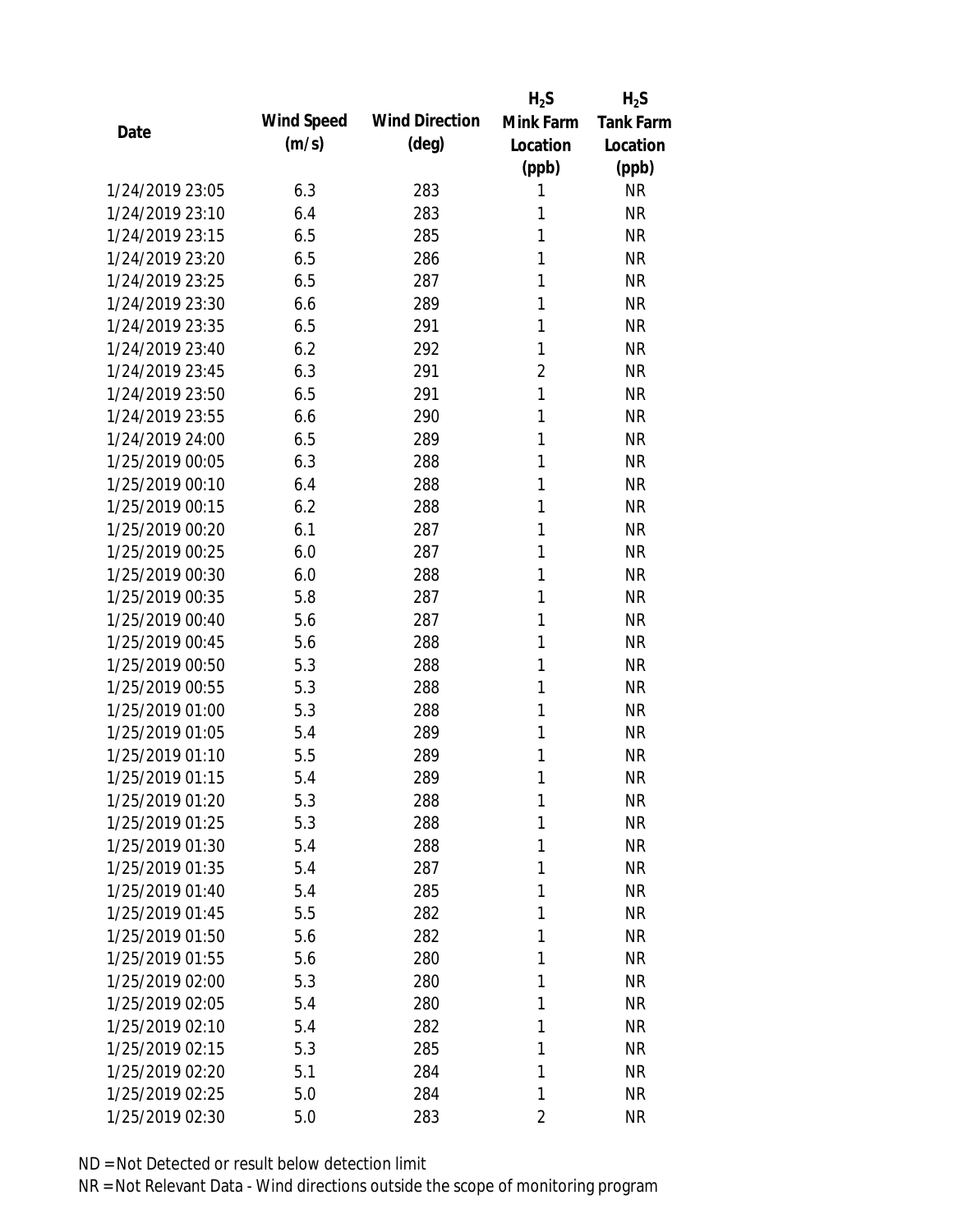| Date | Wind Speed (m/s) | Wind Direction (deg) | $H_2S$ Mink Farm Location (ppb) | $H_2S$ Tank Farm Location (ppb) |
|---|---|---|---|---|
| 1/24/2019 23:05 | 6.3 | 283 | 1 | NR |
| 1/24/2019 23:10 | 6.4 | 283 | 1 | NR |
| 1/24/2019 23:15 | 6.5 | 285 | 1 | NR |
| 1/24/2019 23:20 | 6.5 | 286 | 1 | NR |
| 1/24/2019 23:25 | 6.5 | 287 | 1 | NR |
| 1/24/2019 23:30 | 6.6 | 289 | 1 | NR |
| 1/24/2019 23:35 | 6.5 | 291 | 1 | NR |
| 1/24/2019 23:40 | 6.2 | 292 | 1 | NR |
| 1/24/2019 23:45 | 6.3 | 291 | 2 | NR |
| 1/24/2019 23:50 | 6.5 | 291 | 1 | NR |
| 1/24/2019 23:55 | 6.6 | 290 | 1 | NR |
| 1/24/2019 24:00 | 6.5 | 289 | 1 | NR |
| 1/25/2019 00:05 | 6.3 | 288 | 1 | NR |
| 1/25/2019 00:10 | 6.4 | 288 | 1 | NR |
| 1/25/2019 00:15 | 6.2 | 288 | 1 | NR |
| 1/25/2019 00:20 | 6.1 | 287 | 1 | NR |
| 1/25/2019 00:25 | 6.0 | 287 | 1 | NR |
| 1/25/2019 00:30 | 6.0 | 288 | 1 | NR |
| 1/25/2019 00:35 | 5.8 | 287 | 1 | NR |
| 1/25/2019 00:40 | 5.6 | 287 | 1 | NR |
| 1/25/2019 00:45 | 5.6 | 288 | 1 | NR |
| 1/25/2019 00:50 | 5.3 | 288 | 1 | NR |
| 1/25/2019 00:55 | 5.3 | 288 | 1 | NR |
| 1/25/2019 01:00 | 5.3 | 288 | 1 | NR |
| 1/25/2019 01:05 | 5.4 | 289 | 1 | NR |
| 1/25/2019 01:10 | 5.5 | 289 | 1 | NR |
| 1/25/2019 01:15 | 5.4 | 289 | 1 | NR |
| 1/25/2019 01:20 | 5.3 | 288 | 1 | NR |
| 1/25/2019 01:25 | 5.3 | 288 | 1 | NR |
| 1/25/2019 01:30 | 5.4 | 288 | 1 | NR |
| 1/25/2019 01:35 | 5.4 | 287 | 1 | NR |
| 1/25/2019 01:40 | 5.4 | 285 | 1 | NR |
| 1/25/2019 01:45 | 5.5 | 282 | 1 | NR |
| 1/25/2019 01:50 | 5.6 | 282 | 1 | NR |
| 1/25/2019 01:55 | 5.6 | 280 | 1 | NR |
| 1/25/2019 02:00 | 5.3 | 280 | 1 | NR |
| 1/25/2019 02:05 | 5.4 | 280 | 1 | NR |
| 1/25/2019 02:10 | 5.4 | 282 | 1 | NR |
| 1/25/2019 02:15 | 5.3 | 285 | 1 | NR |
| 1/25/2019 02:20 | 5.1 | 284 | 1 | NR |
| 1/25/2019 02:25 | 5.0 | 284 | 1 | NR |
| 1/25/2019 02:30 | 5.0 | 283 | 2 | NR |

ND = Not Detected or result below detection limit

NR = Not Relevant Data - Wind directions outside the scope of monitoring program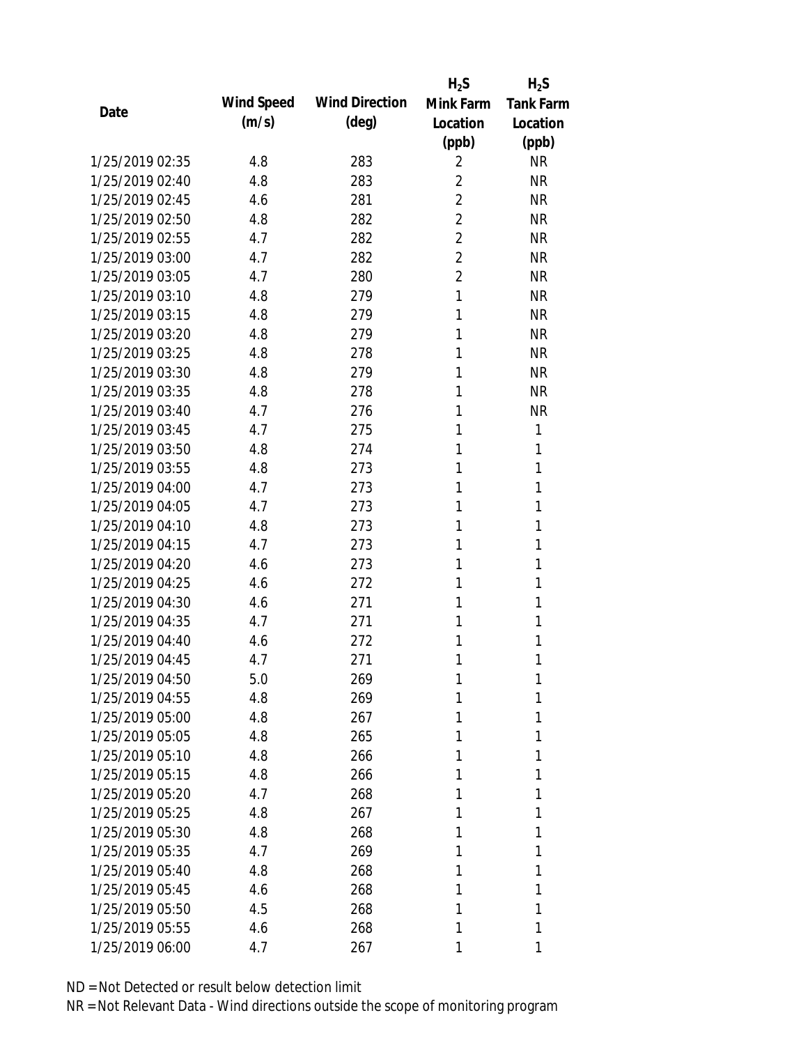| Date | Wind Speed (m/s) | Wind Direction (deg) | $H_2S$ Mink Farm Location (ppb) | $H_2S$ Tank Farm Location (ppb) |
|---|---|---|---|---|
| 1/25/2019 02:35 | 4.8 | 283 | 2 | NR |
| 1/25/2019 02:40 | 4.8 | 283 | 2 | NR |
| 1/25/2019 02:45 | 4.6 | 281 | 2 | NR |
| 1/25/2019 02:50 | 4.8 | 282 | 2 | NR |
| 1/25/2019 02:55 | 4.7 | 282 | 2 | NR |
| 1/25/2019 03:00 | 4.7 | 282 | 2 | NR |
| 1/25/2019 03:05 | 4.7 | 280 | 2 | NR |
| 1/25/2019 03:10 | 4.8 | 279 | 1 | NR |
| 1/25/2019 03:15 | 4.8 | 279 | 1 | NR |
| 1/25/2019 03:20 | 4.8 | 279 | 1 | NR |
| 1/25/2019 03:25 | 4.8 | 278 | 1 | NR |
| 1/25/2019 03:30 | 4.8 | 279 | 1 | NR |
| 1/25/2019 03:35 | 4.8 | 278 | 1 | NR |
| 1/25/2019 03:40 | 4.7 | 276 | 1 | NR |
| 1/25/2019 03:45 | 4.7 | 275 | 1 | 1 |
| 1/25/2019 03:50 | 4.8 | 274 | 1 | 1 |
| 1/25/2019 03:55 | 4.8 | 273 | 1 | 1 |
| 1/25/2019 04:00 | 4.7 | 273 | 1 | 1 |
| 1/25/2019 04:05 | 4.7 | 273 | 1 | 1 |
| 1/25/2019 04:10 | 4.8 | 273 | 1 | 1 |
| 1/25/2019 04:15 | 4.7 | 273 | 1 | 1 |
| 1/25/2019 04:20 | 4.6 | 273 | 1 | 1 |
| 1/25/2019 04:25 | 4.6 | 272 | 1 | 1 |
| 1/25/2019 04:30 | 4.6 | 271 | 1 | 1 |
| 1/25/2019 04:35 | 4.7 | 271 | 1 | 1 |
| 1/25/2019 04:40 | 4.6 | 272 | 1 | 1 |
| 1/25/2019 04:45 | 4.7 | 271 | 1 | 1 |
| 1/25/2019 04:50 | 5.0 | 269 | 1 | 1 |
| 1/25/2019 04:55 | 4.8 | 269 | 1 | 1 |
| 1/25/2019 05:00 | 4.8 | 267 | 1 | 1 |
| 1/25/2019 05:05 | 4.8 | 265 | 1 | 1 |
| 1/25/2019 05:10 | 4.8 | 266 | 1 | 1 |
| 1/25/2019 05:15 | 4.8 | 266 | 1 | 1 |
| 1/25/2019 05:20 | 4.7 | 268 | 1 | 1 |
| 1/25/2019 05:25 | 4.8 | 267 | 1 | 1 |
| 1/25/2019 05:30 | 4.8 | 268 | 1 | 1 |
| 1/25/2019 05:35 | 4.7 | 269 | 1 | 1 |
| 1/25/2019 05:40 | 4.8 | 268 | 1 | 1 |
| 1/25/2019 05:45 | 4.6 | 268 | 1 | 1 |
| 1/25/2019 05:50 | 4.5 | 268 | 1 | 1 |
| 1/25/2019 05:55 | 4.6 | 268 | 1 | 1 |
| 1/25/2019 06:00 | 4.7 | 267 | 1 | 1 |

ND = Not Detected or result below detection limit

NR = Not Relevant Data - Wind directions outside the scope of monitoring program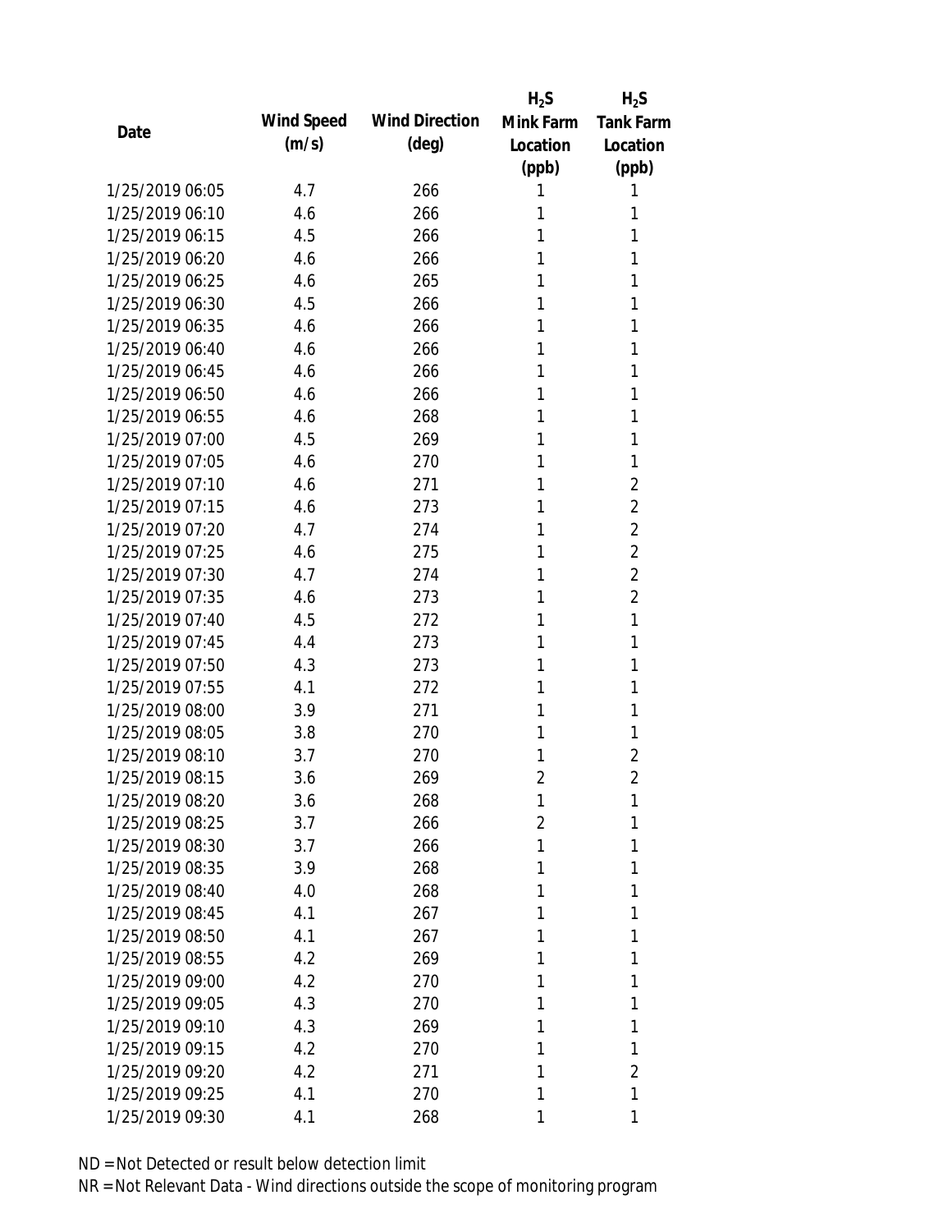| Date | Wind Speed (m/s) | Wind Direction (deg) | $H_2S$ Mink Farm Location (ppb) | $H_2S$ Tank Farm Location (ppb) |
|---|---|---|---|---|
| 1/25/2019 06:05 | 4.7 | 266 | 1 | 1 |
| 1/25/2019 06:10 | 4.6 | 266 | 1 | 1 |
| 1/25/2019 06:15 | 4.5 | 266 | 1 | 1 |
| 1/25/2019 06:20 | 4.6 | 266 | 1 | 1 |
| 1/25/2019 06:25 | 4.6 | 265 | 1 | 1 |
| 1/25/2019 06:30 | 4.5 | 266 | 1 | 1 |
| 1/25/2019 06:35 | 4.6 | 266 | 1 | 1 |
| 1/25/2019 06:40 | 4.6 | 266 | 1 | 1 |
| 1/25/2019 06:45 | 4.6 | 266 | 1 | 1 |
| 1/25/2019 06:50 | 4.6 | 266 | 1 | 1 |
| 1/25/2019 06:55 | 4.6 | 268 | 1 | 1 |
| 1/25/2019 07:00 | 4.5 | 269 | 1 | 1 |
| 1/25/2019 07:05 | 4.6 | 270 | 1 | 1 |
| 1/25/2019 07:10 | 4.6 | 271 | 1 | 2 |
| 1/25/2019 07:15 | 4.6 | 273 | 1 | 2 |
| 1/25/2019 07:20 | 4.7 | 274 | 1 | 2 |
| 1/25/2019 07:25 | 4.6 | 275 | 1 | 2 |
| 1/25/2019 07:30 | 4.7 | 274 | 1 | 2 |
| 1/25/2019 07:35 | 4.6 | 273 | 1 | 2 |
| 1/25/2019 07:40 | 4.5 | 272 | 1 | 1 |
| 1/25/2019 07:45 | 4.4 | 273 | 1 | 1 |
| 1/25/2019 07:50 | 4.3 | 273 | 1 | 1 |
| 1/25/2019 07:55 | 4.1 | 272 | 1 | 1 |
| 1/25/2019 08:00 | 3.9 | 271 | 1 | 1 |
| 1/25/2019 08:05 | 3.8 | 270 | 1 | 1 |
| 1/25/2019 08:10 | 3.7 | 270 | 1 | 2 |
| 1/25/2019 08:15 | 3.6 | 269 | 2 | 2 |
| 1/25/2019 08:20 | 3.6 | 268 | 1 | 1 |
| 1/25/2019 08:25 | 3.7 | 266 | 2 | 1 |
| 1/25/2019 08:30 | 3.7 | 266 | 1 | 1 |
| 1/25/2019 08:35 | 3.9 | 268 | 1 | 1 |
| 1/25/2019 08:40 | 4.0 | 268 | 1 | 1 |
| 1/25/2019 08:45 | 4.1 | 267 | 1 | 1 |
| 1/25/2019 08:50 | 4.1 | 267 | 1 | 1 |
| 1/25/2019 08:55 | 4.2 | 269 | 1 | 1 |
| 1/25/2019 09:00 | 4.2 | 270 | 1 | 1 |
| 1/25/2019 09:05 | 4.3 | 270 | 1 | 1 |
| 1/25/2019 09:10 | 4.3 | 269 | 1 | 1 |
| 1/25/2019 09:15 | 4.2 | 270 | 1 | 1 |
| 1/25/2019 09:20 | 4.2 | 271 | 1 | 2 |
| 1/25/2019 09:25 | 4.1 | 270 | 1 | 1 |
| 1/25/2019 09:30 | 4.1 | 268 | 1 | 1 |

ND = Not Detected or result below detection limit

NR = Not Relevant Data - Wind directions outside the scope of monitoring program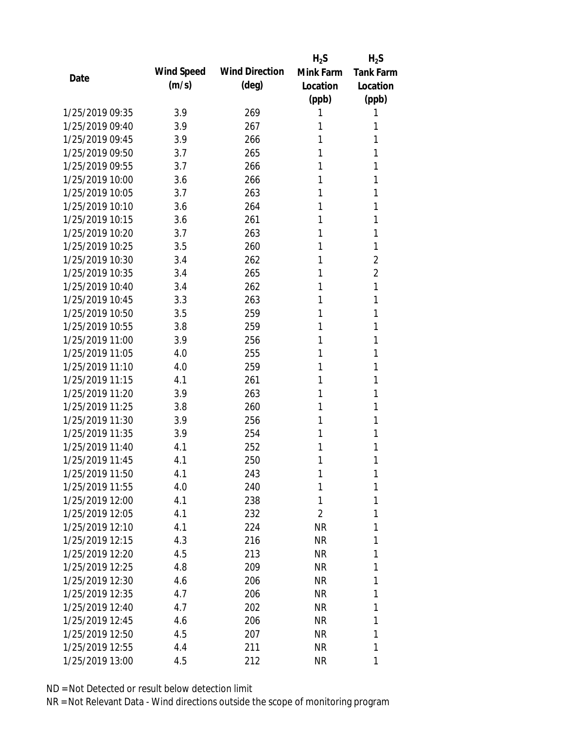| Date | Wind Speed (m/s) | Wind Direction (deg) | $H_2S$ Mink Farm Location (ppb) | $H_2S$ Tank Farm Location (ppb) |
|---|---|---|---|---|
| 1/25/2019 09:35 | 3.9 | 269 | 1 | 1 |
| 1/25/2019 09:40 | 3.9 | 267 | 1 | 1 |
| 1/25/2019 09:45 | 3.9 | 266 | 1 | 1 |
| 1/25/2019 09:50 | 3.7 | 265 | 1 | 1 |
| 1/25/2019 09:55 | 3.7 | 266 | 1 | 1 |
| 1/25/2019 10:00 | 3.6 | 266 | 1 | 1 |
| 1/25/2019 10:05 | 3.7 | 263 | 1 | 1 |
| 1/25/2019 10:10 | 3.6 | 264 | 1 | 1 |
| 1/25/2019 10:15 | 3.6 | 261 | 1 | 1 |
| 1/25/2019 10:20 | 3.7 | 263 | 1 | 1 |
| 1/25/2019 10:25 | 3.5 | 260 | 1 | 1 |
| 1/25/2019 10:30 | 3.4 | 262 | 1 | 2 |
| 1/25/2019 10:35 | 3.4 | 265 | 1 | 2 |
| 1/25/2019 10:40 | 3.4 | 262 | 1 | 1 |
| 1/25/2019 10:45 | 3.3 | 263 | 1 | 1 |
| 1/25/2019 10:50 | 3.5 | 259 | 1 | 1 |
| 1/25/2019 10:55 | 3.8 | 259 | 1 | 1 |
| 1/25/2019 11:00 | 3.9 | 256 | 1 | 1 |
| 1/25/2019 11:05 | 4.0 | 255 | 1 | 1 |
| 1/25/2019 11:10 | 4.0 | 259 | 1 | 1 |
| 1/25/2019 11:15 | 4.1 | 261 | 1 | 1 |
| 1/25/2019 11:20 | 3.9 | 263 | 1 | 1 |
| 1/25/2019 11:25 | 3.8 | 260 | 1 | 1 |
| 1/25/2019 11:30 | 3.9 | 256 | 1 | 1 |
| 1/25/2019 11:35 | 3.9 | 254 | 1 | 1 |
| 1/25/2019 11:40 | 4.1 | 252 | 1 | 1 |
| 1/25/2019 11:45 | 4.1 | 250 | 1 | 1 |
| 1/25/2019 11:50 | 4.1 | 243 | 1 | 1 |
| 1/25/2019 11:55 | 4.0 | 240 | 1 | 1 |
| 1/25/2019 12:00 | 4.1 | 238 | 1 | 1 |
| 1/25/2019 12:05 | 4.1 | 232 | 2 | 1 |
| 1/25/2019 12:10 | 4.1 | 224 | NR | 1 |
| 1/25/2019 12:15 | 4.3 | 216 | NR | 1 |
| 1/25/2019 12:20 | 4.5 | 213 | NR | 1 |
| 1/25/2019 12:25 | 4.8 | 209 | NR | 1 |
| 1/25/2019 12:30 | 4.6 | 206 | NR | 1 |
| 1/25/2019 12:35 | 4.7 | 206 | NR | 1 |
| 1/25/2019 12:40 | 4.7 | 202 | NR | 1 |
| 1/25/2019 12:45 | 4.6 | 206 | NR | 1 |
| 1/25/2019 12:50 | 4.5 | 207 | NR | 1 |
| 1/25/2019 12:55 | 4.4 | 211 | NR | 1 |
| 1/25/2019 13:00 | 4.5 | 212 | NR | 1 |

ND = Not Detected or result below detection limit

NR = Not Relevant Data - Wind directions outside the scope of monitoring program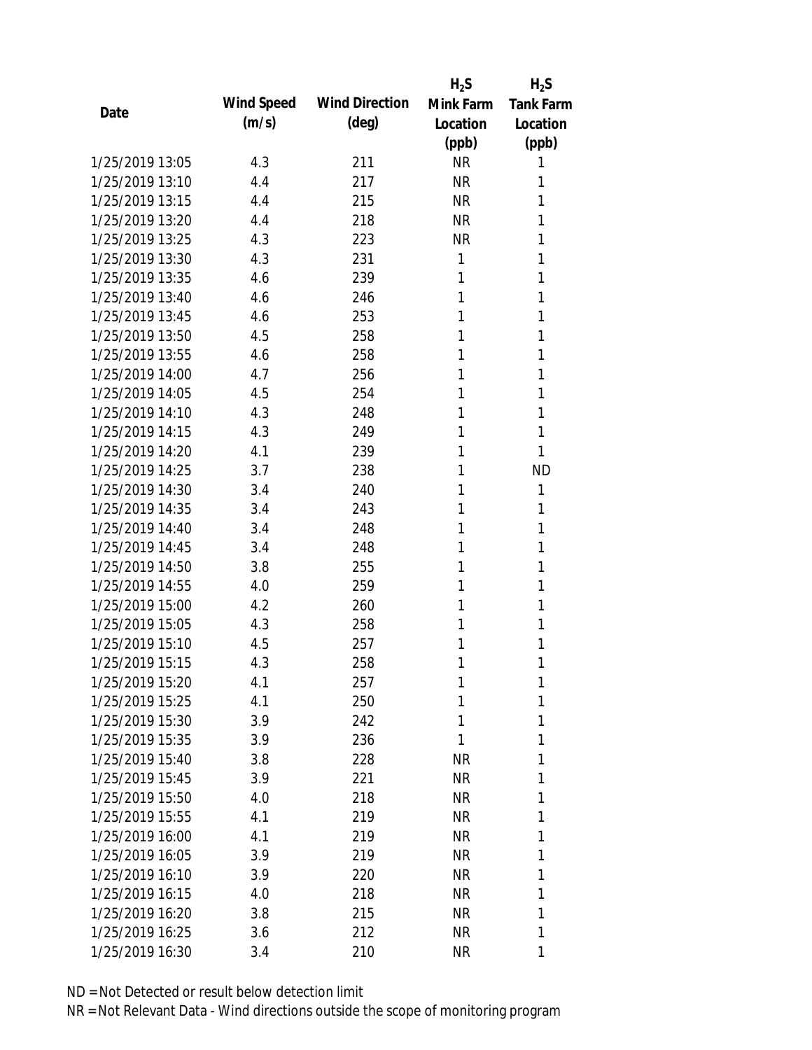| Date | Wind Speed (m/s) | Wind Direction (deg) | $H_2S$ Mink Farm Location (ppb) | $H_2S$ Tank Farm Location (ppb) |
|---|---|---|---|---|
| 1/25/2019 13:05 | 4.3 | 211 | NR | 1 |
| 1/25/2019 13:10 | 4.4 | 217 | NR | 1 |
| 1/25/2019 13:15 | 4.4 | 215 | NR | 1 |
| 1/25/2019 13:20 | 4.4 | 218 | NR | 1 |
| 1/25/2019 13:25 | 4.3 | 223 | NR | 1 |
| 1/25/2019 13:30 | 4.3 | 231 | 1 | 1 |
| 1/25/2019 13:35 | 4.6 | 239 | 1 | 1 |
| 1/25/2019 13:40 | 4.6 | 246 | 1 | 1 |
| 1/25/2019 13:45 | 4.6 | 253 | 1 | 1 |
| 1/25/2019 13:50 | 4.5 | 258 | 1 | 1 |
| 1/25/2019 13:55 | 4.6 | 258 | 1 | 1 |
| 1/25/2019 14:00 | 4.7 | 256 | 1 | 1 |
| 1/25/2019 14:05 | 4.5 | 254 | 1 | 1 |
| 1/25/2019 14:10 | 4.3 | 248 | 1 | 1 |
| 1/25/2019 14:15 | 4.3 | 249 | 1 | 1 |
| 1/25/2019 14:20 | 4.1 | 239 | 1 | 1 |
| 1/25/2019 14:25 | 3.7 | 238 | 1 | ND |
| 1/25/2019 14:30 | 3.4 | 240 | 1 | 1 |
| 1/25/2019 14:35 | 3.4 | 243 | 1 | 1 |
| 1/25/2019 14:40 | 3.4 | 248 | 1 | 1 |
| 1/25/2019 14:45 | 3.4 | 248 | 1 | 1 |
| 1/25/2019 14:50 | 3.8 | 255 | 1 | 1 |
| 1/25/2019 14:55 | 4.0 | 259 | 1 | 1 |
| 1/25/2019 15:00 | 4.2 | 260 | 1 | 1 |
| 1/25/2019 15:05 | 4.3 | 258 | 1 | 1 |
| 1/25/2019 15:10 | 4.5 | 257 | 1 | 1 |
| 1/25/2019 15:15 | 4.3 | 258 | 1 | 1 |
| 1/25/2019 15:20 | 4.1 | 257 | 1 | 1 |
| 1/25/2019 15:25 | 4.1 | 250 | 1 | 1 |
| 1/25/2019 15:30 | 3.9 | 242 | 1 | 1 |
| 1/25/2019 15:35 | 3.9 | 236 | 1 | 1 |
| 1/25/2019 15:40 | 3.8 | 228 | NR | 1 |
| 1/25/2019 15:45 | 3.9 | 221 | NR | 1 |
| 1/25/2019 15:50 | 4.0 | 218 | NR | 1 |
| 1/25/2019 15:55 | 4.1 | 219 | NR | 1 |
| 1/25/2019 16:00 | 4.1 | 219 | NR | 1 |
| 1/25/2019 16:05 | 3.9 | 219 | NR | 1 |
| 1/25/2019 16:10 | 3.9 | 220 | NR | 1 |
| 1/25/2019 16:15 | 4.0 | 218 | NR | 1 |
| 1/25/2019 16:20 | 3.8 | 215 | NR | 1 |
| 1/25/2019 16:25 | 3.6 | 212 | NR | 1 |
| 1/25/2019 16:30 | 3.4 | 210 | NR | 1 |

ND = Not Detected or result below detection limit

NR = Not Relevant Data - Wind directions outside the scope of monitoring program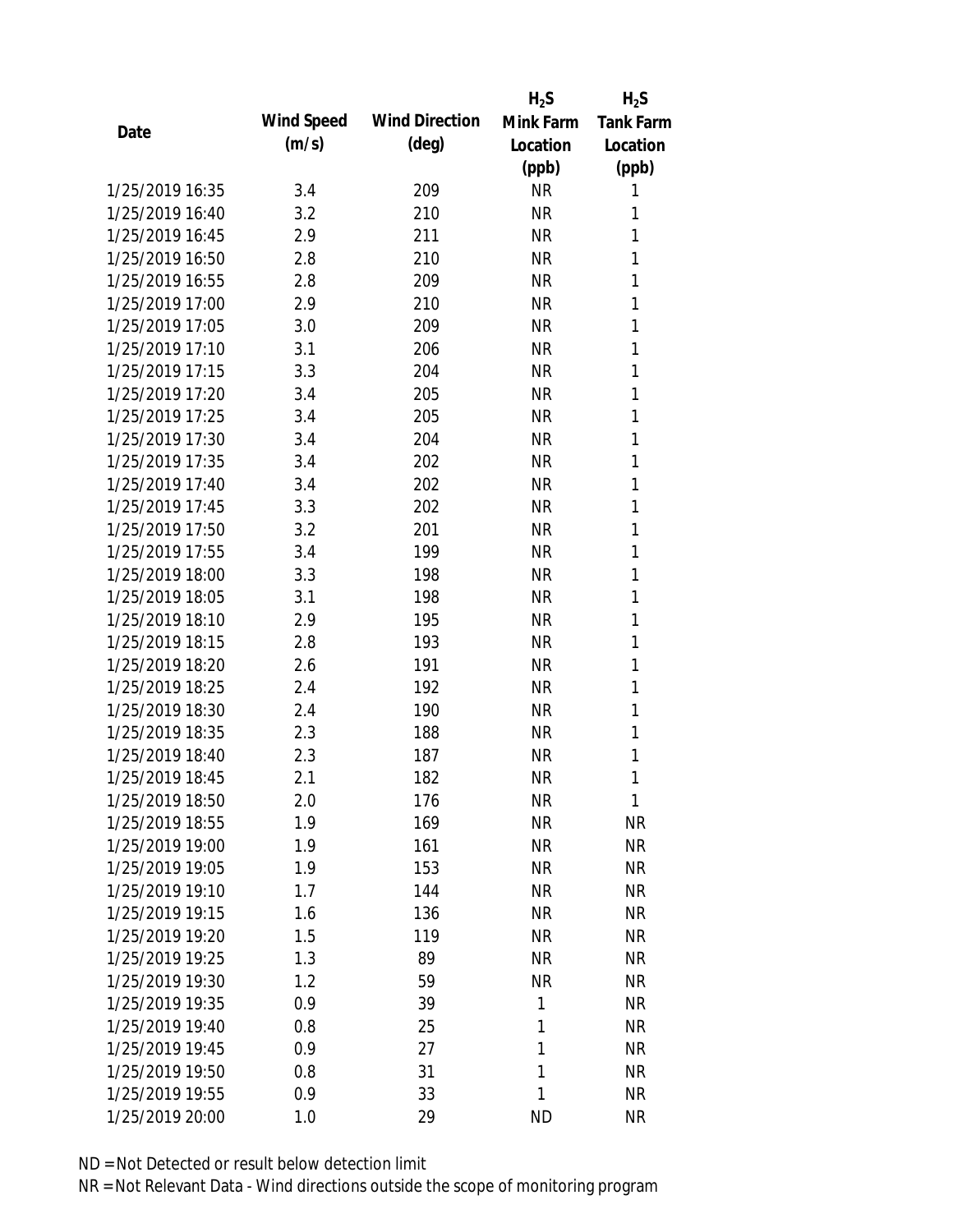| Date | Wind Speed (m/s) | Wind Direction (deg) | $H_2S$ Mink Farm Location (ppb) | $H_2S$ Tank Farm Location (ppb) |
|---|---|---|---|---|
| 1/25/2019 16:35 | 3.4 | 209 | NR | 1 |
| 1/25/2019 16:40 | 3.2 | 210 | NR | 1 |
| 1/25/2019 16:45 | 2.9 | 211 | NR | 1 |
| 1/25/2019 16:50 | 2.8 | 210 | NR | 1 |
| 1/25/2019 16:55 | 2.8 | 209 | NR | 1 |
| 1/25/2019 17:00 | 2.9 | 210 | NR | 1 |
| 1/25/2019 17:05 | 3.0 | 209 | NR | 1 |
| 1/25/2019 17:10 | 3.1 | 206 | NR | 1 |
| 1/25/2019 17:15 | 3.3 | 204 | NR | 1 |
| 1/25/2019 17:20 | 3.4 | 205 | NR | 1 |
| 1/25/2019 17:25 | 3.4 | 205 | NR | 1 |
| 1/25/2019 17:30 | 3.4 | 204 | NR | 1 |
| 1/25/2019 17:35 | 3.4 | 202 | NR | 1 |
| 1/25/2019 17:40 | 3.4 | 202 | NR | 1 |
| 1/25/2019 17:45 | 3.3 | 202 | NR | 1 |
| 1/25/2019 17:50 | 3.2 | 201 | NR | 1 |
| 1/25/2019 17:55 | 3.4 | 199 | NR | 1 |
| 1/25/2019 18:00 | 3.3 | 198 | NR | 1 |
| 1/25/2019 18:05 | 3.1 | 198 | NR | 1 |
| 1/25/2019 18:10 | 2.9 | 195 | NR | 1 |
| 1/25/2019 18:15 | 2.8 | 193 | NR | 1 |
| 1/25/2019 18:20 | 2.6 | 191 | NR | 1 |
| 1/25/2019 18:25 | 2.4 | 192 | NR | 1 |
| 1/25/2019 18:30 | 2.4 | 190 | NR | 1 |
| 1/25/2019 18:35 | 2.3 | 188 | NR | 1 |
| 1/25/2019 18:40 | 2.3 | 187 | NR | 1 |
| 1/25/2019 18:45 | 2.1 | 182 | NR | 1 |
| 1/25/2019 18:50 | 2.0 | 176 | NR | 1 |
| 1/25/2019 18:55 | 1.9 | 169 | NR | NR |
| 1/25/2019 19:00 | 1.9 | 161 | NR | NR |
| 1/25/2019 19:05 | 1.9 | 153 | NR | NR |
| 1/25/2019 19:10 | 1.7 | 144 | NR | NR |
| 1/25/2019 19:15 | 1.6 | 136 | NR | NR |
| 1/25/2019 19:20 | 1.5 | 119 | NR | NR |
| 1/25/2019 19:25 | 1.3 | 89 | NR | NR |
| 1/25/2019 19:30 | 1.2 | 59 | NR | NR |
| 1/25/2019 19:35 | 0.9 | 39 | 1 | NR |
| 1/25/2019 19:40 | 0.8 | 25 | 1 | NR |
| 1/25/2019 19:45 | 0.9 | 27 | 1 | NR |
| 1/25/2019 19:50 | 0.8 | 31 | 1 | NR |
| 1/25/2019 19:55 | 0.9 | 33 | 1 | NR |
| 1/25/2019 20:00 | 1.0 | 29 | ND | NR |

ND = Not Detected or result below detection limit

NR = Not Relevant Data - Wind directions outside the scope of monitoring program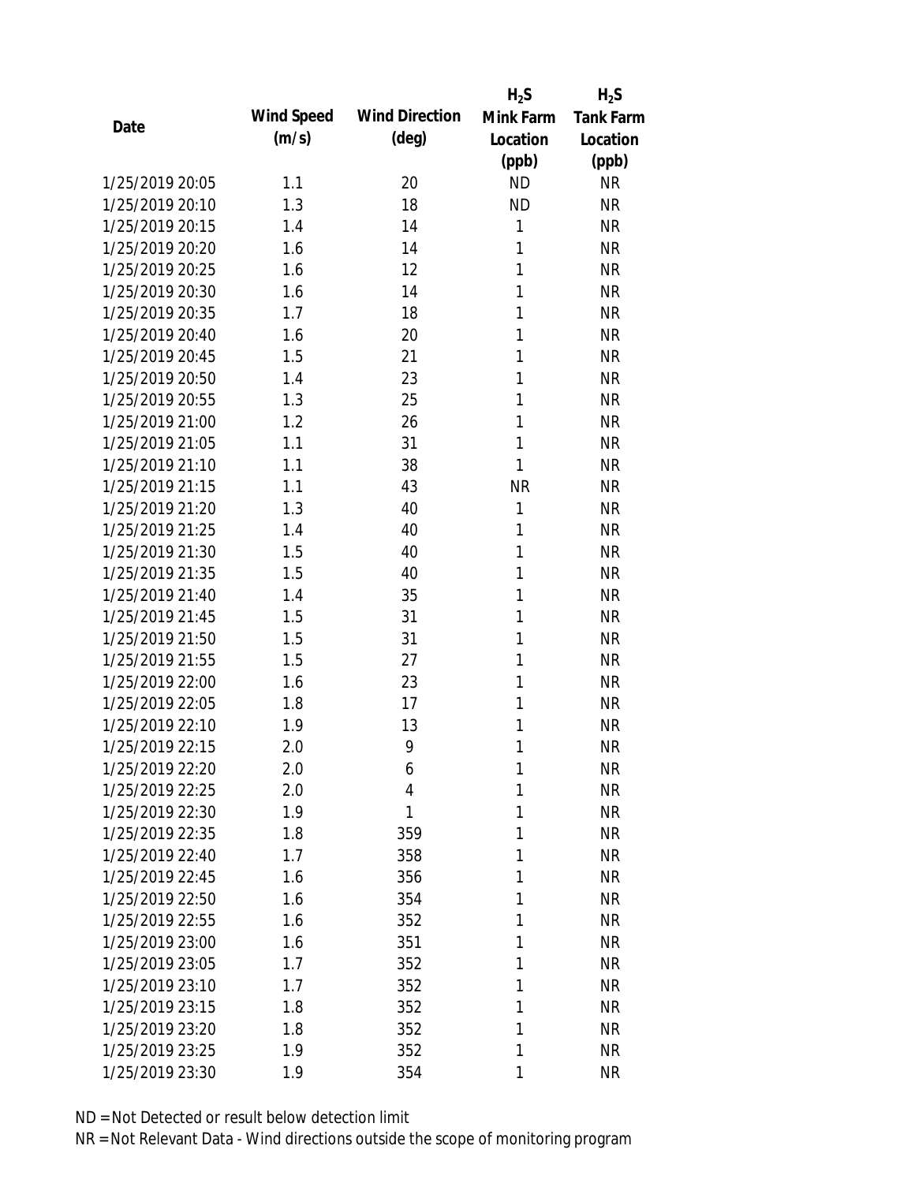| Date | Wind Speed (m/s) | Wind Direction (deg) | $H_2S$ Mink Farm Location (ppb) | $H_2S$ Tank Farm Location (ppb) |
|---|---|---|---|---|
| 1/25/2019 20:05 | 1.1 | 20 | ND | NR |
| 1/25/2019 20:10 | 1.3 | 18 | ND | NR |
| 1/25/2019 20:15 | 1.4 | 14 | 1 | NR |
| 1/25/2019 20:20 | 1.6 | 14 | 1 | NR |
| 1/25/2019 20:25 | 1.6 | 12 | 1 | NR |
| 1/25/2019 20:30 | 1.6 | 14 | 1 | NR |
| 1/25/2019 20:35 | 1.7 | 18 | 1 | NR |
| 1/25/2019 20:40 | 1.6 | 20 | 1 | NR |
| 1/25/2019 20:45 | 1.5 | 21 | 1 | NR |
| 1/25/2019 20:50 | 1.4 | 23 | 1 | NR |
| 1/25/2019 20:55 | 1.3 | 25 | 1 | NR |
| 1/25/2019 21:00 | 1.2 | 26 | 1 | NR |
| 1/25/2019 21:05 | 1.1 | 31 | 1 | NR |
| 1/25/2019 21:10 | 1.1 | 38 | 1 | NR |
| 1/25/2019 21:15 | 1.1 | 43 | NR | NR |
| 1/25/2019 21:20 | 1.3 | 40 | 1 | NR |
| 1/25/2019 21:25 | 1.4 | 40 | 1 | NR |
| 1/25/2019 21:30 | 1.5 | 40 | 1 | NR |
| 1/25/2019 21:35 | 1.5 | 40 | 1 | NR |
| 1/25/2019 21:40 | 1.4 | 35 | 1 | NR |
| 1/25/2019 21:45 | 1.5 | 31 | 1 | NR |
| 1/25/2019 21:50 | 1.5 | 31 | 1 | NR |
| 1/25/2019 21:55 | 1.5 | 27 | 1 | NR |
| 1/25/2019 22:00 | 1.6 | 23 | 1 | NR |
| 1/25/2019 22:05 | 1.8 | 17 | 1 | NR |
| 1/25/2019 22:10 | 1.9 | 13 | 1 | NR |
| 1/25/2019 22:15 | 2.0 | 9 | 1 | NR |
| 1/25/2019 22:20 | 2.0 | 6 | 1 | NR |
| 1/25/2019 22:25 | 2.0 | 4 | 1 | NR |
| 1/25/2019 22:30 | 1.9 | 1 | 1 | NR |
| 1/25/2019 22:35 | 1.8 | 359 | 1 | NR |
| 1/25/2019 22:40 | 1.7 | 358 | 1 | NR |
| 1/25/2019 22:45 | 1.6 | 356 | 1 | NR |
| 1/25/2019 22:50 | 1.6 | 354 | 1 | NR |
| 1/25/2019 22:55 | 1.6 | 352 | 1 | NR |
| 1/25/2019 23:00 | 1.6 | 351 | 1 | NR |
| 1/25/2019 23:05 | 1.7 | 352 | 1 | NR |
| 1/25/2019 23:10 | 1.7 | 352 | 1 | NR |
| 1/25/2019 23:15 | 1.8 | 352 | 1 | NR |
| 1/25/2019 23:20 | 1.8 | 352 | 1 | NR |
| 1/25/2019 23:25 | 1.9 | 352 | 1 | NR |
| 1/25/2019 23:30 | 1.9 | 354 | 1 | NR |

ND = Not Detected or result below detection limit

NR = Not Relevant Data - Wind directions outside the scope of monitoring program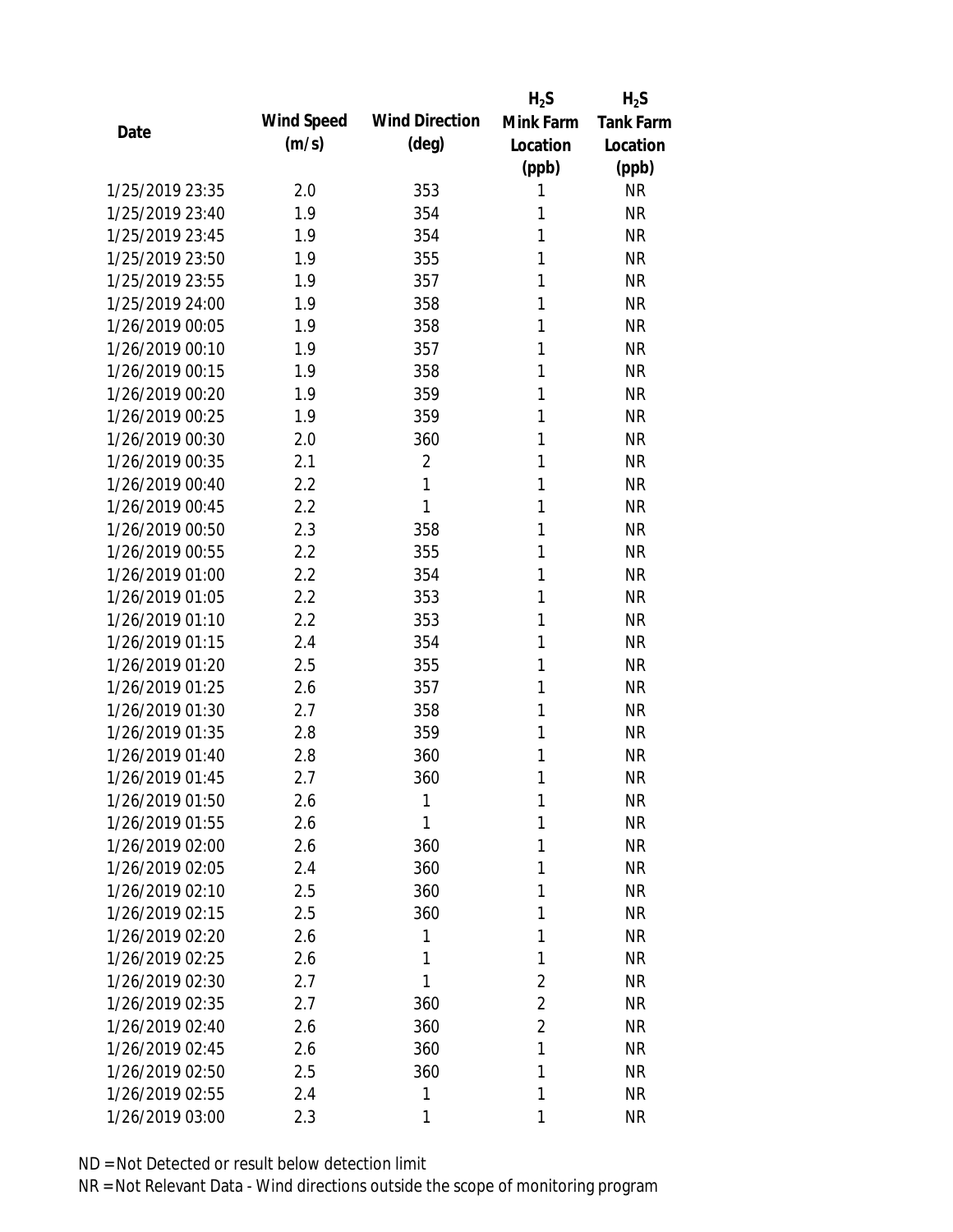| Date | Wind Speed (m/s) | Wind Direction (deg) | $H_2S$ Mink Farm Location (ppb) | $H_2S$ Tank Farm Location (ppb) |
|---|---|---|---|---|
| 1/25/2019 23:35 | 2.0 | 353 | 1 | NR |
| 1/25/2019 23:40 | 1.9 | 354 | 1 | NR |
| 1/25/2019 23:45 | 1.9 | 354 | 1 | NR |
| 1/25/2019 23:50 | 1.9 | 355 | 1 | NR |
| 1/25/2019 23:55 | 1.9 | 357 | 1 | NR |
| 1/25/2019 24:00 | 1.9 | 358 | 1 | NR |
| 1/26/2019 00:05 | 1.9 | 358 | 1 | NR |
| 1/26/2019 00:10 | 1.9 | 357 | 1 | NR |
| 1/26/2019 00:15 | 1.9 | 358 | 1 | NR |
| 1/26/2019 00:20 | 1.9 | 359 | 1 | NR |
| 1/26/2019 00:25 | 1.9 | 359 | 1 | NR |
| 1/26/2019 00:30 | 2.0 | 360 | 1 | NR |
| 1/26/2019 00:35 | 2.1 | 2 | 1 | NR |
| 1/26/2019 00:40 | 2.2 | 1 | 1 | NR |
| 1/26/2019 00:45 | 2.2 | 1 | 1 | NR |
| 1/26/2019 00:50 | 2.3 | 358 | 1 | NR |
| 1/26/2019 00:55 | 2.2 | 355 | 1 | NR |
| 1/26/2019 01:00 | 2.2 | 354 | 1 | NR |
| 1/26/2019 01:05 | 2.2 | 353 | 1 | NR |
| 1/26/2019 01:10 | 2.2 | 353 | 1 | NR |
| 1/26/2019 01:15 | 2.4 | 354 | 1 | NR |
| 1/26/2019 01:20 | 2.5 | 355 | 1 | NR |
| 1/26/2019 01:25 | 2.6 | 357 | 1 | NR |
| 1/26/2019 01:30 | 2.7 | 358 | 1 | NR |
| 1/26/2019 01:35 | 2.8 | 359 | 1 | NR |
| 1/26/2019 01:40 | 2.8 | 360 | 1 | NR |
| 1/26/2019 01:45 | 2.7 | 360 | 1 | NR |
| 1/26/2019 01:50 | 2.6 | 1 | 1 | NR |
| 1/26/2019 01:55 | 2.6 | 1 | 1 | NR |
| 1/26/2019 02:00 | 2.6 | 360 | 1 | NR |
| 1/26/2019 02:05 | 2.4 | 360 | 1 | NR |
| 1/26/2019 02:10 | 2.5 | 360 | 1 | NR |
| 1/26/2019 02:15 | 2.5 | 360 | 1 | NR |
| 1/26/2019 02:20 | 2.6 | 1 | 1 | NR |
| 1/26/2019 02:25 | 2.6 | 1 | 1 | NR |
| 1/26/2019 02:30 | 2.7 | 1 | 2 | NR |
| 1/26/2019 02:35 | 2.7 | 360 | 2 | NR |
| 1/26/2019 02:40 | 2.6 | 360 | 2 | NR |
| 1/26/2019 02:45 | 2.6 | 360 | 1 | NR |
| 1/26/2019 02:50 | 2.5 | 360 | 1 | NR |
| 1/26/2019 02:55 | 2.4 | 1 | 1 | NR |
| 1/26/2019 03:00 | 2.3 | 1 | 1 | NR |

ND = Not Detected or result below detection limit

NR = Not Relevant Data - Wind directions outside the scope of monitoring program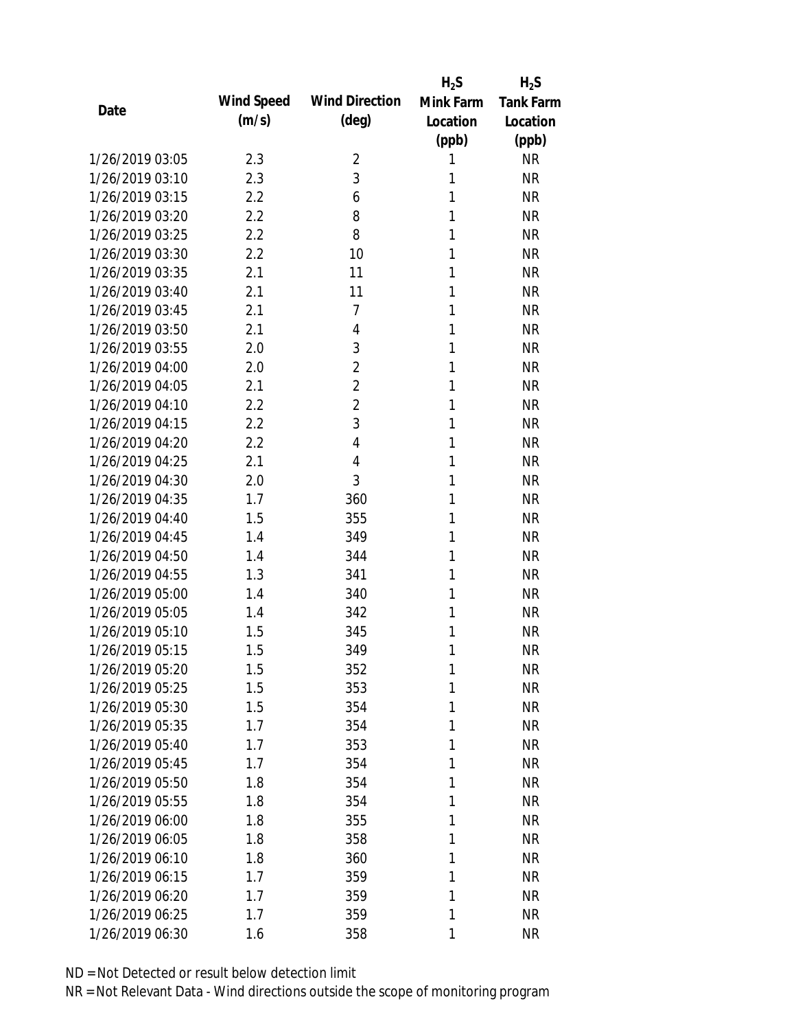| Date | Wind Speed (m/s) | Wind Direction (deg) | $H_2S$ Mink Farm Location (ppb) | $H_2S$ Tank Farm Location (ppb) |
|---|---|---|---|---|
| 1/26/2019 03:05 | 2.3 | 2 | 1 | NR |
| 1/26/2019 03:10 | 2.3 | 3 | 1 | NR |
| 1/26/2019 03:15 | 2.2 | 6 | 1 | NR |
| 1/26/2019 03:20 | 2.2 | 8 | 1 | NR |
| 1/26/2019 03:25 | 2.2 | 8 | 1 | NR |
| 1/26/2019 03:30 | 2.2 | 10 | 1 | NR |
| 1/26/2019 03:35 | 2.1 | 11 | 1 | NR |
| 1/26/2019 03:40 | 2.1 | 11 | 1 | NR |
| 1/26/2019 03:45 | 2.1 | 7 | 1 | NR |
| 1/26/2019 03:50 | 2.1 | 4 | 1 | NR |
| 1/26/2019 03:55 | 2.0 | 3 | 1 | NR |
| 1/26/2019 04:00 | 2.0 | 2 | 1 | NR |
| 1/26/2019 04:05 | 2.1 | 2 | 1 | NR |
| 1/26/2019 04:10 | 2.2 | 2 | 1 | NR |
| 1/26/2019 04:15 | 2.2 | 3 | 1 | NR |
| 1/26/2019 04:20 | 2.2 | 4 | 1 | NR |
| 1/26/2019 04:25 | 2.1 | 4 | 1 | NR |
| 1/26/2019 04:30 | 2.0 | 3 | 1 | NR |
| 1/26/2019 04:35 | 1.7 | 360 | 1 | NR |
| 1/26/2019 04:40 | 1.5 | 355 | 1 | NR |
| 1/26/2019 04:45 | 1.4 | 349 | 1 | NR |
| 1/26/2019 04:50 | 1.4 | 344 | 1 | NR |
| 1/26/2019 04:55 | 1.3 | 341 | 1 | NR |
| 1/26/2019 05:00 | 1.4 | 340 | 1 | NR |
| 1/26/2019 05:05 | 1.4 | 342 | 1 | NR |
| 1/26/2019 05:10 | 1.5 | 345 | 1 | NR |
| 1/26/2019 05:15 | 1.5 | 349 | 1 | NR |
| 1/26/2019 05:20 | 1.5 | 352 | 1 | NR |
| 1/26/2019 05:25 | 1.5 | 353 | 1 | NR |
| 1/26/2019 05:30 | 1.5 | 354 | 1 | NR |
| 1/26/2019 05:35 | 1.7 | 354 | 1 | NR |
| 1/26/2019 05:40 | 1.7 | 353 | 1 | NR |
| 1/26/2019 05:45 | 1.7 | 354 | 1 | NR |
| 1/26/2019 05:50 | 1.8 | 354 | 1 | NR |
| 1/26/2019 05:55 | 1.8 | 354 | 1 | NR |
| 1/26/2019 06:00 | 1.8 | 355 | 1 | NR |
| 1/26/2019 06:05 | 1.8 | 358 | 1 | NR |
| 1/26/2019 06:10 | 1.8 | 360 | 1 | NR |
| 1/26/2019 06:15 | 1.7 | 359 | 1 | NR |
| 1/26/2019 06:20 | 1.7 | 359 | 1 | NR |
| 1/26/2019 06:25 | 1.7 | 359 | 1 | NR |
| 1/26/2019 06:30 | 1.6 | 358 | 1 | NR |

ND = Not Detected or result below detection limit
NR = Not Relevant Data - Wind directions outside the scope of monitoring program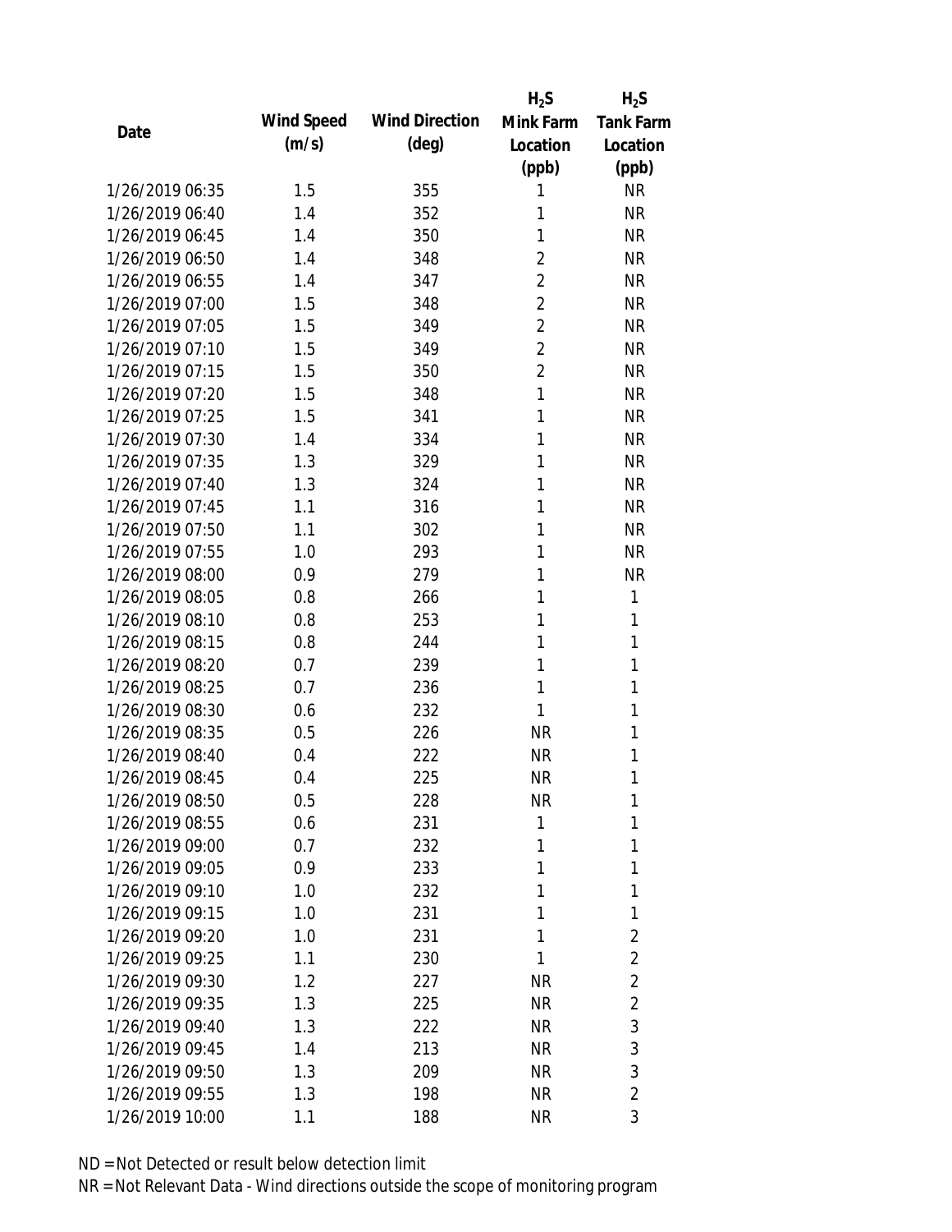| Date | Wind Speed (m/s) | Wind Direction (deg) | $H_2S$ Mink Farm Location (ppb) | $H_2S$ Tank Farm Location (ppb) |
|---|---|---|---|---|
| 1/26/2019 06:35 | 1.5 | 355 | 1 | NR |
| 1/26/2019 06:40 | 1.4 | 352 | 1 | NR |
| 1/26/2019 06:45 | 1.4 | 350 | 1 | NR |
| 1/26/2019 06:50 | 1.4 | 348 | 2 | NR |
| 1/26/2019 06:55 | 1.4 | 347 | 2 | NR |
| 1/26/2019 07:00 | 1.5 | 348 | 2 | NR |
| 1/26/2019 07:05 | 1.5 | 349 | 2 | NR |
| 1/26/2019 07:10 | 1.5 | 349 | 2 | NR |
| 1/26/2019 07:15 | 1.5 | 350 | 2 | NR |
| 1/26/2019 07:20 | 1.5 | 348 | 1 | NR |
| 1/26/2019 07:25 | 1.5 | 341 | 1 | NR |
| 1/26/2019 07:30 | 1.4 | 334 | 1 | NR |
| 1/26/2019 07:35 | 1.3 | 329 | 1 | NR |
| 1/26/2019 07:40 | 1.3 | 324 | 1 | NR |
| 1/26/2019 07:45 | 1.1 | 316 | 1 | NR |
| 1/26/2019 07:50 | 1.1 | 302 | 1 | NR |
| 1/26/2019 07:55 | 1.0 | 293 | 1 | NR |
| 1/26/2019 08:00 | 0.9 | 279 | 1 | NR |
| 1/26/2019 08:05 | 0.8 | 266 | 1 | 1 |
| 1/26/2019 08:10 | 0.8 | 253 | 1 | 1 |
| 1/26/2019 08:15 | 0.8 | 244 | 1 | 1 |
| 1/26/2019 08:20 | 0.7 | 239 | 1 | 1 |
| 1/26/2019 08:25 | 0.7 | 236 | 1 | 1 |
| 1/26/2019 08:30 | 0.6 | 232 | 1 | 1 |
| 1/26/2019 08:35 | 0.5 | 226 | NR | 1 |
| 1/26/2019 08:40 | 0.4 | 222 | NR | 1 |
| 1/26/2019 08:45 | 0.4 | 225 | NR | 1 |
| 1/26/2019 08:50 | 0.5 | 228 | NR | 1 |
| 1/26/2019 08:55 | 0.6 | 231 | 1 | 1 |
| 1/26/2019 09:00 | 0.7 | 232 | 1 | 1 |
| 1/26/2019 09:05 | 0.9 | 233 | 1 | 1 |
| 1/26/2019 09:10 | 1.0 | 232 | 1 | 1 |
| 1/26/2019 09:15 | 1.0 | 231 | 1 | 1 |
| 1/26/2019 09:20 | 1.0 | 231 | 1 | 2 |
| 1/26/2019 09:25 | 1.1 | 230 | 1 | 2 |
| 1/26/2019 09:30 | 1.2 | 227 | NR | 2 |
| 1/26/2019 09:35 | 1.3 | 225 | NR | 2 |
| 1/26/2019 09:40 | 1.3 | 222 | NR | 3 |
| 1/26/2019 09:45 | 1.4 | 213 | NR | 3 |
| 1/26/2019 09:50 | 1.3 | 209 | NR | 3 |
| 1/26/2019 09:55 | 1.3 | 198 | NR | 2 |
| 1/26/2019 10:00 | 1.1 | 188 | NR | 3 |

ND = Not Detected or result below detection limit

NR = Not Relevant Data - Wind directions outside the scope of monitoring program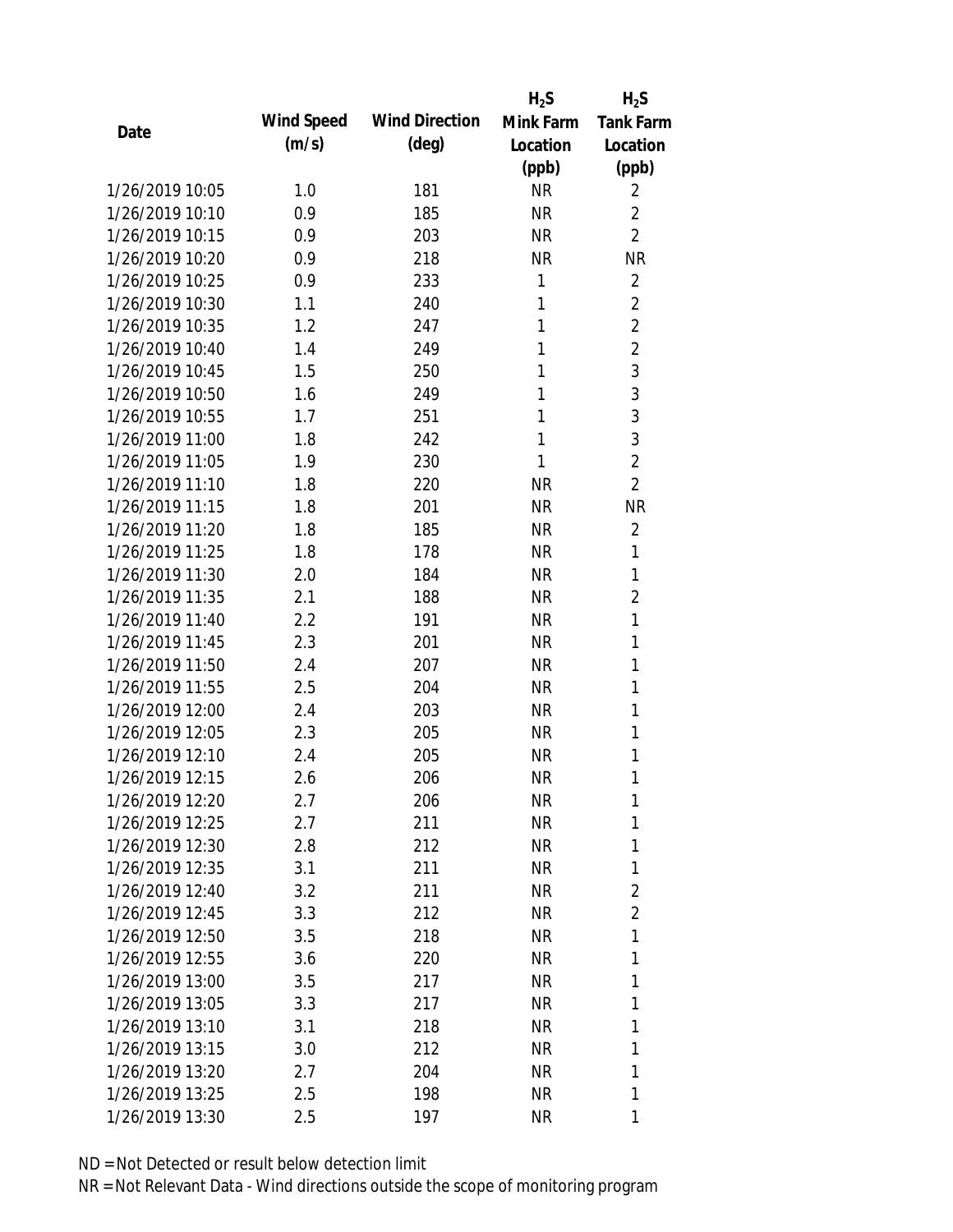| Date | Wind Speed (m/s) | Wind Direction (deg) | $H_2S$ Mink Farm Location (ppb) | $H_2S$ Tank Farm Location (ppb) |
|---|---|---|---|---|
| 1/26/2019 10:05 | 1.0 | 181 | NR | 2 |
| 1/26/2019 10:10 | 0.9 | 185 | NR | 2 |
| 1/26/2019 10:15 | 0.9 | 203 | NR | 2 |
| 1/26/2019 10:20 | 0.9 | 218 | NR | NR |
| 1/26/2019 10:25 | 0.9 | 233 | 1 | 2 |
| 1/26/2019 10:30 | 1.1 | 240 | 1 | 2 |
| 1/26/2019 10:35 | 1.2 | 247 | 1 | 2 |
| 1/26/2019 10:40 | 1.4 | 249 | 1 | 2 |
| 1/26/2019 10:45 | 1.5 | 250 | 1 | 3 |
| 1/26/2019 10:50 | 1.6 | 249 | 1 | 3 |
| 1/26/2019 10:55 | 1.7 | 251 | 1 | 3 |
| 1/26/2019 11:00 | 1.8 | 242 | 1 | 3 |
| 1/26/2019 11:05 | 1.9 | 230 | 1 | 2 |
| 1/26/2019 11:10 | 1.8 | 220 | NR | 2 |
| 1/26/2019 11:15 | 1.8 | 201 | NR | NR |
| 1/26/2019 11:20 | 1.8 | 185 | NR | 2 |
| 1/26/2019 11:25 | 1.8 | 178 | NR | 1 |
| 1/26/2019 11:30 | 2.0 | 184 | NR | 1 |
| 1/26/2019 11:35 | 2.1 | 188 | NR | 2 |
| 1/26/2019 11:40 | 2.2 | 191 | NR | 1 |
| 1/26/2019 11:45 | 2.3 | 201 | NR | 1 |
| 1/26/2019 11:50 | 2.4 | 207 | NR | 1 |
| 1/26/2019 11:55 | 2.5 | 204 | NR | 1 |
| 1/26/2019 12:00 | 2.4 | 203 | NR | 1 |
| 1/26/2019 12:05 | 2.3 | 205 | NR | 1 |
| 1/26/2019 12:10 | 2.4 | 205 | NR | 1 |
| 1/26/2019 12:15 | 2.6 | 206 | NR | 1 |
| 1/26/2019 12:20 | 2.7 | 206 | NR | 1 |
| 1/26/2019 12:25 | 2.7 | 211 | NR | 1 |
| 1/26/2019 12:30 | 2.8 | 212 | NR | 1 |
| 1/26/2019 12:35 | 3.1 | 211 | NR | 1 |
| 1/26/2019 12:40 | 3.2 | 211 | NR | 2 |
| 1/26/2019 12:45 | 3.3 | 212 | NR | 2 |
| 1/26/2019 12:50 | 3.5 | 218 | NR | 1 |
| 1/26/2019 12:55 | 3.6 | 220 | NR | 1 |
| 1/26/2019 13:00 | 3.5 | 217 | NR | 1 |
| 1/26/2019 13:05 | 3.3 | 217 | NR | 1 |
| 1/26/2019 13:10 | 3.1 | 218 | NR | 1 |
| 1/26/2019 13:15 | 3.0 | 212 | NR | 1 |
| 1/26/2019 13:20 | 2.7 | 204 | NR | 1 |
| 1/26/2019 13:25 | 2.5 | 198 | NR | 1 |
| 1/26/2019 13:30 | 2.5 | 197 | NR | 1 |

ND = Not Detected or result below detection limit

NR = Not Relevant Data - Wind directions outside the scope of monitoring program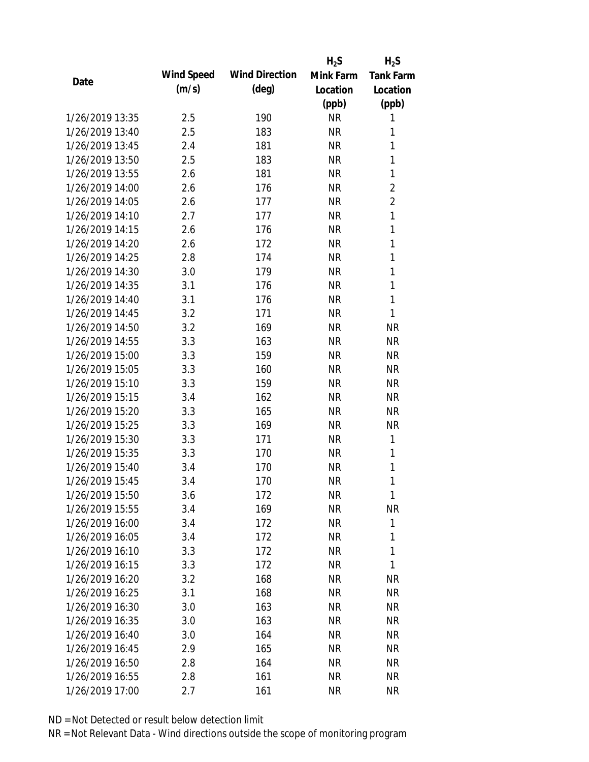| Date | Wind Speed (m/s) | Wind Direction (deg) | $H_2S$ Mink Farm Location (ppb) | $H_2S$ Tank Farm Location (ppb) |
|---|---|---|---|---|
| 1/26/2019 13:35 | 2.5 | 190 | NR | 1 |
| 1/26/2019 13:40 | 2.5 | 183 | NR | 1 |
| 1/26/2019 13:45 | 2.4 | 181 | NR | 1 |
| 1/26/2019 13:50 | 2.5 | 183 | NR | 1 |
| 1/26/2019 13:55 | 2.6 | 181 | NR | 1 |
| 1/26/2019 14:00 | 2.6 | 176 | NR | 2 |
| 1/26/2019 14:05 | 2.6 | 177 | NR | 2 |
| 1/26/2019 14:10 | 2.7 | 177 | NR | 1 |
| 1/26/2019 14:15 | 2.6 | 176 | NR | 1 |
| 1/26/2019 14:20 | 2.6 | 172 | NR | 1 |
| 1/26/2019 14:25 | 2.8 | 174 | NR | 1 |
| 1/26/2019 14:30 | 3.0 | 179 | NR | 1 |
| 1/26/2019 14:35 | 3.1 | 176 | NR | 1 |
| 1/26/2019 14:40 | 3.1 | 176 | NR | 1 |
| 1/26/2019 14:45 | 3.2 | 171 | NR | 1 |
| 1/26/2019 14:50 | 3.2 | 169 | NR | NR |
| 1/26/2019 14:55 | 3.3 | 163 | NR | NR |
| 1/26/2019 15:00 | 3.3 | 159 | NR | NR |
| 1/26/2019 15:05 | 3.3 | 160 | NR | NR |
| 1/26/2019 15:10 | 3.3 | 159 | NR | NR |
| 1/26/2019 15:15 | 3.4 | 162 | NR | NR |
| 1/26/2019 15:20 | 3.3 | 165 | NR | NR |
| 1/26/2019 15:25 | 3.3 | 169 | NR | NR |
| 1/26/2019 15:30 | 3.3 | 171 | NR | 1 |
| 1/26/2019 15:35 | 3.3 | 170 | NR | 1 |
| 1/26/2019 15:40 | 3.4 | 170 | NR | 1 |
| 1/26/2019 15:45 | 3.4 | 170 | NR | 1 |
| 1/26/2019 15:50 | 3.6 | 172 | NR | 1 |
| 1/26/2019 15:55 | 3.4 | 169 | NR | NR |
| 1/26/2019 16:00 | 3.4 | 172 | NR | 1 |
| 1/26/2019 16:05 | 3.4 | 172 | NR | 1 |
| 1/26/2019 16:10 | 3.3 | 172 | NR | 1 |
| 1/26/2019 16:15 | 3.3 | 172 | NR | 1 |
| 1/26/2019 16:20 | 3.2 | 168 | NR | NR |
| 1/26/2019 16:25 | 3.1 | 168 | NR | NR |
| 1/26/2019 16:30 | 3.0 | 163 | NR | NR |
| 1/26/2019 16:35 | 3.0 | 163 | NR | NR |
| 1/26/2019 16:40 | 3.0 | 164 | NR | NR |
| 1/26/2019 16:45 | 2.9 | 165 | NR | NR |
| 1/26/2019 16:50 | 2.8 | 164 | NR | NR |
| 1/26/2019 16:55 | 2.8 | 161 | NR | NR |
| 1/26/2019 17:00 | 2.7 | 161 | NR | NR |

ND = Not Detected or result below detection limit
NR = Not Relevant Data - Wind directions outside the scope of monitoring program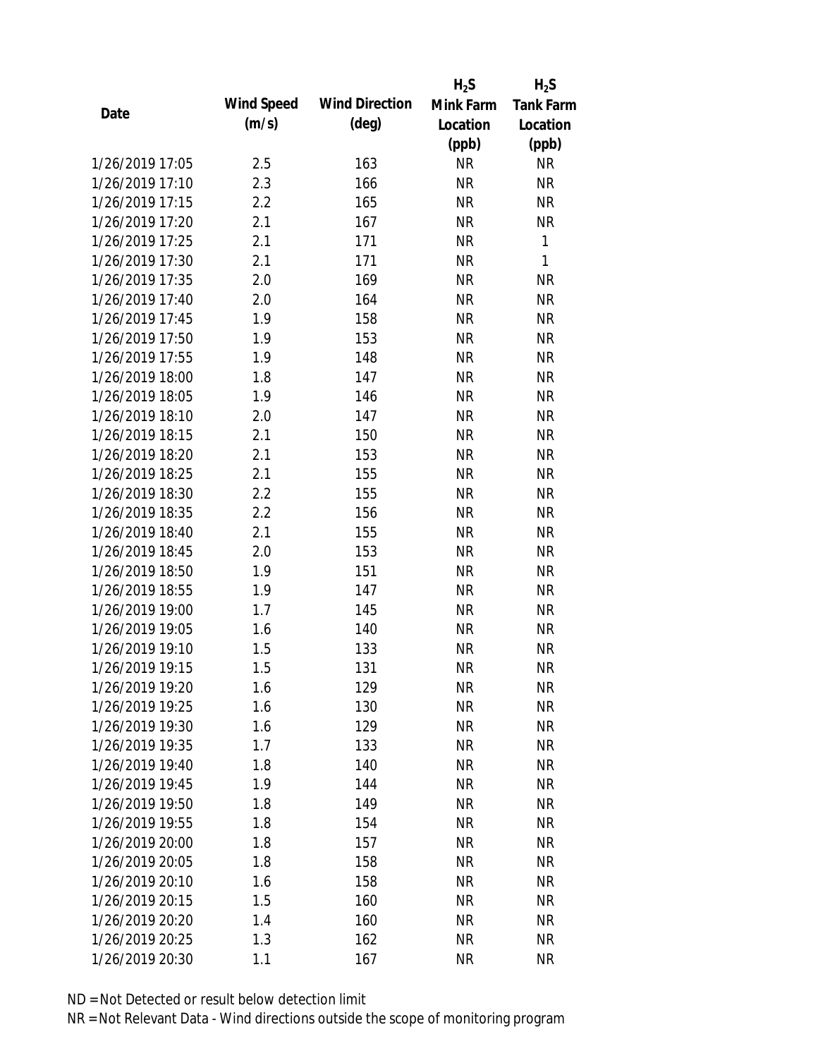| Date | Wind Speed (m/s) | Wind Direction (deg) | $H_2S$ Mink Farm Location (ppb) | $H_2S$ Tank Farm Location (ppb) |
|---|---|---|---|---|
| 1/26/2019 17:05 | 2.5 | 163 | NR | NR |
| 1/26/2019 17:10 | 2.3 | 166 | NR | NR |
| 1/26/2019 17:15 | 2.2 | 165 | NR | NR |
| 1/26/2019 17:20 | 2.1 | 167 | NR | NR |
| 1/26/2019 17:25 | 2.1 | 171 | NR | 1 |
| 1/26/2019 17:30 | 2.1 | 171 | NR | 1 |
| 1/26/2019 17:35 | 2.0 | 169 | NR | NR |
| 1/26/2019 17:40 | 2.0 | 164 | NR | NR |
| 1/26/2019 17:45 | 1.9 | 158 | NR | NR |
| 1/26/2019 17:50 | 1.9 | 153 | NR | NR |
| 1/26/2019 17:55 | 1.9 | 148 | NR | NR |
| 1/26/2019 18:00 | 1.8 | 147 | NR | NR |
| 1/26/2019 18:05 | 1.9 | 146 | NR | NR |
| 1/26/2019 18:10 | 2.0 | 147 | NR | NR |
| 1/26/2019 18:15 | 2.1 | 150 | NR | NR |
| 1/26/2019 18:20 | 2.1 | 153 | NR | NR |
| 1/26/2019 18:25 | 2.1 | 155 | NR | NR |
| 1/26/2019 18:30 | 2.2 | 155 | NR | NR |
| 1/26/2019 18:35 | 2.2 | 156 | NR | NR |
| 1/26/2019 18:40 | 2.1 | 155 | NR | NR |
| 1/26/2019 18:45 | 2.0 | 153 | NR | NR |
| 1/26/2019 18:50 | 1.9 | 151 | NR | NR |
| 1/26/2019 18:55 | 1.9 | 147 | NR | NR |
| 1/26/2019 19:00 | 1.7 | 145 | NR | NR |
| 1/26/2019 19:05 | 1.6 | 140 | NR | NR |
| 1/26/2019 19:10 | 1.5 | 133 | NR | NR |
| 1/26/2019 19:15 | 1.5 | 131 | NR | NR |
| 1/26/2019 19:20 | 1.6 | 129 | NR | NR |
| 1/26/2019 19:25 | 1.6 | 130 | NR | NR |
| 1/26/2019 19:30 | 1.6 | 129 | NR | NR |
| 1/26/2019 19:35 | 1.7 | 133 | NR | NR |
| 1/26/2019 19:40 | 1.8 | 140 | NR | NR |
| 1/26/2019 19:45 | 1.9 | 144 | NR | NR |
| 1/26/2019 19:50 | 1.8 | 149 | NR | NR |
| 1/26/2019 19:55 | 1.8 | 154 | NR | NR |
| 1/26/2019 20:00 | 1.8 | 157 | NR | NR |
| 1/26/2019 20:05 | 1.8 | 158 | NR | NR |
| 1/26/2019 20:10 | 1.6 | 158 | NR | NR |
| 1/26/2019 20:15 | 1.5 | 160 | NR | NR |
| 1/26/2019 20:20 | 1.4 | 160 | NR | NR |
| 1/26/2019 20:25 | 1.3 | 162 | NR | NR |
| 1/26/2019 20:30 | 1.1 | 167 | NR | NR |

ND = Not Detected or result below detection limit

NR = Not Relevant Data - Wind directions outside the scope of monitoring program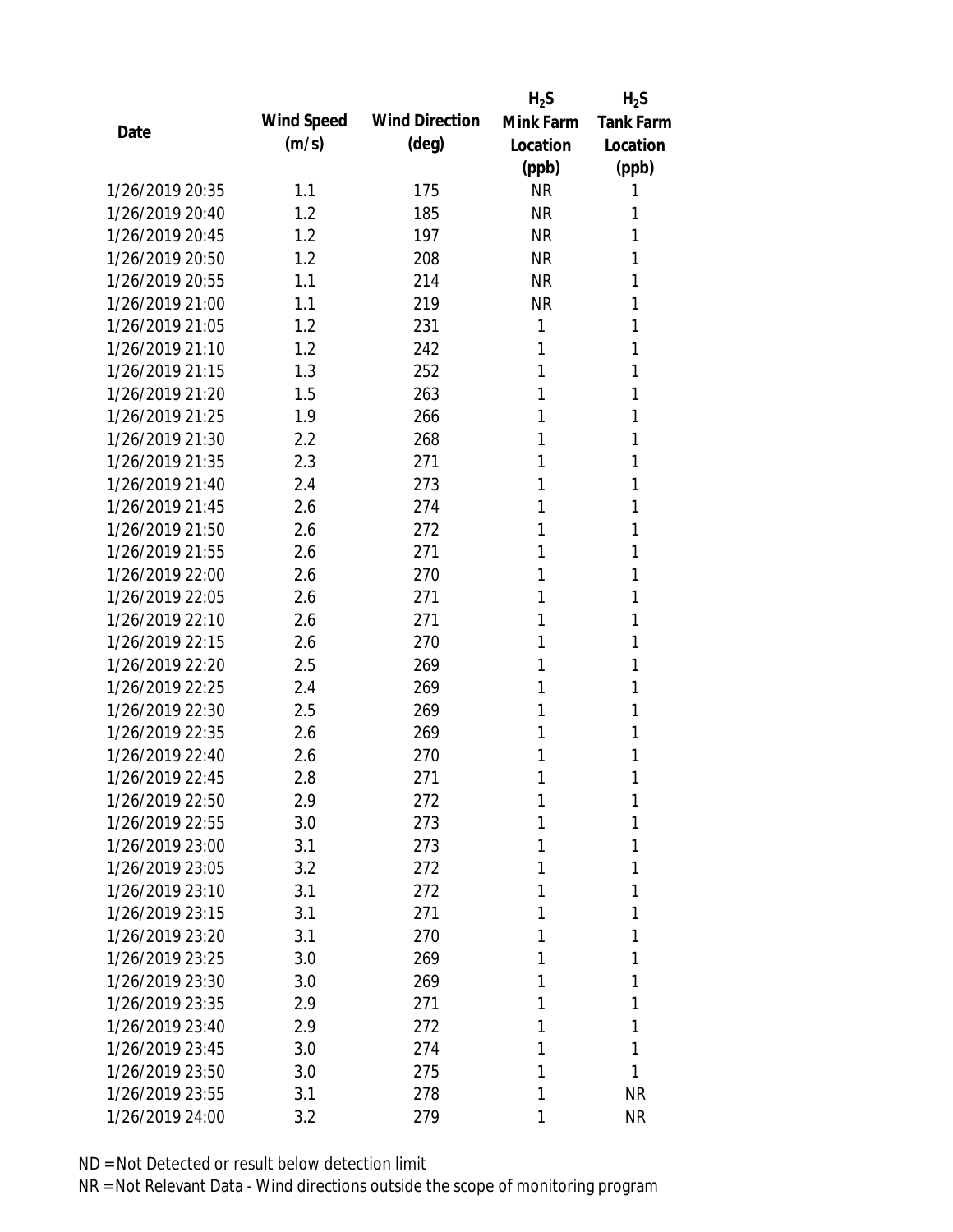| Date | Wind Speed (m/s) | Wind Direction (deg) | $H_2S$ Mink Farm Location (ppb) | $H_2S$ Tank Farm Location (ppb) |
|---|---|---|---|---|
| 1/26/2019 20:35 | 1.1 | 175 | NR | 1 |
| 1/26/2019 20:40 | 1.2 | 185 | NR | 1 |
| 1/26/2019 20:45 | 1.2 | 197 | NR | 1 |
| 1/26/2019 20:50 | 1.2 | 208 | NR | 1 |
| 1/26/2019 20:55 | 1.1 | 214 | NR | 1 |
| 1/26/2019 21:00 | 1.1 | 219 | NR | 1 |
| 1/26/2019 21:05 | 1.2 | 231 | 1 | 1 |
| 1/26/2019 21:10 | 1.2 | 242 | 1 | 1 |
| 1/26/2019 21:15 | 1.3 | 252 | 1 | 1 |
| 1/26/2019 21:20 | 1.5 | 263 | 1 | 1 |
| 1/26/2019 21:25 | 1.9 | 266 | 1 | 1 |
| 1/26/2019 21:30 | 2.2 | 268 | 1 | 1 |
| 1/26/2019 21:35 | 2.3 | 271 | 1 | 1 |
| 1/26/2019 21:40 | 2.4 | 273 | 1 | 1 |
| 1/26/2019 21:45 | 2.6 | 274 | 1 | 1 |
| 1/26/2019 21:50 | 2.6 | 272 | 1 | 1 |
| 1/26/2019 21:55 | 2.6 | 271 | 1 | 1 |
| 1/26/2019 22:00 | 2.6 | 270 | 1 | 1 |
| 1/26/2019 22:05 | 2.6 | 271 | 1 | 1 |
| 1/26/2019 22:10 | 2.6 | 271 | 1 | 1 |
| 1/26/2019 22:15 | 2.6 | 270 | 1 | 1 |
| 1/26/2019 22:20 | 2.5 | 269 | 1 | 1 |
| 1/26/2019 22:25 | 2.4 | 269 | 1 | 1 |
| 1/26/2019 22:30 | 2.5 | 269 | 1 | 1 |
| 1/26/2019 22:35 | 2.6 | 269 | 1 | 1 |
| 1/26/2019 22:40 | 2.6 | 270 | 1 | 1 |
| 1/26/2019 22:45 | 2.8 | 271 | 1 | 1 |
| 1/26/2019 22:50 | 2.9 | 272 | 1 | 1 |
| 1/26/2019 22:55 | 3.0 | 273 | 1 | 1 |
| 1/26/2019 23:00 | 3.1 | 273 | 1 | 1 |
| 1/26/2019 23:05 | 3.2 | 272 | 1 | 1 |
| 1/26/2019 23:10 | 3.1 | 272 | 1 | 1 |
| 1/26/2019 23:15 | 3.1 | 271 | 1 | 1 |
| 1/26/2019 23:20 | 3.1 | 270 | 1 | 1 |
| 1/26/2019 23:25 | 3.0 | 269 | 1 | 1 |
| 1/26/2019 23:30 | 3.0 | 269 | 1 | 1 |
| 1/26/2019 23:35 | 2.9 | 271 | 1 | 1 |
| 1/26/2019 23:40 | 2.9 | 272 | 1 | 1 |
| 1/26/2019 23:45 | 3.0 | 274 | 1 | 1 |
| 1/26/2019 23:50 | 3.0 | 275 | 1 | 1 |
| 1/26/2019 23:55 | 3.1 | 278 | 1 | NR |
| 1/26/2019 24:00 | 3.2 | 279 | 1 | NR |

ND = Not Detected or result below detection limit

NR = Not Relevant Data - Wind directions outside the scope of monitoring program